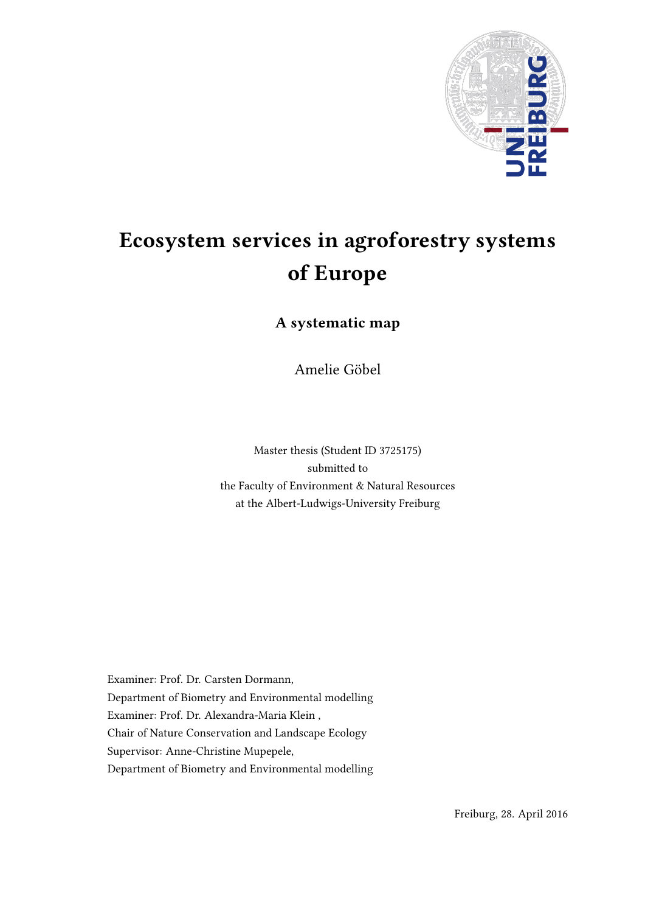# Ecosystem services in agroforestry systems of Europe

## A systematic map

Amelie Göbel

Master thesis (Student ID 3725175)
submitted to
the Faculty of Environment & Natural Resources
at the Albert-Ludwigs-University Freiburg

Examiner: Prof. Dr. Carsten Dormann,
Department of Biometry and Environmental modelling
Examiner: Prof. Dr. Alexandra-Maria Klein ,
Chair of Nature Conservation and Landscape Ecology
Supervisor: Anne-Christine Mupepele,
Department of Biometry and Environmental modelling

Freiburg, 28. April 2016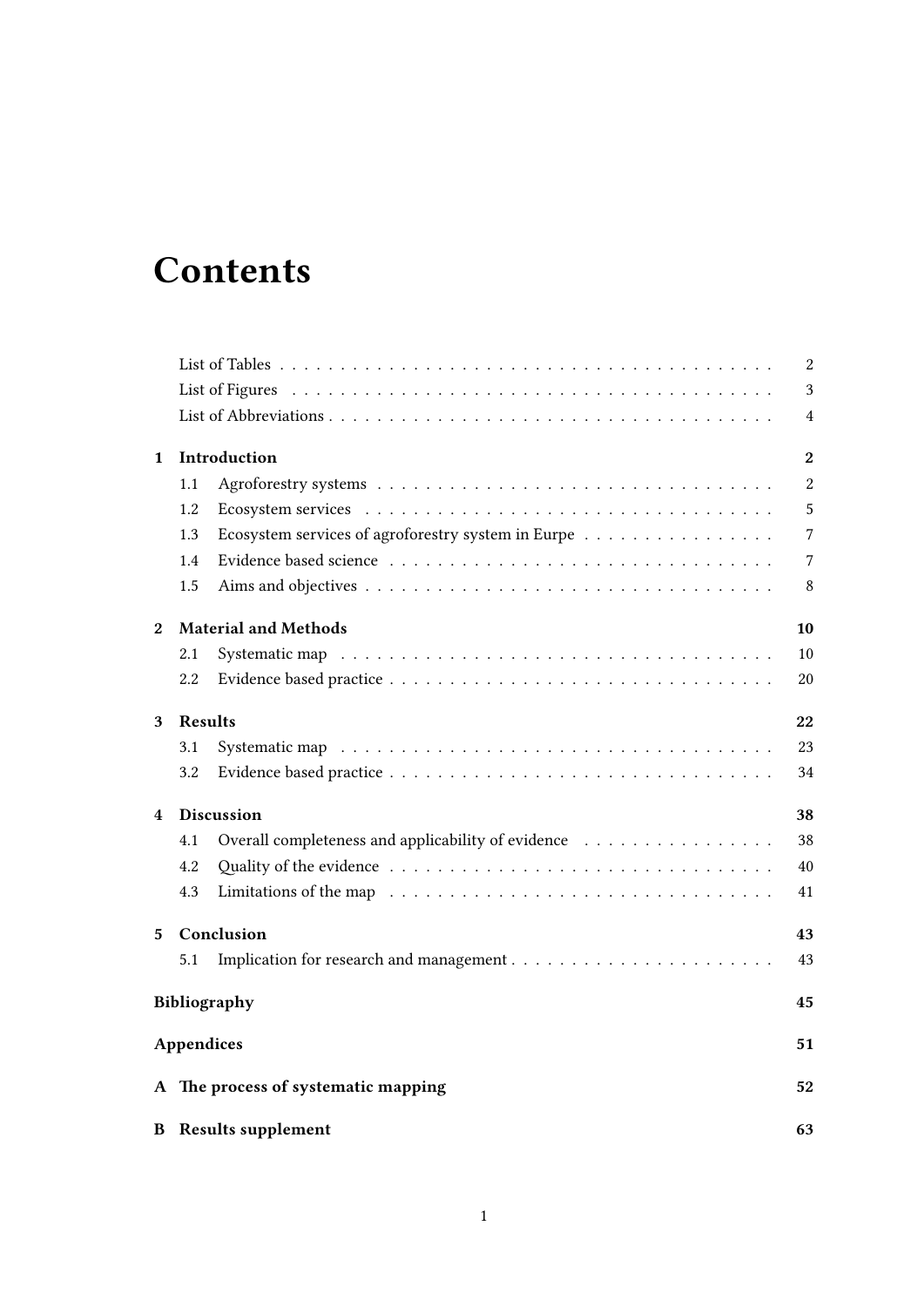# Contents

| | | |
|---|---|---|
| | List of Tables | 2 |
| | List of Figures | 3 |
| | List of Abbreviations | 4 |
| **1** | **Introduction** | **2** |
| 1.1 | Agroforestry systems | 2 |
| 1.2 | Ecosystem services | 5 |
| 1.3 | Ecosystem services of agroforestry system in Eurpe | 7 |
| 1.4 | Evidence based science | 7 |
| 1.5 | Aims and objectives | 8 |
| **2** | **Material and Methods** | **10** |
| 2.1 | Systematic map | 10 |
| 2.2 | Evidence based practice | 20 |
| **3** | **Results** | **22** |
| 3.1 | Systematic map | 23 |
| 3.2 | Evidence based practice | 34 |
| **4** | **Discussion** | **38** |
| 4.1 | Overall completeness and applicability of evidence | 38 |
| 4.2 | Quality of the evidence | 40 |
| 4.3 | Limitations of the map | 41 |
| **5** | **Conclusion** | **43** |
| 5.1 | Implication for research and management | 43 |
| | **Bibliography** | **45** |
| | **Appendices** | **51** |
| **A** | **The process of systematic mapping** | **52** |
| **B** | **Results supplement** | **63** |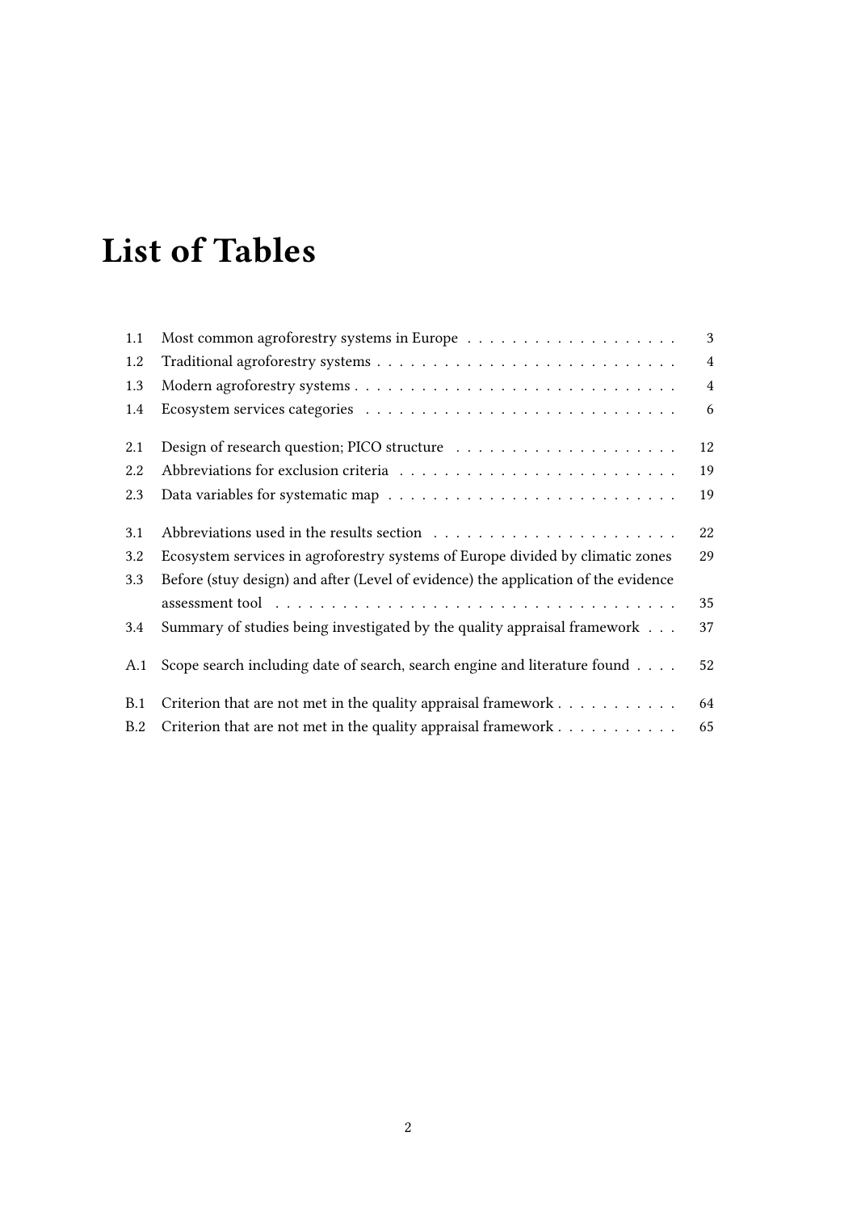# List of Tables

| | | |
|---|---|---|
| 1.1 | Most common agroforestry systems in Europe | 3 |
| 1.2 | Traditional agroforestry systems | 4 |
| 1.3 | Modern agroforestry systems | 4 |
| 1.4 | Ecosystem services categories | 6 |
| 2.1 | Design of research question; PICO structure | 12 |
| 2.2 | Abbreviations for exclusion criteria | 19 |
| 2.3 | Data variables for systematic map | 19 |
| 3.1 | Abbreviations used in the results section | 22 |
| 3.2 | Ecosystem services in agroforestry systems of Europe divided by climatic zones | 29 |
| 3.3 | Before (stuy design) and after (Level of evidence) the application of the evidence assessment tool | 35 |
| 3.4 | Summary of studies being investigated by the quality appraisal framework | 37 |
| A.1 | Scope search including date of search, search engine and literature found | 52 |
| B.1 | Criterion that are not met in the quality appraisal framework | 64 |
| B.2 | Criterion that are not met in the quality appraisal framework | 65 |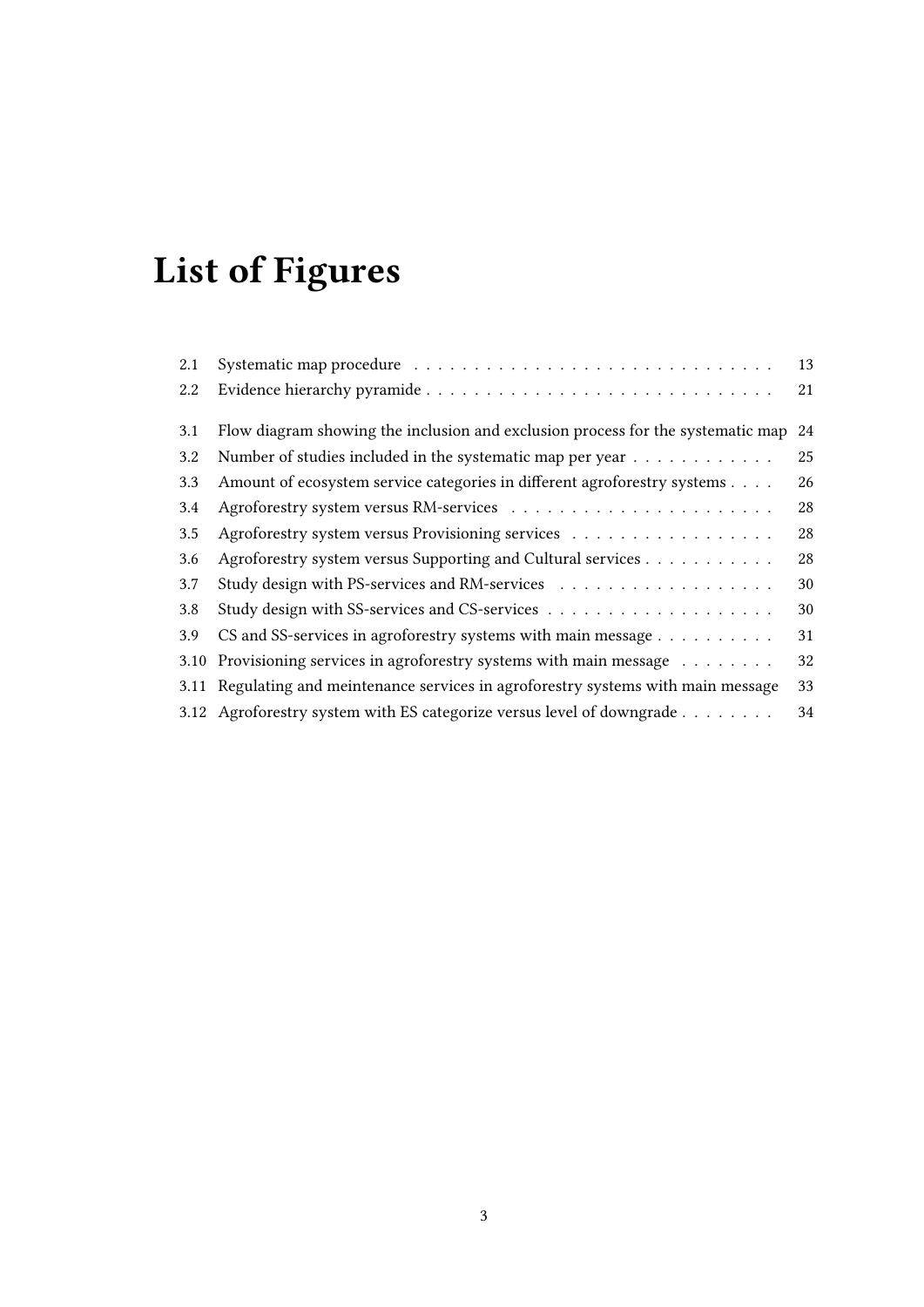# List of Figures

| | | |
|---|---|---|
| 2.1 | Systematic map procedure | 13 |
| 2.2 | Evidence hierarchy pyramide | 21 |
| 3.1 | Flow diagram showing the inclusion and exclusion process for the systematic map | 24 |
| 3.2 | Number of studies included in the systematic map per year | 25 |
| 3.3 | Amount of ecosystem service categories in different agroforestry systems | 26 |
| 3.4 | Agroforestry system versus RM-services | 28 |
| 3.5 | Agroforestry system versus Provisioning services | 28 |
| 3.6 | Agroforestry system versus Supporting and Cultural services | 28 |
| 3.7 | Study design with PS-services and RM-services | 30 |
| 3.8 | Study design with SS-services and CS-services | 30 |
| 3.9 | CS and SS-services in agroforestry systems with main message | 31 |
| 3.10 | Provisioning services in agroforestry systems with main message | 32 |
| 3.11 | Regulating and meintenance services in agroforestry systems with main message | 33 |
| 3.12 | Agroforestry system with ES categorize versus level of downgrade | 34 |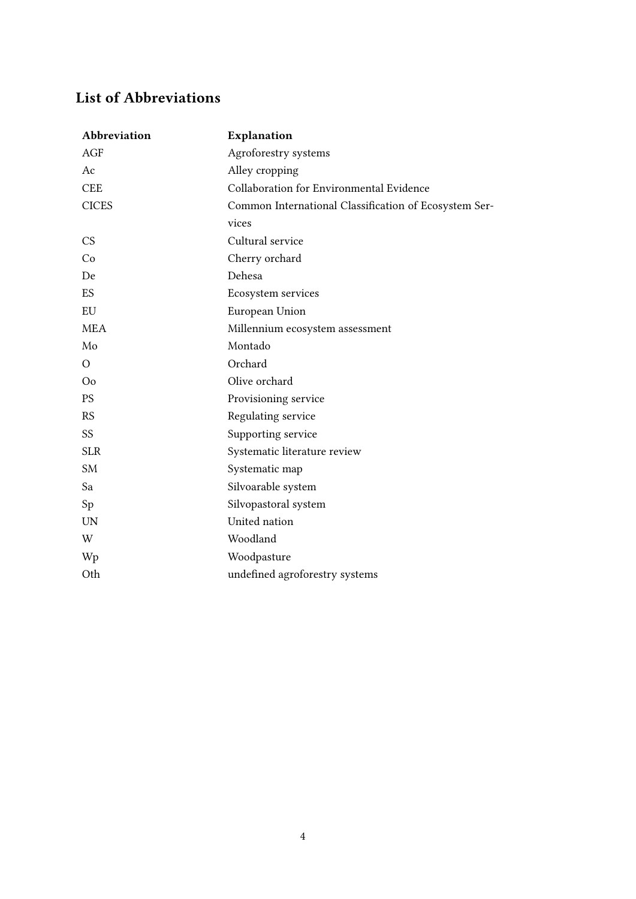## List of Abbreviations

| Abbreviation | Explanation |
|---|---|
| AGF | Agroforestry systems |
| Ac | Alley cropping |
| CEE | Collaboration for Environmental Evidence |
| CICES | Common International Classification of Ecosystem Services |
| CS | Cultural service |
| Co | Cherry orchard |
| De | Dehesa |
| ES | Ecosystem services |
| EU | European Union |
| MEA | Millennium ecosystem assessment |
| Mo | Montado |
| O | Orchard |
| Oo | Olive orchard |
| PS | Provisioning service |
| RS | Regulating service |
| SS | Supporting service |
| SLR | Systematic literature review |
| SM | Systematic map |
| Sa | Silvoarable system |
| Sp | Silvopastoral system |
| UN | United nation |
| W | Woodland |
| Wp | Woodpasture |
| Oth | undefined agroforestry systems |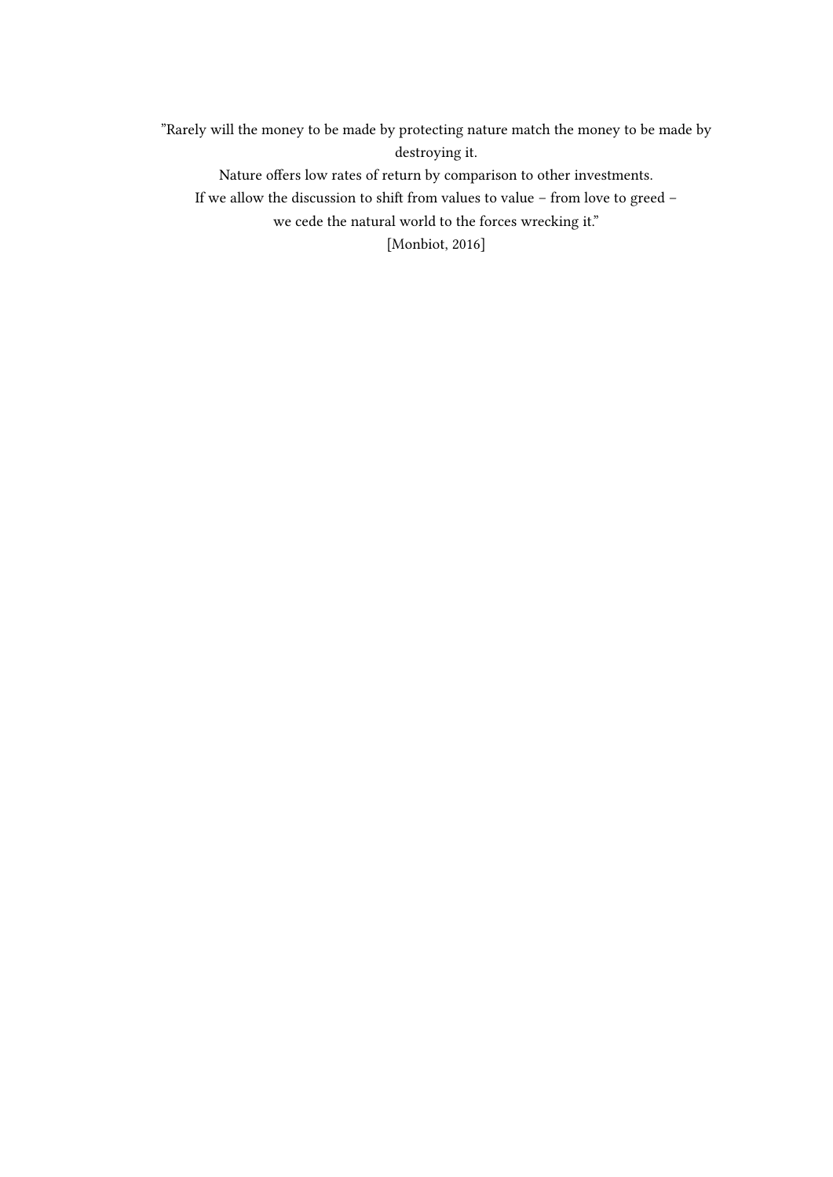"Rarely will the money to be made by protecting nature match the money to be made by destroying it.
Nature offers low rates of return by comparison to other investments.
If we allow the discussion to shift from values to value – from love to greed –
we cede the natural world to the forces wrecking it."
[Monbiot, 2016]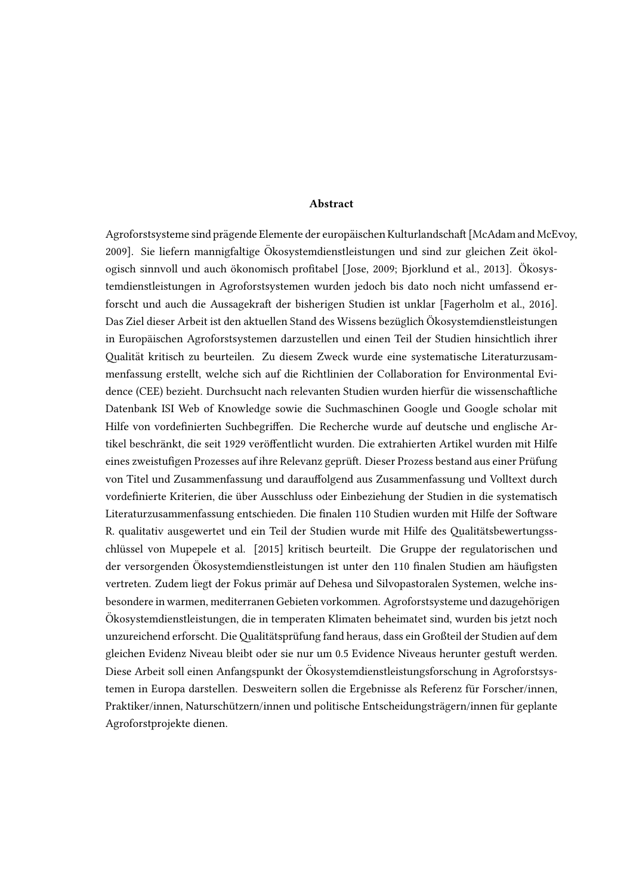**Abstract**

Agroforstsysteme sind prägende Elemente der europäischen Kulturlandschaft [McAdam and McEvoy, 2009]. Sie liefern mannigfaltige Ökosystemdienstleistungen und sind zur gleichen Zeit ökologisch sinnvoll und auch ökonomisch profitabel [Jose, 2009; Bjorklund et al., 2013]. Ökosystemdienstleistungen in Agroforstsystemen wurden jedoch bis dato noch nicht umfassend erforscht und auch die Aussagekraft der bisherigen Studien ist unklar [Fagerholm et al., 2016]. Das Ziel dieser Arbeit ist den aktuellen Stand des Wissens bezüglich Ökosystemdienstleistungen in Europäischen Agroforstsystemen darzustellen und einen Teil der Studien hinsichtlich ihrer Qualität kritisch zu beurteilen. Zu diesem Zweck wurde eine systematische Literaturzusammenfassung erstellt, welche sich auf die Richtlinien der Collaboration for Environmental Evidence (CEE) bezieht. Durchsucht nach relevanten Studien wurden hierfür die wissenschaftliche Datenbank ISI Web of Knowledge sowie die Suchmaschinen Google und Google scholar mit Hilfe von vordefinierten Suchbegriffen. Die Recherche wurde auf deutsche und englische Artikel beschränkt, die seit 1929 veröffentlicht wurden. Die extrahierten Artikel wurden mit Hilfe eines zweistufigen Prozesses auf ihre Relevanz geprüft. Dieser Prozess bestand aus einer Prüfung von Titel und Zusammenfassung und darauffolgend aus Zusammenfassung und Volltext durch vordefinierte Kriterien, die über Ausschluss oder Einbeziehung der Studien in die systematisch Literaturzusammenfassung entschieden. Die finalen 110 Studien wurden mit Hilfe der Software R. qualitativ ausgewertet und ein Teil der Studien wurde mit Hilfe des Qualitätsbewertungsschlüssel von Mupepele et al. [2015] kritisch beurteilt. Die Gruppe der regulatorischen und der versorgenden Ökosystemdienstleistungen ist unter den 110 finalen Studien am häufigsten vertreten. Zudem liegt der Fokus primär auf Dehesa und Silvopastoralen Systemen, welche insbesondere in warmen, mediterranen Gebieten vorkommen. Agroforstsysteme und dazugehörigen Ökosystemdienstleistungen, die in temperaten Klimaten beheimatet sind, wurden bis jetzt noch unzureichend erforscht. Die Qualitätsprüfung fand heraus, dass ein Großteil der Studien auf dem gleichen Evidenz Niveau bleibt oder sie nur um 0.5 Evidence Niveaus herunter gestuft werden. Diese Arbeit soll einen Anfangspunkt der Ökosystemdienstleistungsforschung in Agroforstsystemen in Europa darstellen. Desweitern sollen die Ergebnisse als Referenz für Forscher/innen, Praktiker/innen, Naturschützern/innen und politische Entscheidungsträgern/innen für geplante Agroforstprojekte dienen.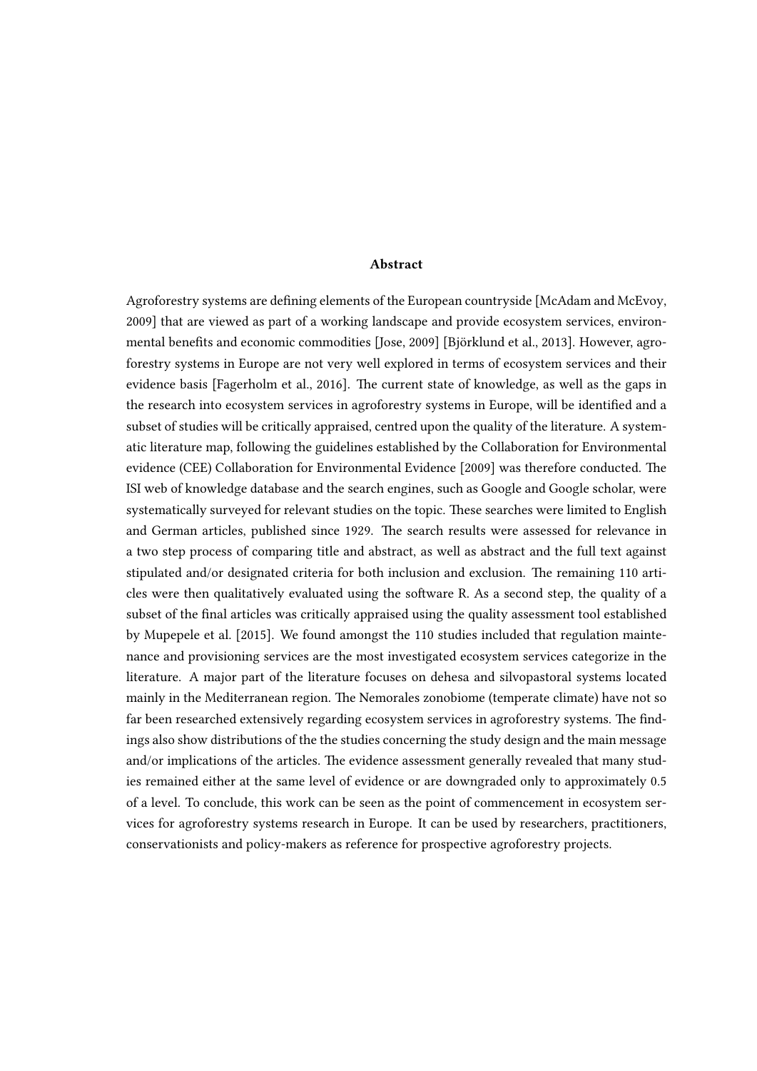**Abstract**

Agroforestry systems are defining elements of the European countryside [McAdam and McEvoy, 2009] that are viewed as part of a working landscape and provide ecosystem services, environmental benefits and economic commodities [Jose, 2009] [Björklund et al., 2013]. However, agroforestry systems in Europe are not very well explored in terms of ecosystem services and their evidence basis [Fagerholm et al., 2016]. The current state of knowledge, as well as the gaps in the research into ecosystem services in agroforestry systems in Europe, will be identified and a subset of studies will be critically appraised, centred upon the quality of the literature. A systematic literature map, following the guidelines established by the Collaboration for Environmental evidence (CEE) Collaboration for Environmental Evidence [2009] was therefore conducted. The ISI web of knowledge database and the search engines, such as Google and Google scholar, were systematically surveyed for relevant studies on the topic. These searches were limited to English and German articles, published since 1929. The search results were assessed for relevance in a two step process of comparing title and abstract, as well as abstract and the full text against stipulated and/or designated criteria for both inclusion and exclusion. The remaining 110 articles were then qualitatively evaluated using the software R. As a second step, the quality of a subset of the final articles was critically appraised using the quality assessment tool established by Mupepele et al. [2015]. We found amongst the 110 studies included that regulation maintenance and provisioning services are the most investigated ecosystem services categorize in the literature. A major part of the literature focuses on dehesa and silvopastoral systems located mainly in the Mediterranean region. The Nemorales zonobiome (temperate climate) have not so far been researched extensively regarding ecosystem services in agroforestry systems. The findings also show distributions of the the studies concerning the study design and the main message and/or implications of the articles. The evidence assessment generally revealed that many studies remained either at the same level of evidence or are downgraded only to approximately 0.5 of a level. To conclude, this work can be seen as the point of commencement in ecosystem services for agroforestry systems research in Europe. It can be used by researchers, practitioners, conservationists and policy-makers as reference for prospective agroforestry projects.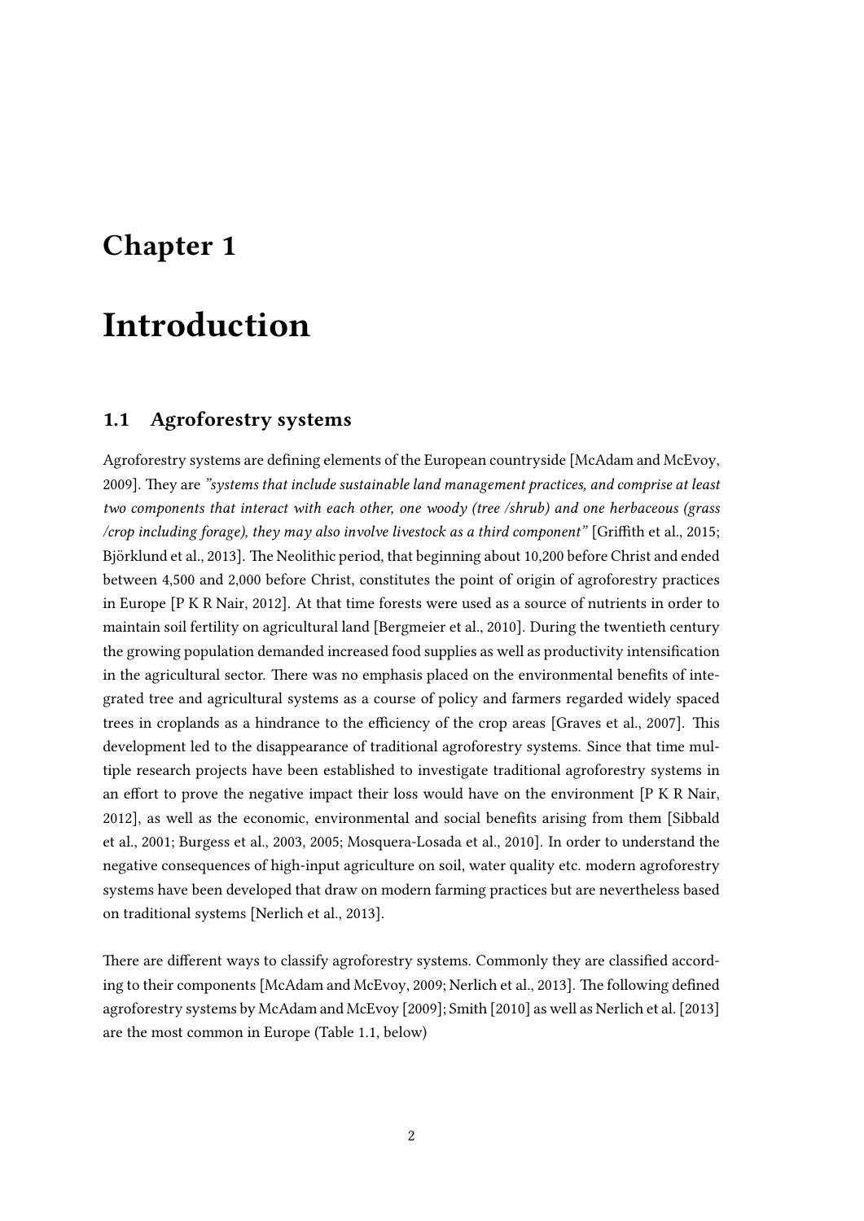# Chapter 1

# Introduction

## 1.1 Agroforestry systems

Agroforestry systems are defining elements of the European countryside [McAdam and McEvoy, 2009]. They are *"systems that include sustainable land management practices, and comprise at least two components that interact with each other, one woody (tree /shrub) and one herbaceous (grass /crop including forage), they may also involve livestock as a third component"* [Griffith et al., 2015; Björklund et al., 2013]. The Neolithic period, that beginning about 10,200 before Christ and ended between 4,500 and 2,000 before Christ, constitutes the point of origin of agroforestry practices in Europe [P K R Nair, 2012]. At that time forests were used as a source of nutrients in order to maintain soil fertility on agricultural land [Bergmeier et al., 2010]. During the twentieth century the growing population demanded increased food supplies as well as productivity intensification in the agricultural sector. There was no emphasis placed on the environmental benefits of integrated tree and agricultural systems as a course of policy and farmers regarded widely spaced trees in croplands as a hindrance to the efficiency of the crop areas [Graves et al., 2007]. This development led to the disappearance of traditional agroforestry systems. Since that time multiple research projects have been established to investigate traditional agroforestry systems in an effort to prove the negative impact their loss would have on the environment [P K R Nair, 2012], as well as the economic, environmental and social benefits arising from them [Sibbald et al., 2001; Burgess et al., 2003, 2005; Mosquera-Losada et al., 2010]. In order to understand the negative consequences of high-input agriculture on soil, water quality etc. modern agroforestry systems have been developed that draw on modern farming practices but are nevertheless based on traditional systems [Nerlich et al., 2013].

There are different ways to classify agroforestry systems. Commonly they are classified according to their components [McAdam and McEvoy, 2009; Nerlich et al., 2013]. The following defined agroforestry systems by McAdam and McEvoy [2009]; Smith [2010] as well as Nerlich et al. [2013] are the most common in Europe (Table 1.1, below)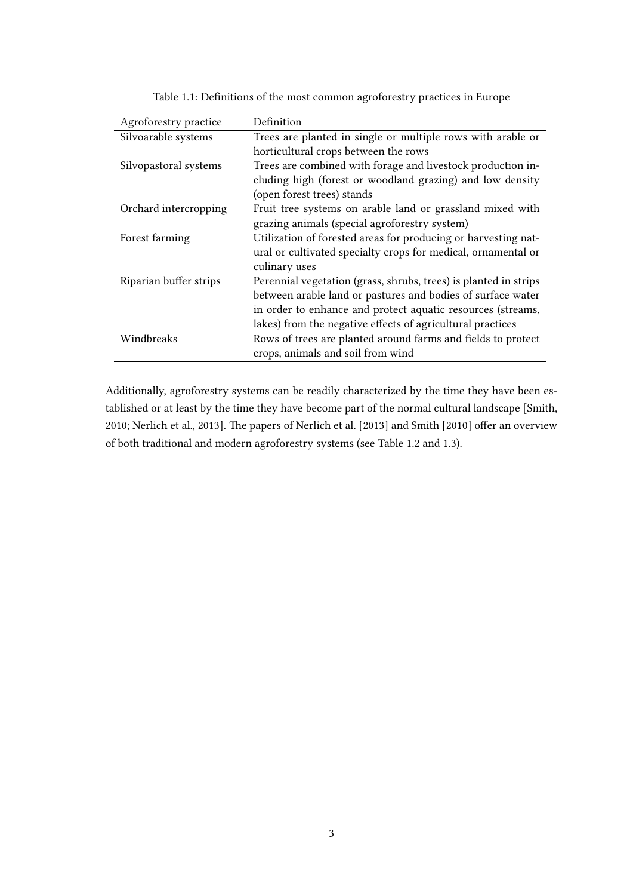Table 1.1: Definitions of the most common agroforestry practices in Europe

| Agroforestry practice | Definition |
|---|---|
| Silvoarable systems | Trees are planted in single or multiple rows with arable or horticultural crops between the rows |
| Silvopastoral systems | Trees are combined with forage and livestock production including high (forest or woodland grazing) and low density (open forest trees) stands |
| Orchard intercropping | Fruit tree systems on arable land or grassland mixed with grazing animals (special agroforestry system) |
| Forest farming | Utilization of forested areas for producing or harvesting natural or cultivated specialty crops for medical, ornamental or culinary uses |
| Riparian buffer strips | Perennial vegetation (grass, shrubs, trees) is planted in strips between arable land or pastures and bodies of surface water in order to enhance and protect aquatic resources (streams, lakes) from the negative effects of agricultural practices |
| Windbreaks | Rows of trees are planted around farms and fields to protect crops, animals and soil from wind |

Additionally, agroforestry systems can be readily characterized by the time they have been established or at least by the time they have become part of the normal cultural landscape [Smith, 2010; Nerlich et al., 2013]. The papers of Nerlich et al. [2013] and Smith [2010] offer an overview of both traditional and modern agroforestry systems (see Table 1.2 and 1.3).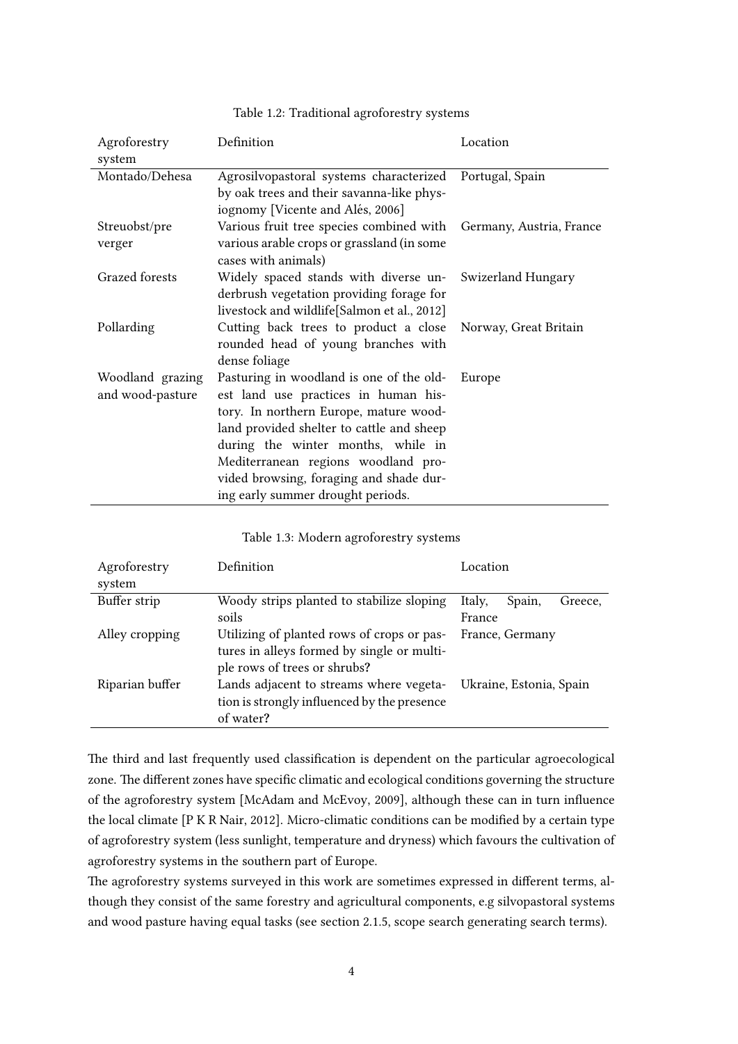Table 1.2: Traditional agroforestry systems

| Agroforestry system | Definition | Location |
|---|---|---|
| Montado/Dehesa | Agrosilvopastoral systems characterized by oak trees and their savanna-like physiognomy [Vicente and Alés, 2006] | Portugal, Spain |
| Streuobst/pre verger | Various fruit tree species combined with various arable crops or grassland (in some cases with animals) | Germany, Austria, France |
| Grazed forests | Widely spaced stands with diverse underbrush vegetation providing forage for livestock and wildlife[Salmon et al., 2012] | Swizerland Hungary |
| Pollarding | Cutting back trees to product a close rounded head of young branches with dense foliage | Norway, Great Britain |
| Woodland grazing and wood-pasture | Pasturing in woodland is one of the oldest land use practices in human history. In northern Europe, mature woodland provided shelter to cattle and sheep during the winter months, while in Mediterranean regions woodland provided browsing, foraging and shade during early summer drought periods. | Europe |

Table 1.3: Modern agroforestry systems

| Agroforestry system | Definition | Location |
|---|---|---|
| Buffer strip | Woody strips planted to stabilize sloping soils | Italy, Spain, Greece, France |
| Alley cropping | Utilizing of planted rows of crops or pastures in alleys formed by single or multiple rows of trees or shrubs? | France, Germany |
| Riparian buffer | Lands adjacent to streams where vegetation is strongly influenced by the presence of water? | Ukraine, Estonia, Spain |

The third and last frequently used classification is dependent on the particular agroecological zone. The different zones have specific climatic and ecological conditions governing the structure of the agroforestry system [McAdam and McEvoy, 2009], although these can in turn influence the local climate [P K R Nair, 2012]. Micro-climatic conditions can be modified by a certain type of agroforestry system (less sunlight, temperature and dryness) which favours the cultivation of agroforestry systems in the southern part of Europe.

The agroforestry systems surveyed in this work are sometimes expressed in different terms, although they consist of the same forestry and agricultural components, e.g silvopastoral systems and wood pasture having equal tasks (see section 2.1.5, scope search generating search terms).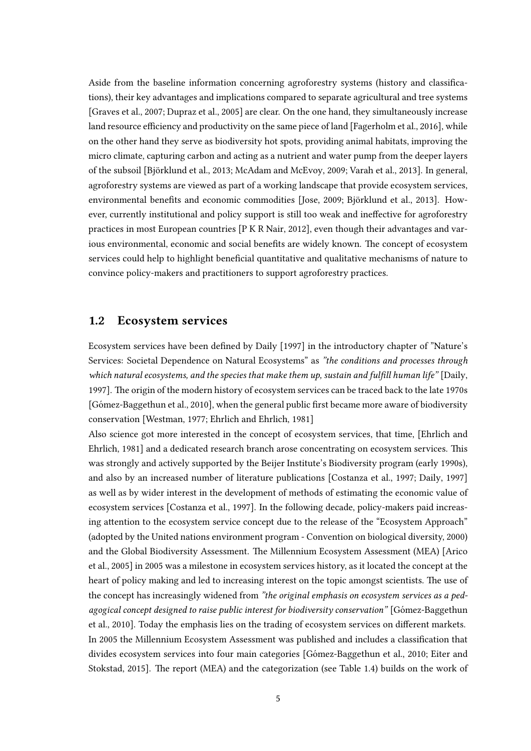Aside from the baseline information concerning agroforestry systems (history and classifications), their key advantages and implications compared to separate agricultural and tree systems [Graves et al., 2007; Dupraz et al., 2005] are clear. On the one hand, they simultaneously increase land resource efficiency and productivity on the same piece of land [Fagerholm et al., 2016], while on the other hand they serve as biodiversity hot spots, providing animal habitats, improving the micro climate, capturing carbon and acting as a nutrient and water pump from the deeper layers of the subsoil [Björklund et al., 2013; McAdam and McEvoy, 2009; Varah et al., 2013]. In general, agroforestry systems are viewed as part of a working landscape that provide ecosystem services, environmental benefits and economic commodities [Jose, 2009; Björklund et al., 2013]. However, currently institutional and policy support is still too weak and ineffective for agroforestry practices in most European countries [P K R Nair, 2012], even though their advantages and various environmental, economic and social benefits are widely known. The concept of ecosystem services could help to highlight beneficial quantitative and qualitative mechanisms of nature to convince policy-makers and practitioners to support agroforestry practices.

## 1.2 Ecosystem services

Ecosystem services have been defined by Daily [1997] in the introductory chapter of "Nature's Services: Societal Dependence on Natural Ecosystems" as *"the conditions and processes through which natural ecosystems, and the species that make them up, sustain and fulfill human life"* [Daily, 1997]. The origin of the modern history of ecosystem services can be traced back to the late 1970s [Gómez-Baggethun et al., 2010], when the general public first became more aware of biodiversity conservation [Westman, 1977; Ehrlich and Ehrlich, 1981]

Also science got more interested in the concept of ecosystem services, that time, [Ehrlich and Ehrlich, 1981] and a dedicated research branch arose concentrating on ecosystem services. This was strongly and actively supported by the Beijer Institute's Biodiversity program (early 1990s), and also by an increased number of literature publications [Costanza et al., 1997; Daily, 1997] as well as by wider interest in the development of methods of estimating the economic value of ecosystem services [Costanza et al., 1997]. In the following decade, policy-makers paid increasing attention to the ecosystem service concept due to the release of the "Ecosystem Approach" (adopted by the United nations environment program - Convention on biological diversity, 2000) and the Global Biodiversity Assessment. The Millennium Ecosystem Assessment (MEA) [Arico et al., 2005] in 2005 was a milestone in ecosystem services history, as it located the concept at the heart of policy making and led to increasing interest on the topic amongst scientists. The use of the concept has increasingly widened from *"the original emphasis on ecosystem services as a pedagogical concept designed to raise public interest for biodiversity conservation"* [Gómez-Baggethun et al., 2010]. Today the emphasis lies on the trading of ecosystem services on different markets.

In 2005 the Millennium Ecosystem Assessment was published and includes a classification that divides ecosystem services into four main categories [Gómez-Baggethun et al., 2010; Eiter and Stokstad, 2015]. The report (MEA) and the categorization (see Table 1.4) builds on the work of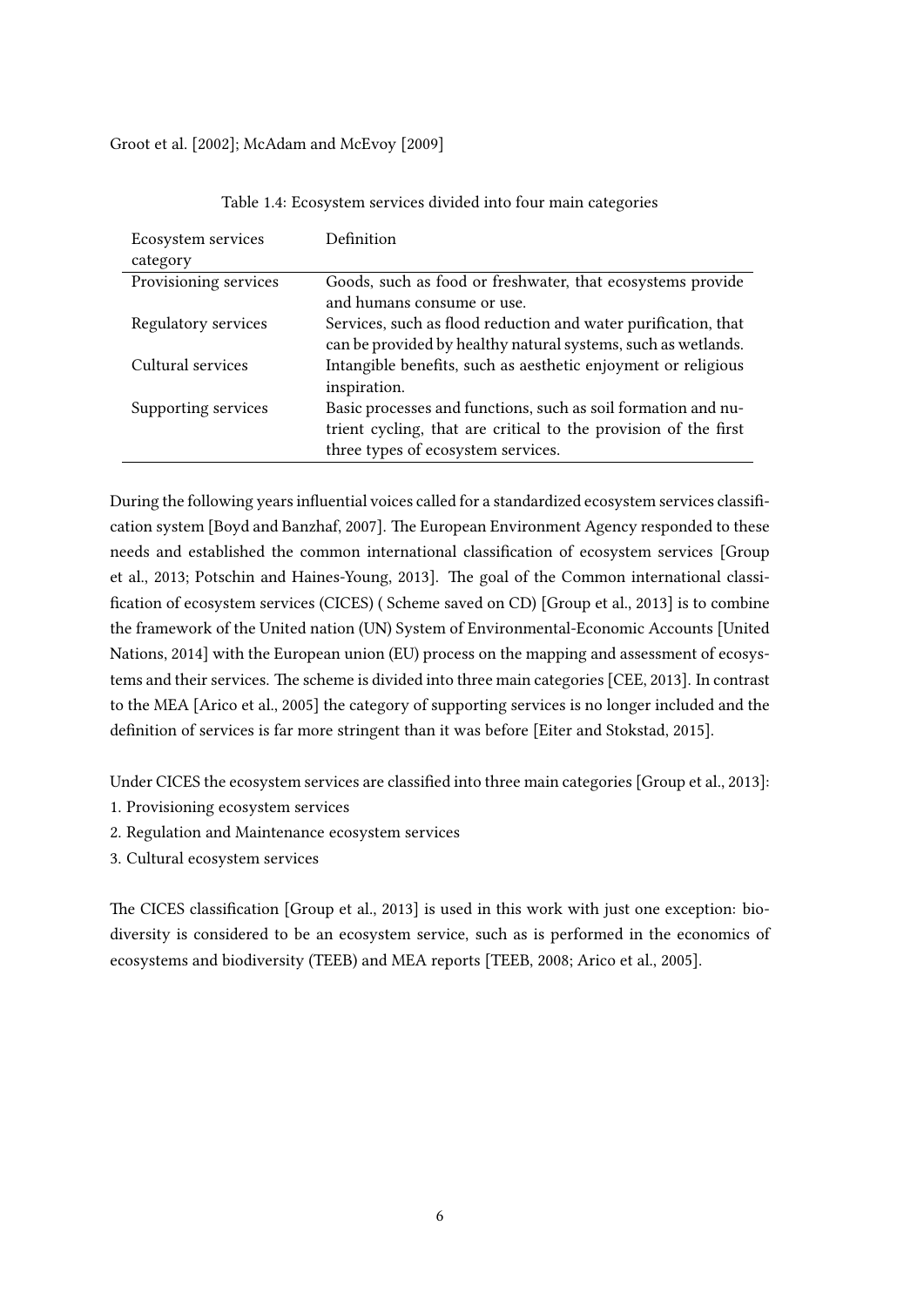Groot et al. [2002]; McAdam and McEvoy [2009]

Table 1.4: Ecosystem services divided into four main categories

| Ecosystem services category | Definition |
|---|---|
| Provisioning services | Goods, such as food or freshwater, that ecosystems provide and humans consume or use. |
| Regulatory services | Services, such as flood reduction and water purification, that can be provided by healthy natural systems, such as wetlands. |
| Cultural services | Intangible benefits, such as aesthetic enjoyment or religious inspiration. |
| Supporting services | Basic processes and functions, such as soil formation and nutrient cycling, that are critical to the provision of the first three types of ecosystem services. |

During the following years influential voices called for a standardized ecosystem services classification system [Boyd and Banzhaf, 2007]. The European Environment Agency responded to these needs and established the common international classification of ecosystem services [Group et al., 2013; Potschin and Haines-Young, 2013]. The goal of the Common international classification of ecosystem services (CICES) ( Scheme saved on CD) [Group et al., 2013] is to combine the framework of the United nation (UN) System of Environmental-Economic Accounts [United Nations, 2014] with the European union (EU) process on the mapping and assessment of ecosystems and their services. The scheme is divided into three main categories [CEE, 2013]. In contrast to the MEA [Arico et al., 2005] the category of supporting services is no longer included and the definition of services is far more stringent than it was before [Eiter and Stokstad, 2015].

Under CICES the ecosystem services are classified into three main categories [Group et al., 2013]:
1. Provisioning ecosystem services
2. Regulation and Maintenance ecosystem services
3. Cultural ecosystem services

The CICES classification [Group et al., 2013] is used in this work with just one exception: biodiversity is considered to be an ecosystem service, such as is performed in the economics of ecosystems and biodiversity (TEEB) and MEA reports [TEEB, 2008; Arico et al., 2005].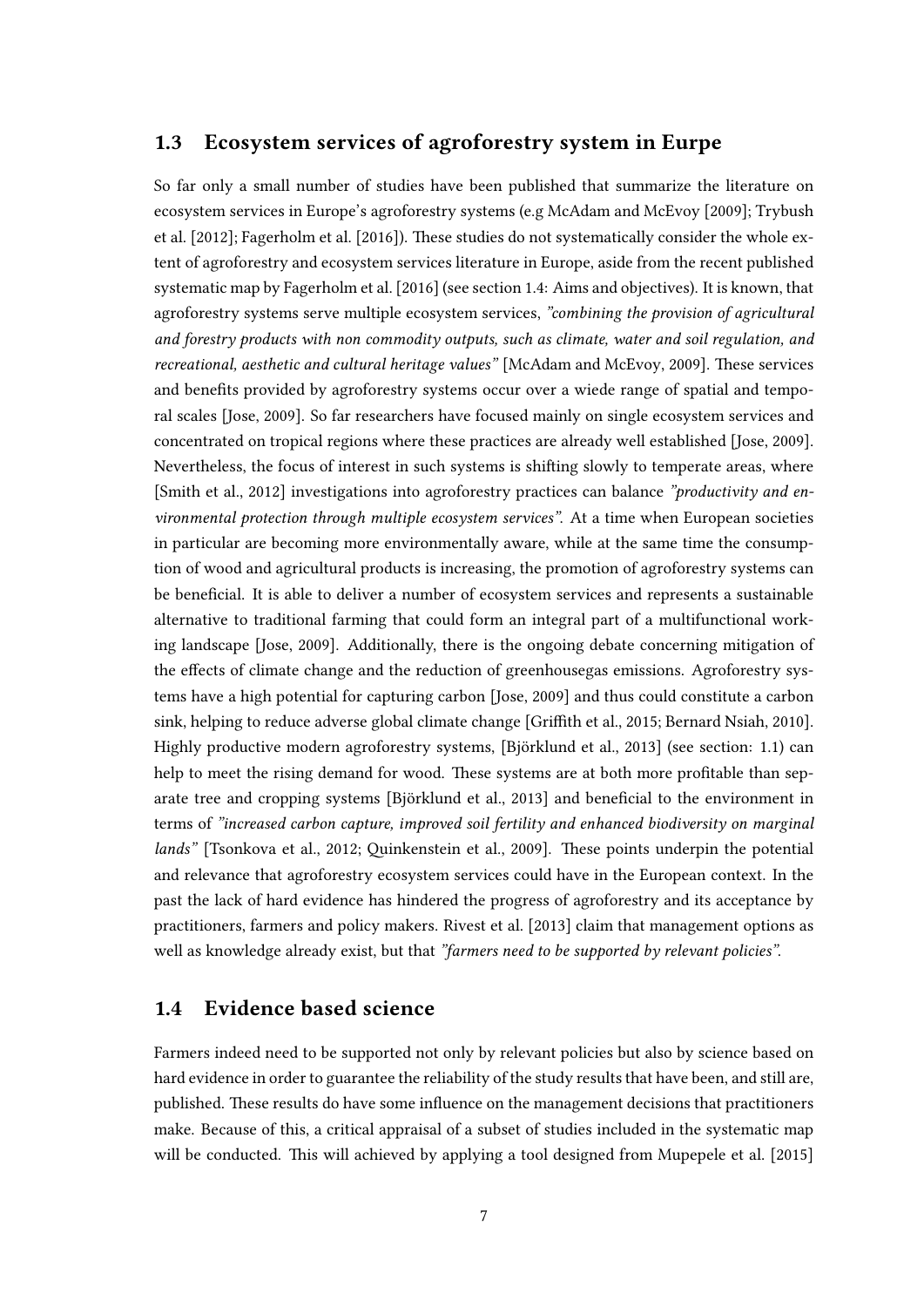## 1.3 Ecosystem services of agroforestry system in Eurpe

So far only a small number of studies have been published that summarize the literature on ecosystem services in Europe's agroforestry systems (e.g McAdam and McEvoy [2009]; Trybush et al. [2012]; Fagerholm et al. [2016]). These studies do not systematically consider the whole extent of agroforestry and ecosystem services literature in Europe, aside from the recent published systematic map by Fagerholm et al. [2016] (see section 1.4: Aims and objectives). It is known, that agroforestry systems serve multiple ecosystem services, *"combining the provision of agricultural and forestry products with non commodity outputs, such as climate, water and soil regulation, and recreational, aesthetic and cultural heritage values"* [McAdam and McEvoy, 2009]. These services and benefits provided by agroforestry systems occur over a wiede range of spatial and temporal scales [Jose, 2009]. So far researchers have focused mainly on single ecosystem services and concentrated on tropical regions where these practices are already well established [Jose, 2009]. Nevertheless, the focus of interest in such systems is shifting slowly to temperate areas, where [Smith et al., 2012] investigations into agroforestry practices can balance *"productivity and environmental protection through multiple ecosystem services"*. At a time when European societies in particular are becoming more environmentally aware, while at the same time the consumption of wood and agricultural products is increasing, the promotion of agroforestry systems can be beneficial. It is able to deliver a number of ecosystem services and represents a sustainable alternative to traditional farming that could form an integral part of a multifunctional working landscape [Jose, 2009]. Additionally, there is the ongoing debate concerning mitigation of the effects of climate change and the reduction of greenhousegas emissions. Agroforestry systems have a high potential for capturing carbon [Jose, 2009] and thus could constitute a carbon sink, helping to reduce adverse global climate change [Griffith et al., 2015; Bernard Nsiah, 2010]. Highly productive modern agroforestry systems, [Björklund et al., 2013] (see section: 1.1) can help to meet the rising demand for wood. These systems are at both more profitable than separate tree and cropping systems [Björklund et al., 2013] and beneficial to the environment in terms of *"increased carbon capture, improved soil fertility and enhanced biodiversity on marginal lands"* [Tsonkova et al., 2012; Quinkenstein et al., 2009]. These points underpin the potential and relevance that agroforestry ecosystem services could have in the European context. In the past the lack of hard evidence has hindered the progress of agroforestry and its acceptance by practitioners, farmers and policy makers. Rivest et al. [2013] claim that management options as well as knowledge already exist, but that *"farmers need to be supported by relevant policies"*.

## 1.4 Evidence based science

Farmers indeed need to be supported not only by relevant policies but also by science based on hard evidence in order to guarantee the reliability of the study results that have been, and still are, published. These results do have some influence on the management decisions that practitioners make. Because of this, a critical appraisal of a subset of studies included in the systematic map will be conducted. This will achieved by applying a tool designed from Mupepele et al. [2015]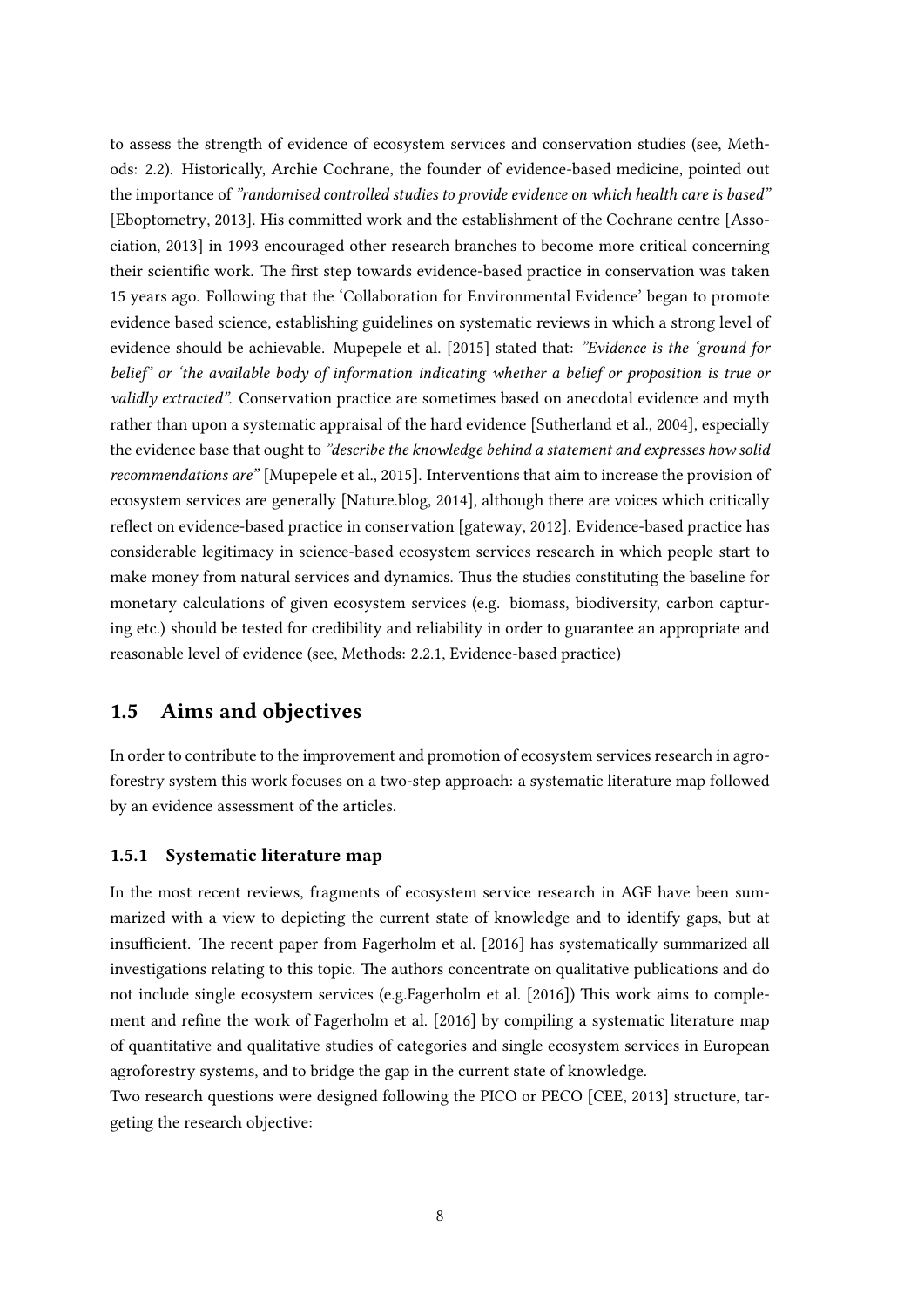to assess the strength of evidence of ecosystem services and conservation studies (see, Methods: 2.2). Historically, Archie Cochrane, the founder of evidence-based medicine, pointed out the importance of *"randomised controlled studies to provide evidence on which health care is based"* [Eboptometry, 2013]. His committed work and the establishment of the Cochrane centre [Association, 2013] in 1993 encouraged other research branches to become more critical concerning their scientific work. The first step towards evidence-based practice in conservation was taken 15 years ago. Following that the 'Collaboration for Environmental Evidence' began to promote evidence based science, establishing guidelines on systematic reviews in which a strong level of evidence should be achievable. Mupepele et al. [2015] stated that: *"Evidence is the 'ground for belief' or 'the available body of information indicating whether a belief or proposition is true or validly extracted"*. Conservation practice are sometimes based on anecdotal evidence and myth rather than upon a systematic appraisal of the hard evidence [Sutherland et al., 2004], especially the evidence base that ought to *"describe the knowledge behind a statement and expresses how solid recommendations are"* [Mupepele et al., 2015]. Interventions that aim to increase the provision of ecosystem services are generally [Nature.blog, 2014], although there are voices which critically reflect on evidence-based practice in conservation [gateway, 2012]. Evidence-based practice has considerable legitimacy in science-based ecosystem services research in which people start to make money from natural services and dynamics. Thus the studies constituting the baseline for monetary calculations of given ecosystem services (e.g. biomass, biodiversity, carbon capturing etc.) should be tested for credibility and reliability in order to guarantee an appropriate and reasonable level of evidence (see, Methods: 2.2.1, Evidence-based practice)

## 1.5 Aims and objectives

In order to contribute to the improvement and promotion of ecosystem services research in agroforestry system this work focuses on a two-step approach: a systematic literature map followed by an evidence assessment of the articles.

### 1.5.1 Systematic literature map

In the most recent reviews, fragments of ecosystem service research in AGF have been summarized with a view to depicting the current state of knowledge and to identify gaps, but at insufficient. The recent paper from Fagerholm et al. [2016] has systematically summarized all investigations relating to this topic. The authors concentrate on qualitative publications and do not include single ecosystem services (e.g.Fagerholm et al. [2016]) This work aims to complement and refine the work of Fagerholm et al. [2016] by compiling a systematic literature map of quantitative and qualitative studies of categories and single ecosystem services in European agroforestry systems, and to bridge the gap in the current state of knowledge.

Two research questions were designed following the PICO or PECO [CEE, 2013] structure, targeting the research objective: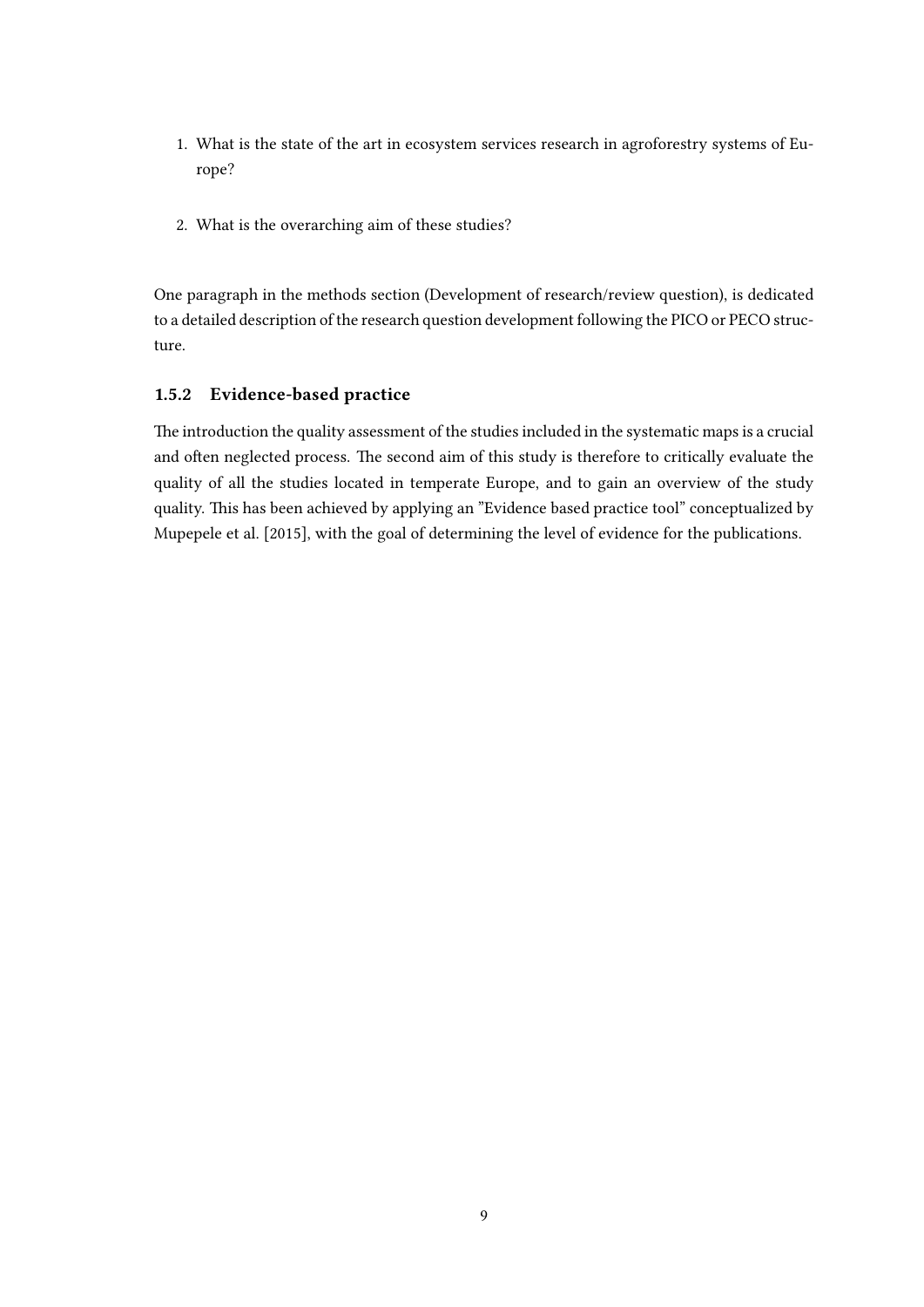1. What is the state of the art in ecosystem services research in agroforestry systems of Europe?
2. What is the overarching aim of these studies?

One paragraph in the methods section (Development of research/review question), is dedicated to a detailed description of the research question development following the PICO or PECO structure.

### 1.5.2 Evidence-based practice

The introduction the quality assessment of the studies included in the systematic maps is a crucial and often neglected process. The second aim of this study is therefore to critically evaluate the quality of all the studies located in temperate Europe, and to gain an overview of the study quality. This has been achieved by applying an "Evidence based practice tool" conceptualized by Mupepele et al. [2015], with the goal of determining the level of evidence for the publications.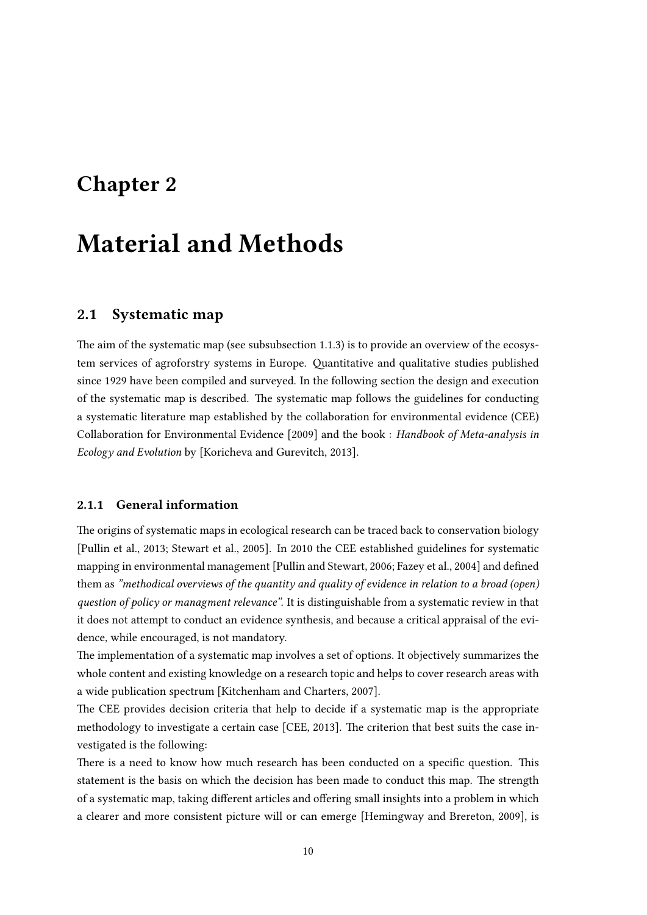# Chapter 2

# Material and Methods

## 2.1 Systematic map

The aim of the systematic map (see subsubsection 1.1.3) is to provide an overview of the ecosystem services of agroforstry systems in Europe. Quantitative and qualitative studies published since 1929 have been compiled and surveyed. In the following section the design and execution of the systematic map is described. The systematic map follows the guidelines for conducting a systematic literature map established by the collaboration for environmental evidence (CEE) Collaboration for Environmental Evidence [2009] and the book : *Handbook of Meta-analysis in Ecology and Evolution* by [Koricheva and Gurevitch, 2013].

### 2.1.1 General information

The origins of systematic maps in ecological research can be traced back to conservation biology [Pullin et al., 2013; Stewart et al., 2005]. In 2010 the CEE established guidelines for systematic mapping in environmental management [Pullin and Stewart, 2006; Fazey et al., 2004] and defined them as *"methodical overviews of the quantity and quality of evidence in relation to a broad (open) question of policy or managment relevance"*. It is distinguishable from a systematic review in that it does not attempt to conduct an evidence synthesis, and because a critical appraisal of the evidence, while encouraged, is not mandatory.

The implementation of a systematic map involves a set of options. It objectively summarizes the whole content and existing knowledge on a research topic and helps to cover research areas with a wide publication spectrum [Kitchenham and Charters, 2007].

The CEE provides decision criteria that help to decide if a systematic map is the appropriate methodology to investigate a certain case [CEE, 2013]. The criterion that best suits the case investigated is the following:

There is a need to know how much research has been conducted on a specific question. This statement is the basis on which the decision has been made to conduct this map. The strength of a systematic map, taking different articles and offering small insights into a problem in which a clearer and more consistent picture will or can emerge [Hemingway and Brereton, 2009], is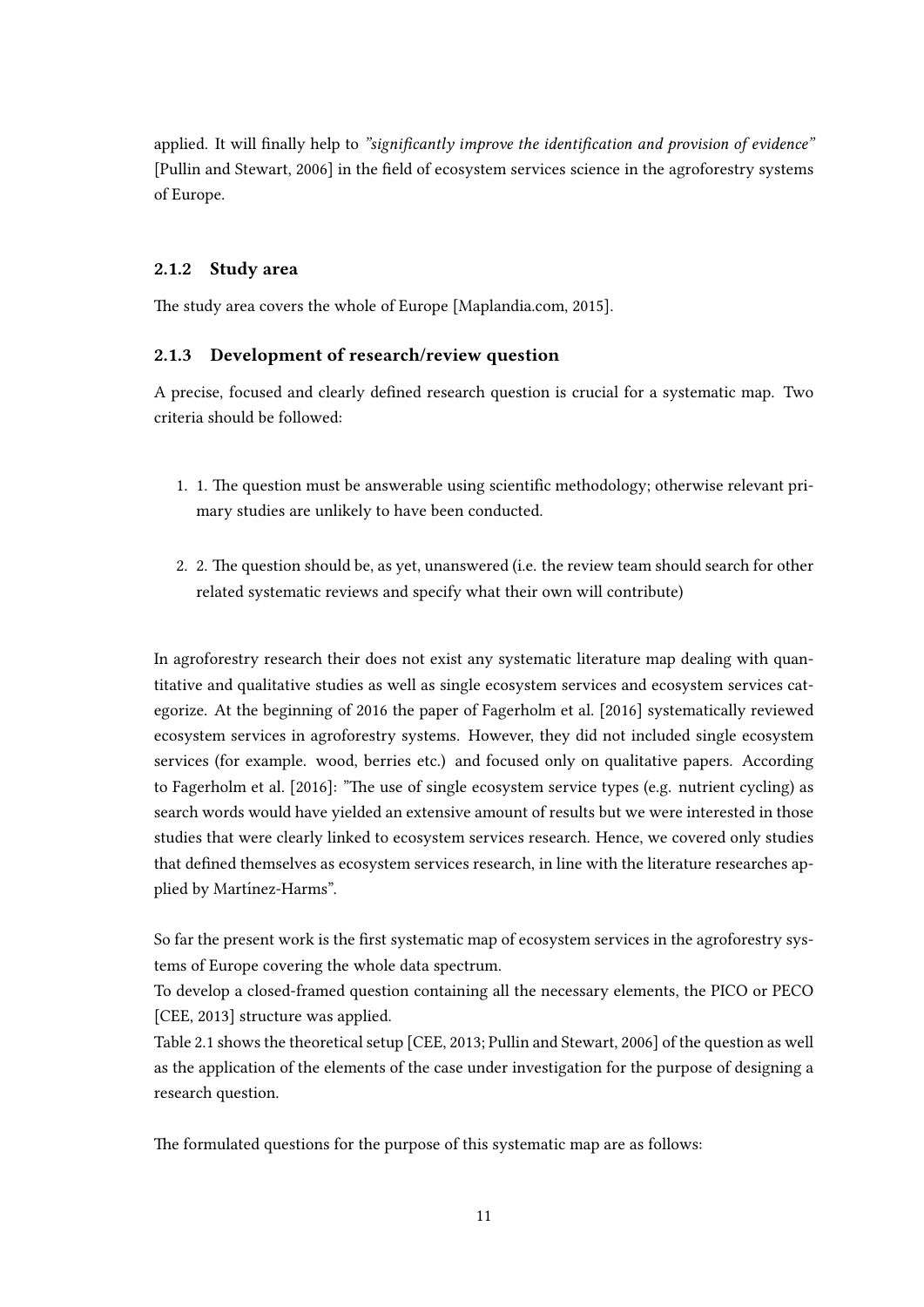applied. It will finally help to *"significantly improve the identification and provision of evidence"* [Pullin and Stewart, 2006] in the field of ecosystem services science in the agroforestry systems of Europe.

### 2.1.2 Study area

The study area covers the whole of Europe [Maplandia.com, 2015].

### 2.1.3 Development of research/review question

A precise, focused and clearly defined research question is crucial for a systematic map. Two criteria should be followed:

1. 1. The question must be answerable using scientific methodology; otherwise relevant primary studies are unlikely to have been conducted.

2. 2. The question should be, as yet, unanswered (i.e. the review team should search for other related systematic reviews and specify what their own will contribute)

In agroforestry research their does not exist any systematic literature map dealing with quantitative and qualitative studies as well as single ecosystem services and ecosystem services categorize. At the beginning of 2016 the paper of Fagerholm et al. [2016] systematically reviewed ecosystem services in agroforestry systems. However, they did not included single ecosystem services (for example. wood, berries etc.) and focused only on qualitative papers. According to Fagerholm et al. [2016]: "The use of single ecosystem service types (e.g. nutrient cycling) as search words would have yielded an extensive amount of results but we were interested in those studies that were clearly linked to ecosystem services research. Hence, we covered only studies that defined themselves as ecosystem services research, in line with the literature researches applied by Martínez-Harms".

So far the present work is the first systematic map of ecosystem services in the agroforestry systems of Europe covering the whole data spectrum.
To develop a closed-framed question containing all the necessary elements, the PICO or PECO [CEE, 2013] structure was applied.
Table 2.1 shows the theoretical setup [CEE, 2013; Pullin and Stewart, 2006] of the question as well as the application of the elements of the case under investigation for the purpose of designing a research question.

The formulated questions for the purpose of this systematic map are as follows: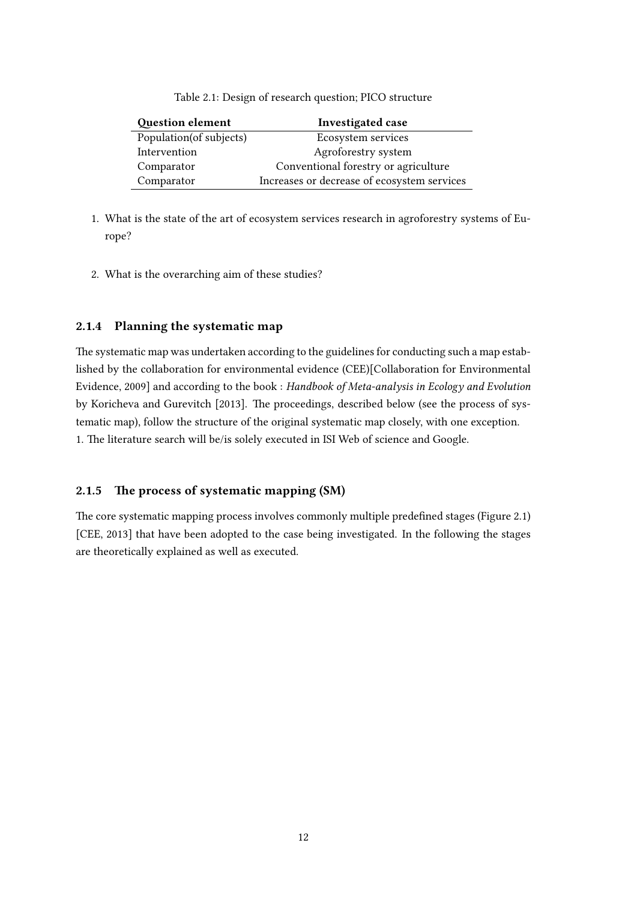Table 2.1: Design of research question; PICO structure

| Question element | Investigated case |
|---|---|
| Population(of subjects) | Ecosystem services |
| Intervention | Agroforestry system |
| Comparator | Conventional forestry or agriculture |
| Comparator | Increases or decrease of ecosystem services |

1. What is the state of the art of ecosystem services research in agroforestry systems of Europe?

2. What is the overarching aim of these studies?

### 2.1.4 Planning the systematic map

The systematic map was undertaken according to the guidelines for conducting such a map established by the collaboration for environmental evidence (CEE)[Collaboration for Environmental Evidence, 2009] and according to the book : *Handbook of Meta-analysis in Ecology and Evolution* by Koricheva and Gurevitch [2013]. The proceedings, described below (see the process of systematic map), follow the structure of the original systematic map closely, with one exception.
1. The literature search will be/is solely executed in ISI Web of science and Google.

### 2.1.5 The process of systematic mapping (SM)

The core systematic mapping process involves commonly multiple predefined stages (Figure 2.1) [CEE, 2013] that have been adopted to the case being investigated. In the following the stages are theoretically explained as well as executed.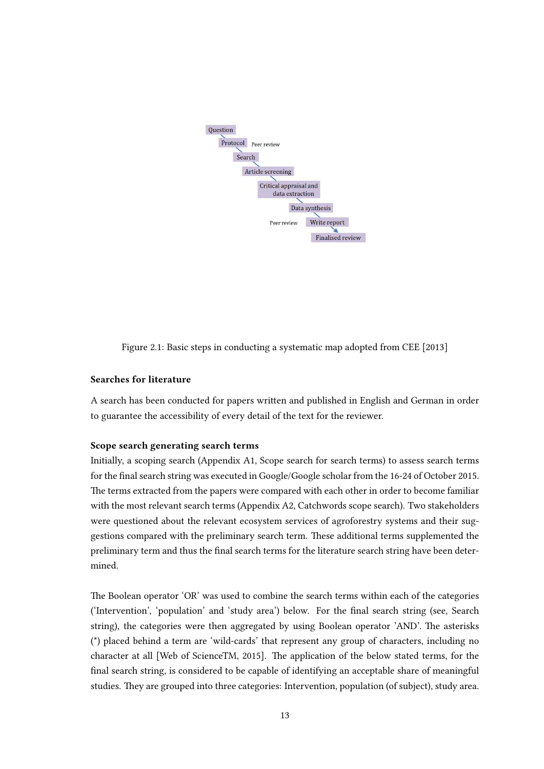Question

Protocol Peer review

Search

Article screening

Critical appraisal and data extraction

Data synthesis

Peer review Write report

Finalised review

Figure 2.1: Basic steps in conducting a systematic map adopted from CEE [2013]

**Searches for literature**

A search has been conducted for papers written and published in English and German in order to guarantee the accessibility of every detail of the text for the reviewer.

**Scope search generating search terms**

Initially, a scoping search (Appendix A1, Scope search for search terms) to assess search terms for the final search string was executed in Google/Google scholar from the 16-24 of October 2015. The terms extracted from the papers were compared with each other in order to become familiar with the most relevant search terms (Appendix A2, Catchwords scope search). Two stakeholders were questioned about the relevant ecosystem services of agroforestry systems and their suggestions compared with the preliminary search term. These additional terms supplemented the preliminary term and thus the final search terms for the literature search string have been determined.

The Boolean operator 'OR' was used to combine the search terms within each of the categories ('Intervention', 'population' and 'study area') below. For the final search string (see, Search string), the categories were then aggregated by using Boolean operator 'AND'. The asterisks (*) placed behind a term are 'wild-cards' that represent any group of characters, including no character at all [Web of ScienceTM, 2015]. The application of the below stated terms, for the final search string, is considered to be capable of identifying an acceptable share of meaningful studies. They are grouped into three categories: Intervention, population (of subject), study area.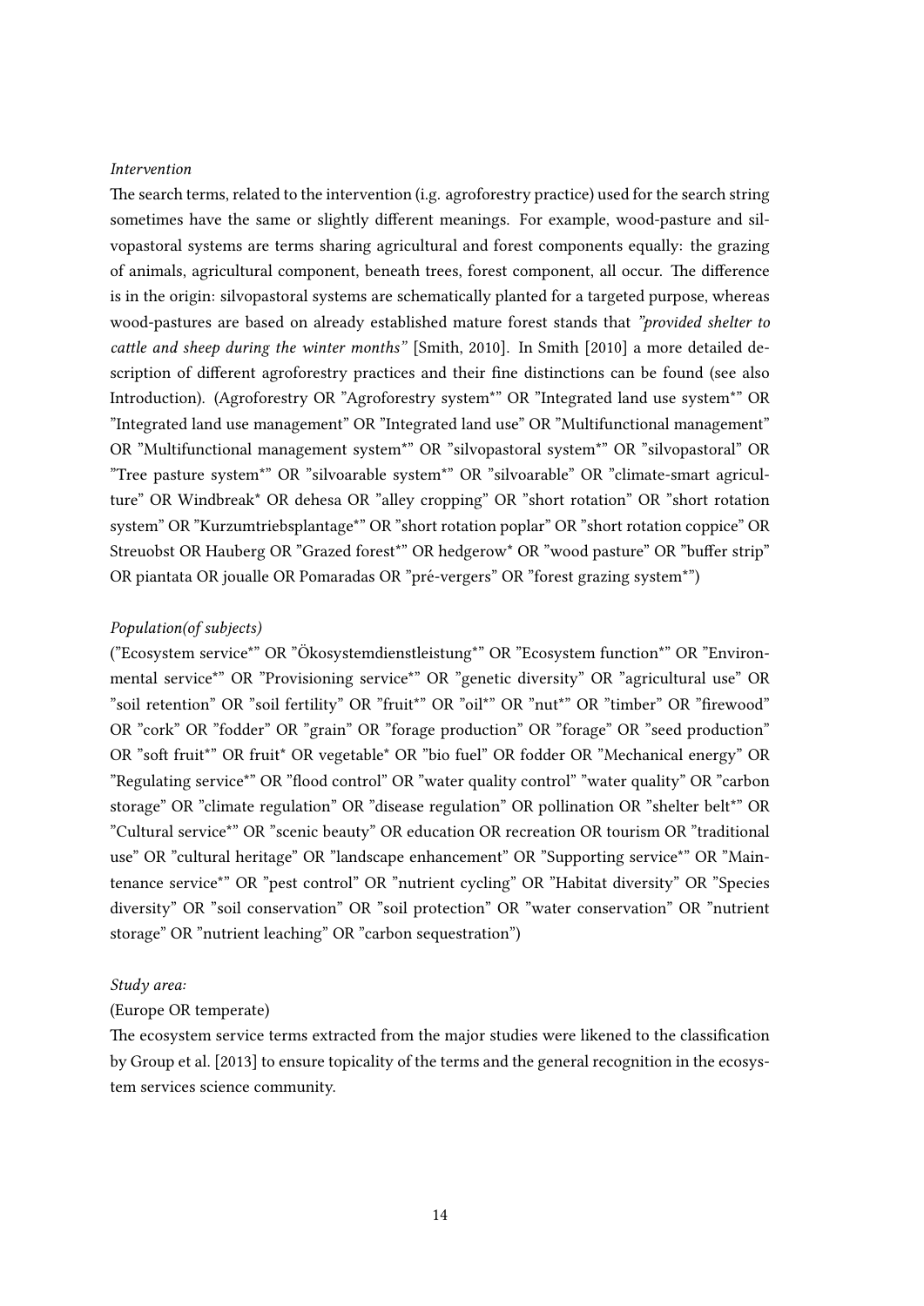*Intervention*

The search terms, related to the intervention (i.e. agroforestry practice) used for the search string sometimes have the same or slightly different meanings. For example, wood-pasture and silvopastoral systems are terms sharing agricultural and forest components equally: the grazing of animals, agricultural component, beneath trees, forest component, all occur. The difference is in the origin: silvopastoral systems are schematically planted for a targeted purpose, whereas wood-pastures are based on already established mature forest stands that *"provided shelter to cattle and sheep during the winter months"* [Smith, 2010]. In Smith [2010] a more detailed description of different agroforestry practices and their fine distinctions can be found (see also Introduction). (Agroforestry OR "Agroforestry system*" OR "Integrated land use system*" OR "Integrated land use management" OR "Integrated land use" OR "Multifunctional management" OR "Multifunctional management system*" OR "silvopastoral system*" OR "silvopastoral" OR "Tree pasture system*" OR "silvoarable system*" OR "silvoarable" OR "climate-smart agriculture" OR Windbreak* OR dehesa OR "alley cropping" OR "short rotation" OR "short rotation system" OR "Kurzumtriebsplantage*" OR "short rotation poplar" OR "short rotation coppice" OR Streuobst OR Hauberg OR "Grazed forest*" OR hedgerow* OR "wood pasture" OR "buffer strip" OR piantata OR joualle OR Pomaradas OR "pré-vergers" OR "forest grazing system*")

*Population(of subjects)*

("Ecosystem service*" OR "Ökosystemdienstleistung*" OR "Ecosystem function*" OR "Environmental service*" OR "Provisioning service*" OR "genetic diversity" OR "agricultural use" OR "soil retention" OR "soil fertility" OR "fruit*" OR "oil*" OR "nut*" OR "timber" OR "firewood" OR "cork" OR "fodder" OR "grain" OR "forage production" OR "forage" OR "seed production" OR "soft fruit*" OR fruit* OR vegetable* OR "bio fuel" OR fodder OR "Mechanical energy" OR "Regulating service*" OR "flood control" OR "water quality control" "water quality" OR "carbon storage" OR "climate regulation" OR "disease regulation" OR pollination OR "shelter belt*" OR "Cultural service*" OR "scenic beauty" OR education OR recreation OR tourism OR "traditional use" OR "cultural heritage" OR "landscape enhancement" OR "Supporting service*" OR "Maintenance service*" OR "pest control" OR "nutrient cycling" OR "Habitat diversity" OR "Species diversity" OR "soil conservation" OR "soil protection" OR "water conservation" OR "nutrient storage" OR "nutrient leaching" OR "carbon sequestration")

*Study area:*

(Europe OR temperate)

The ecosystem service terms extracted from the major studies were likened to the classification by Group et al. [2013] to ensure topicality of the terms and the general recognition in the ecosystem services science community.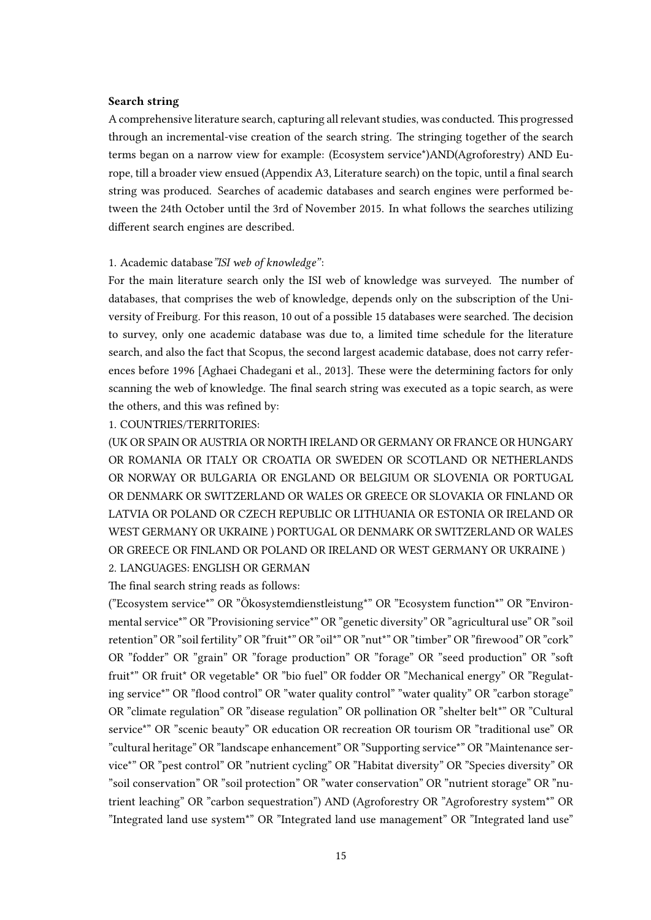**Search string**

A comprehensive literature search, capturing all relevant studies, was conducted. This progressed through an incremental-vise creation of the search string. The stringing together of the search terms began on a narrow view for example: (Ecosystem service*)AND(Agroforestry) AND Europe, till a broader view ensued (Appendix A3, Literature search) on the topic, until a final search string was produced. Searches of academic databases and search engines were performed between the 24th October until the 3rd of November 2015. In what follows the searches utilizing different search engines are described.

1. Academic database *"ISI web of knowledge"*:

For the main literature search only the ISI web of knowledge was surveyed. The number of databases, that comprises the web of knowledge, depends only on the subscription of the University of Freiburg. For this reason, 10 out of a possible 15 databases were searched. The decision to survey, only one academic database was due to, a limited time schedule for the literature search, and also the fact that Scopus, the second largest academic database, does not carry references before 1996 [Aghaei Chadegani et al., 2013]. These were the determining factors for only scanning the web of knowledge. The final search string was executed as a topic search, as were the others, and this was refined by:

1. COUNTRIES/TERRITORIES:

(UK OR SPAIN OR AUSTRIA OR NORTH IRELAND OR GERMANY OR FRANCE OR HUNGARY OR ROMANIA OR ITALY OR CROATIA OR SWEDEN OR SCOTLAND OR NETHERLANDS OR NORWAY OR BULGARIA OR ENGLAND OR BELGIUM OR SLOVENIA OR PORTUGAL OR DENMARK OR SWITZERLAND OR WALES OR GREECE OR SLOVAKIA OR FINLAND OR LATVIA OR POLAND OR CZECH REPUBLIC OR LITHUANIA OR ESTONIA OR IRELAND OR WEST GERMANY OR UKRAINE ) PORTUGAL OR DENMARK OR SWITZERLAND OR WALES OR GREECE OR FINLAND OR POLAND OR IRELAND OR WEST GERMANY OR UKRAINE )

2. LANGUAGES: ENGLISH OR GERMAN

The final search string reads as follows:

("Ecosystem service*" OR "Ökosystemdienstleistung*" OR "Ecosystem function*" OR "Environmental service*" OR "Provisioning service*" OR "genetic diversity" OR "agricultural use" OR "soil retention" OR "soil fertility" OR "fruit*" OR "oil*" OR "nut*" OR "timber" OR "firewood" OR "cork" OR "fodder" OR "grain" OR "forage production" OR "forage" OR "seed production" OR "soft fruit*" OR fruit* OR vegetable* OR "bio fuel" OR fodder OR "Mechanical energy" OR "Regulating service*" OR "flood control" OR "water quality control" "water quality" OR "carbon storage" OR "climate regulation" OR "disease regulation" OR pollination OR "shelter belt*" OR "Cultural service*" OR "scenic beauty" OR education OR recreation OR tourism OR "traditional use" OR "cultural heritage" OR "landscape enhancement" OR "Supporting service*" OR "Maintenance service*" OR "pest control" OR "nutrient cycling" OR "Habitat diversity" OR "Species diversity" OR "soil conservation" OR "soil protection" OR "water conservation" OR "nutrient storage" OR "nutrient leaching" OR "carbon sequestration") AND (Agroforestry OR "Agroforestry system*" OR "Integrated land use system*" OR "Integrated land use management" OR "Integrated land use"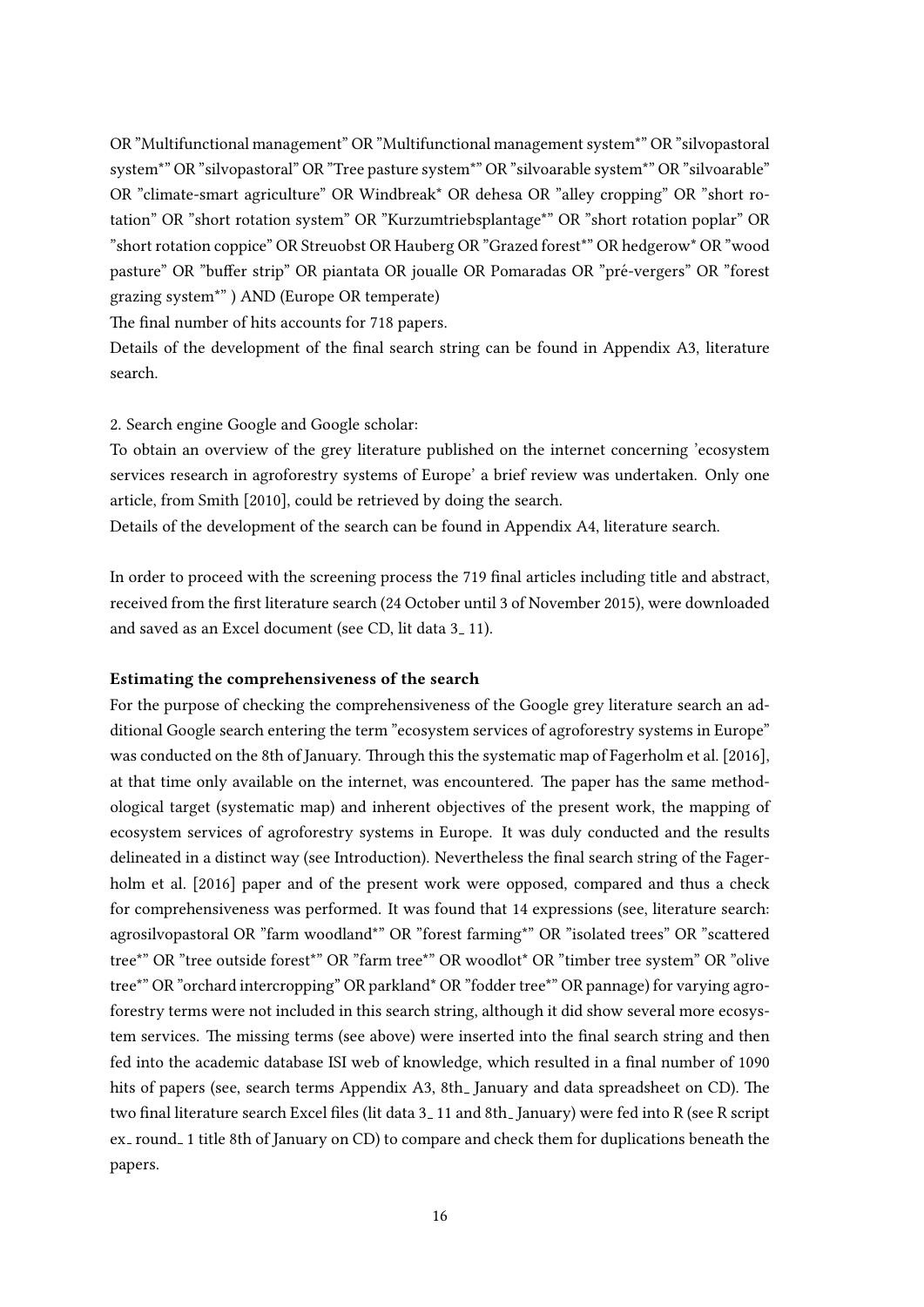OR "Multifunctional management" OR "Multifunctional management system*" OR "silvopastoral system*" OR "silvopastoral" OR "Tree pasture system*" OR "silvoarable system*" OR "silvoarable" OR "climate-smart agriculture" OR Windbreak* OR dehesa OR "alley cropping" OR "short rotation" OR "short rotation system" OR "Kurzumtriebsplantage*" OR "short rotation poplar" OR "short rotation coppice" OR Streuobst OR Hauberg OR "Grazed forest*" OR hedgerow* OR "wood pasture" OR "buffer strip" OR piantata OR joualle OR Pomaradas OR "pré-vergers" OR "forest grazing system*" ) AND (Europe OR temperate)

The final number of hits accounts for 718 papers.

Details of the development of the final search string can be found in Appendix A3, literature search.

2. Search engine Google and Google scholar:

To obtain an overview of the grey literature published on the internet concerning 'ecosystem services research in agroforestry systems of Europe' a brief review was undertaken. Only one article, from Smith [2010], could be retrieved by doing the search.

Details of the development of the search can be found in Appendix A4, literature search.

In order to proceed with the screening process the 719 final articles including title and abstract, received from the first literature search (24 October until 3 of November 2015), were downloaded and saved as an Excel document (see CD, lit data 3_ 11).

**Estimating the comprehensiveness of the search**

For the purpose of checking the comprehensiveness of the Google grey literature search an additional Google search entering the term "ecosystem services of agroforestry systems in Europe" was conducted on the 8th of January. Through this the systematic map of Fagerholm et al. [2016], at that time only available on the internet, was encountered. The paper has the same methodological target (systematic map) and inherent objectives of the present work, the mapping of ecosystem services of agroforestry systems in Europe. It was duly conducted and the results delineated in a distinct way (see Introduction). Nevertheless the final search string of the Fagerholm et al. [2016] paper and of the present work were opposed, compared and thus a check for comprehensiveness was performed. It was found that 14 expressions (see, literature search: agrosilvopastoral OR "farm woodland*" OR "forest farming*" OR "isolated trees" OR "scattered tree*" OR "tree outside forest*" OR "farm tree*" OR woodlot* OR "timber tree system" OR "olive tree*" OR "orchard intercropping" OR parkland* OR "fodder tree*" OR pannage) for varying agroforestry terms were not included in this search string, although it did show several more ecosystem services. The missing terms (see above) were inserted into the final search string and then fed into the academic database ISI web of knowledge, which resulted in a final number of 1090 hits of papers (see, search terms Appendix A3, 8th_ January and data spreadsheet on CD). The two final literature search Excel files (lit data 3_ 11 and 8th_ January) were fed into R (see R script ex_ round_ 1 title 8th of January on CD) to compare and check them for duplications beneath the papers.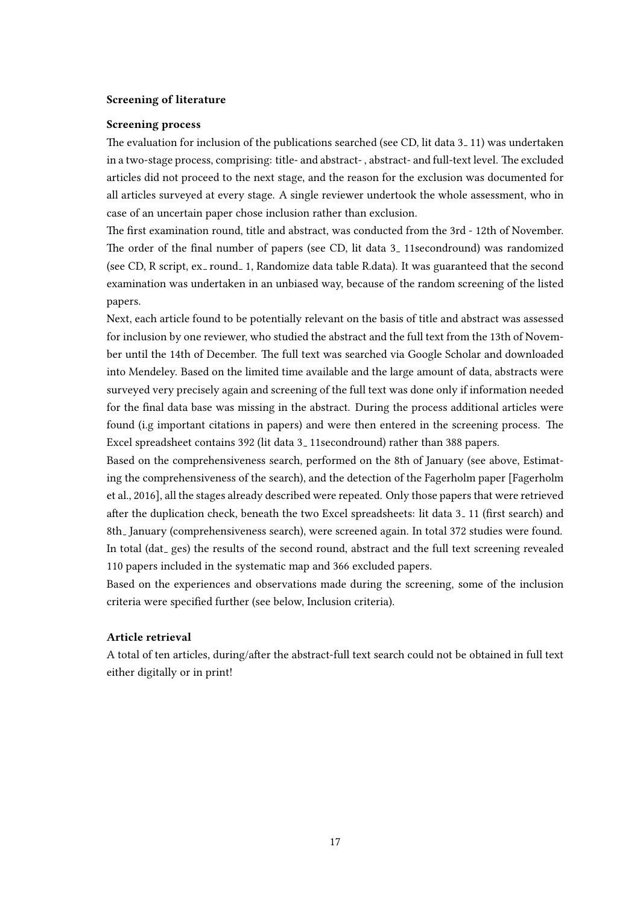**Screening of literature**

**Screening process**

The evaluation for inclusion of the publications searched (see CD, lit data 3_ 11) was undertaken in a two-stage process, comprising: title- and abstract- , abstract- and full-text level. The excluded articles did not proceed to the next stage, and the reason for the exclusion was documented for all articles surveyed at every stage. A single reviewer undertook the whole assessment, who in case of an uncertain paper chose inclusion rather than exclusion.

The first examination round, title and abstract, was conducted from the 3rd - 12th of November. The order of the final number of papers (see CD, lit data 3_ 11secondround) was randomized (see CD, R script, ex_ round_ 1, Randomize data table R.data). It was guaranteed that the second examination was undertaken in an unbiased way, because of the random screening of the listed papers.

Next, each article found to be potentially relevant on the basis of title and abstract was assessed for inclusion by one reviewer, who studied the abstract and the full text from the 13th of November until the 14th of December. The full text was searched via Google Scholar and downloaded into Mendeley. Based on the limited time available and the large amount of data, abstracts were surveyed very precisely again and screening of the full text was done only if information needed for the final data base was missing in the abstract. During the process additional articles were found (i.g important citations in papers) and were then entered in the screening process. The Excel spreadsheet contains 392 (lit data 3_ 11secondround) rather than 388 papers.

Based on the comprehensiveness search, performed on the 8th of January (see above, Estimating the comprehensiveness of the search), and the detection of the Fagerholm paper [Fagerholm et al., 2016], all the stages already described were repeated. Only those papers that were retrieved after the duplication check, beneath the two Excel spreadsheets: lit data 3_ 11 (first search) and 8th_ January (comprehensiveness search), were screened again. In total 372 studies were found. In total (dat_ ges) the results of the second round, abstract and the full text screening revealed 110 papers included in the systematic map and 366 excluded papers.

Based on the experiences and observations made during the screening, some of the inclusion criteria were specified further (see below, Inclusion criteria).

**Article retrieval**

A total of ten articles, during/after the abstract-full text search could not be obtained in full text either digitally or in print!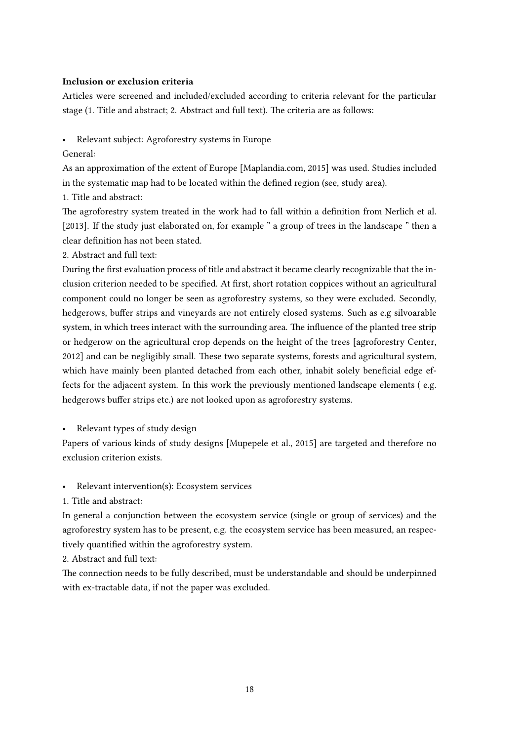**Inclusion or exclusion criteria**

Articles were screened and included/excluded according to criteria relevant for the particular stage (1. Title and abstract; 2. Abstract and full text). The criteria are as follows:

- Relevant subject: Agroforestry systems in Europe

General:

As an approximation of the extent of Europe [Maplandia.com, 2015] was used. Studies included in the systematic map had to be located within the defined region (see, study area).

1. Title and abstract:

The agroforestry system treated in the work had to fall within a definition from Nerlich et al. [2013]. If the study just elaborated on, for example " a group of trees in the landscape " then a clear definition has not been stated.

2. Abstract and full text:

During the first evaluation process of title and abstract it became clearly recognizable that the inclusion criterion needed to be specified. At first, short rotation coppices without an agricultural component could no longer be seen as agroforestry systems, so they were excluded. Secondly, hedgerows, buffer strips and vineyards are not entirely closed systems. Such as e.g silvoarable system, in which trees interact with the surrounding area. The influence of the planted tree strip or hedgerow on the agricultural crop depends on the height of the trees [agroforestry Center, 2012] and can be negligibly small. These two separate systems, forests and agricultural system, which have mainly been planted detached from each other, inhabit solely beneficial edge effects for the adjacent system. In this work the previously mentioned landscape elements ( e.g. hedgerows buffer strips etc.) are not looked upon as agroforestry systems.

- Relevant types of study design

Papers of various kinds of study designs [Mupepele et al., 2015] are targeted and therefore no exclusion criterion exists.

- Relevant intervention(s): Ecosystem services

1. Title and abstract:

In general a conjunction between the ecosystem service (single or group of services) and the agroforestry system has to be present, e.g. the ecosystem service has been measured, an respectively quantified within the agroforestry system.

2. Abstract and full text:

The connection needs to be fully described, must be understandable and should be underpinned with ex-tractable data, if not the paper was excluded.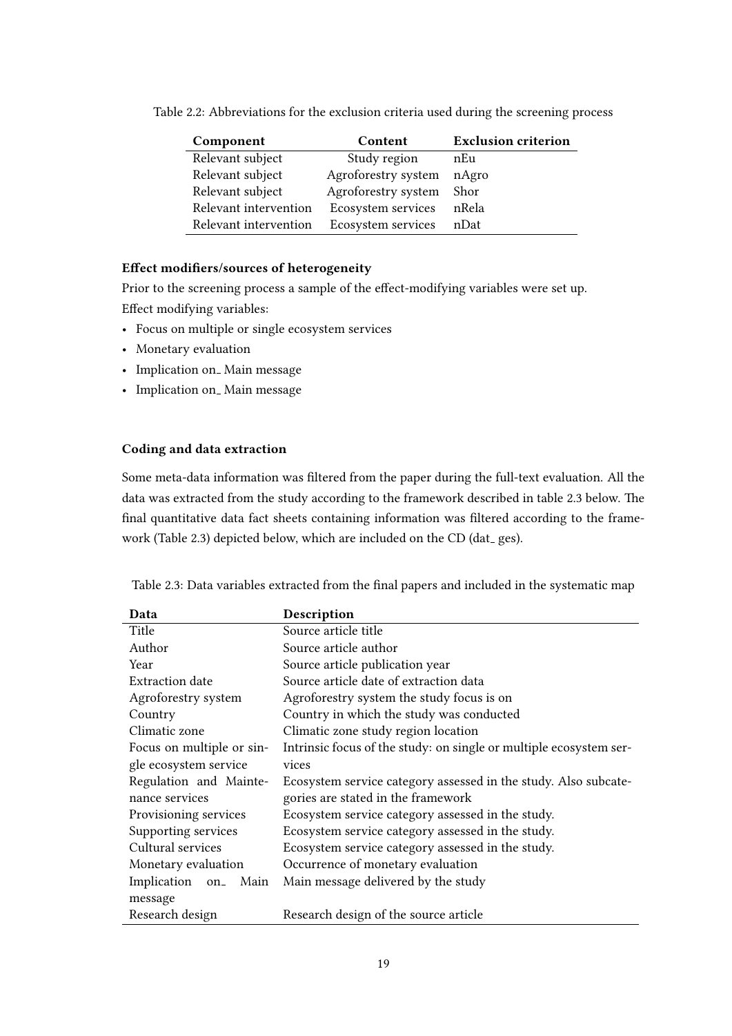Table 2.2: Abbreviations for the exclusion criteria used during the screening process

| Component | Content | Exclusion criterion |
|---|---|---|
| Relevant subject | Study region | nEu |
| Relevant subject | Agroforestry system | nAgro |
| Relevant subject | Agroforestry system | Shor |
| Relevant intervention | Ecosystem services | nRela |
| Relevant intervention | Ecosystem services | nDat |

#### Effect modifiers/sources of heterogeneity

Prior to the screening process a sample of the effect-modifying variables were set up.

Effect modifying variables:

- Focus on multiple or single ecosystem services
- Monetary evaluation
- Implication on_ Main message
- Implication on_ Main message

#### Coding and data extraction

Some meta-data information was filtered from the paper during the full-text evaluation. All the data was extracted from the study according to the framework described in table 2.3 below. The final quantitative data fact sheets containing information was filtered according to the framework (Table 2.3) depicted below, which are included on the CD (dat_ ges).

Table 2.3: Data variables extracted from the final papers and included in the systematic map

| Data | Description |
|---|---|
| Title | Source article title |
| Author | Source article author |
| Year | Source article publication year |
| Extraction date | Source article date of extraction data |
| Agroforestry system | Agroforestry system the study focus is on |
| Country | Country in which the study was conducted |
| Climatic zone | Climatic zone study region location |
| Focus on multiple or single ecosystem service | Intrinsic focus of the study: on single or multiple ecosystem services |
| Regulation and Maintenance services | Ecosystem service category assessed in the study. Also subcategories are stated in the framework |
| Provisioning services | Ecosystem service category assessed in the study. |
| Supporting services | Ecosystem service category assessed in the study. |
| Cultural services | Ecosystem service category assessed in the study. |
| Monetary evaluation | Occurrence of monetary evaluation |
| Implication on_ Main message | Main message delivered by the study |
| Research design | Research design of the source article |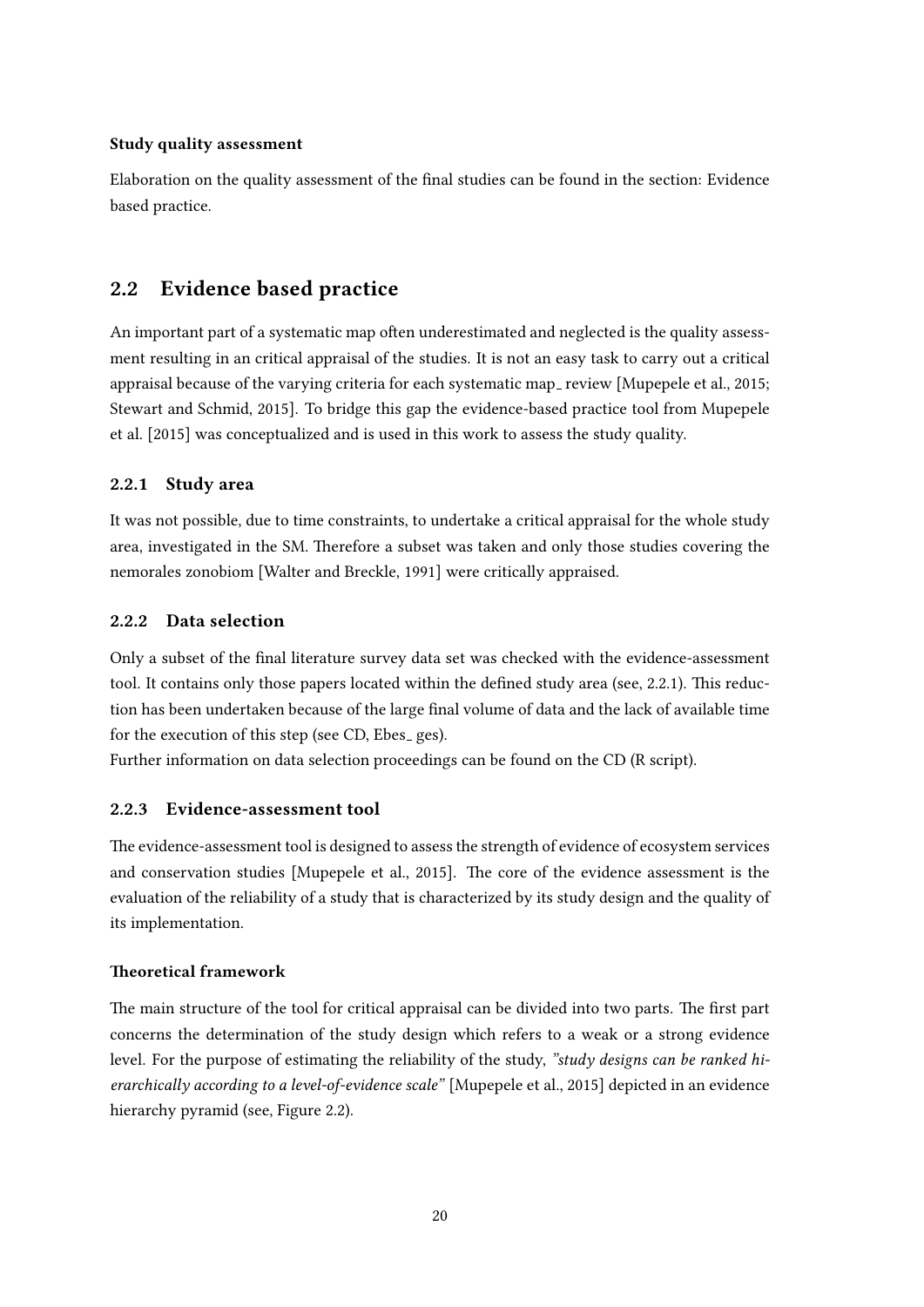#### Study quality assessment

Elaboration on the quality assessment of the final studies can be found in the section: Evidence based practice.

## 2.2 Evidence based practice

An important part of a systematic map often underestimated and neglected is the quality assessment resulting in an critical appraisal of the studies. It is not an easy task to carry out a critical appraisal because of the varying criteria for each systematic map_ review [Mupepele et al., 2015; Stewart and Schmid, 2015]. To bridge this gap the evidence-based practice tool from Mupepele et al. [2015] was conceptualized and is used in this work to assess the study quality.

### 2.2.1 Study area

It was not possible, due to time constraints, to undertake a critical appraisal for the whole study area, investigated in the SM. Therefore a subset was taken and only those studies covering the nemorales zonobiom [Walter and Breckle, 1991] were critically appraised.

### 2.2.2 Data selection

Only a subset of the final literature survey data set was checked with the evidence-assessment tool. It contains only those papers located within the defined study area (see, 2.2.1). This reduction has been undertaken because of the large final volume of data and the lack of available time for the execution of this step (see CD, Ebes_ ges).

Further information on data selection proceedings can be found on the CD (R script).

### 2.2.3 Evidence-assessment tool

The evidence-assessment tool is designed to assess the strength of evidence of ecosystem services and conservation studies [Mupepele et al., 2015]. The core of the evidence assessment is the evaluation of the reliability of a study that is characterized by its study design and the quality of its implementation.

#### Theoretical framework

The main structure of the tool for critical appraisal can be divided into two parts. The first part concerns the determination of the study design which refers to a weak or a strong evidence level. For the purpose of estimating the reliability of the study, *"study designs can be ranked hierarchically according to a level-of-evidence scale"* [Mupepele et al., 2015] depicted in an evidence hierarchy pyramid (see, Figure 2.2).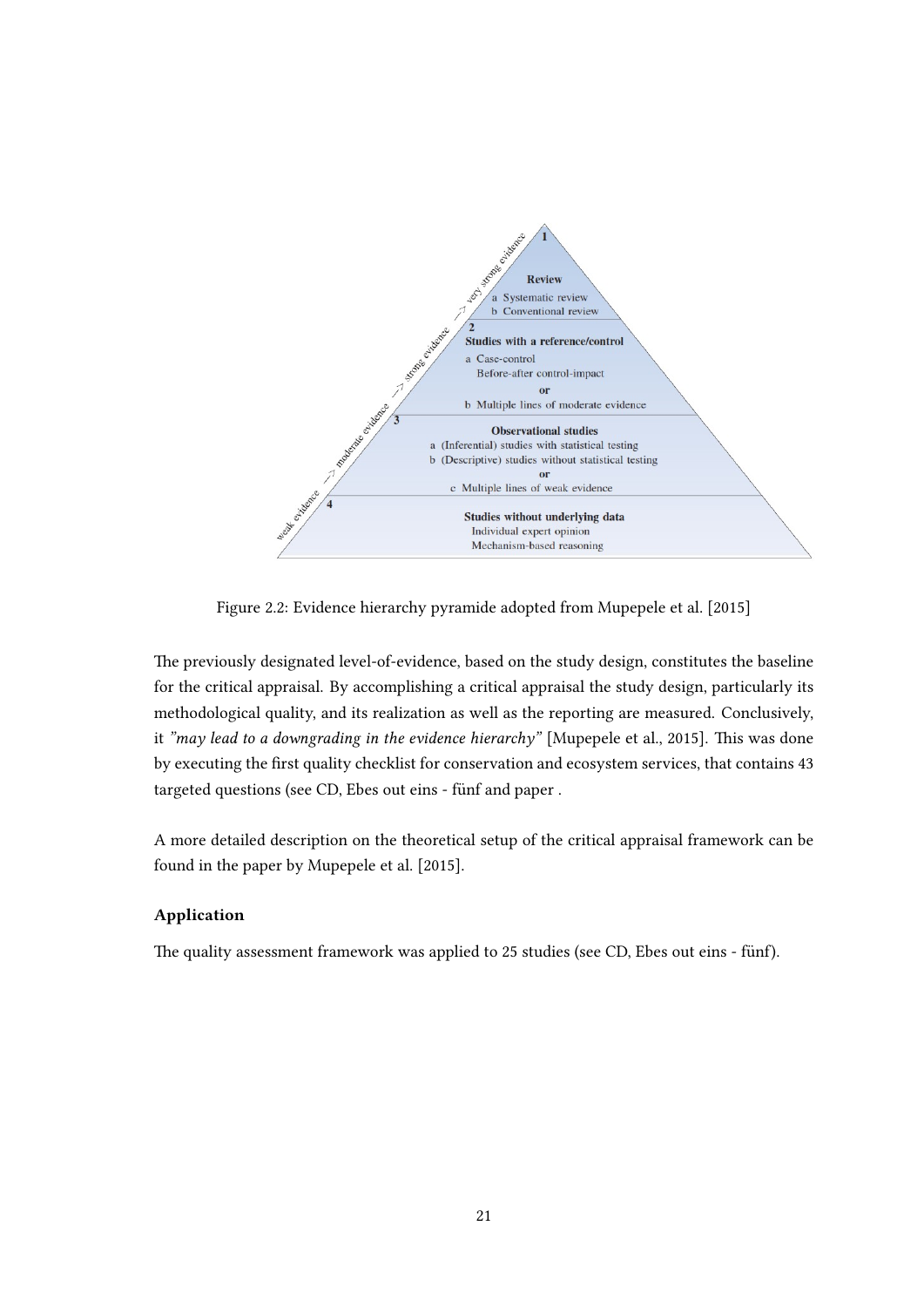Figure 2.2: Evidence hierarchy pyramide adopted from Mupepele et al. [2015]

The previously designated level-of-evidence, based on the study design, constitutes the baseline for the critical appraisal. By accomplishing a critical appraisal the study design, particularly its methodological quality, and its realization as well as the reporting are measured. Conclusively, it *"may lead to a downgrading in the evidence hierarchy"* [Mupepele et al., 2015]. This was done by executing the first quality checklist for conservation and ecosystem services, that contains 43 targeted questions (see CD, Ebes out eins - fünf and paper .

A more detailed description on the theoretical setup of the critical appraisal framework can be found in the paper by Mupepele et al. [2015].

### Application

The quality assessment framework was applied to 25 studies (see CD, Ebes out eins - fünf).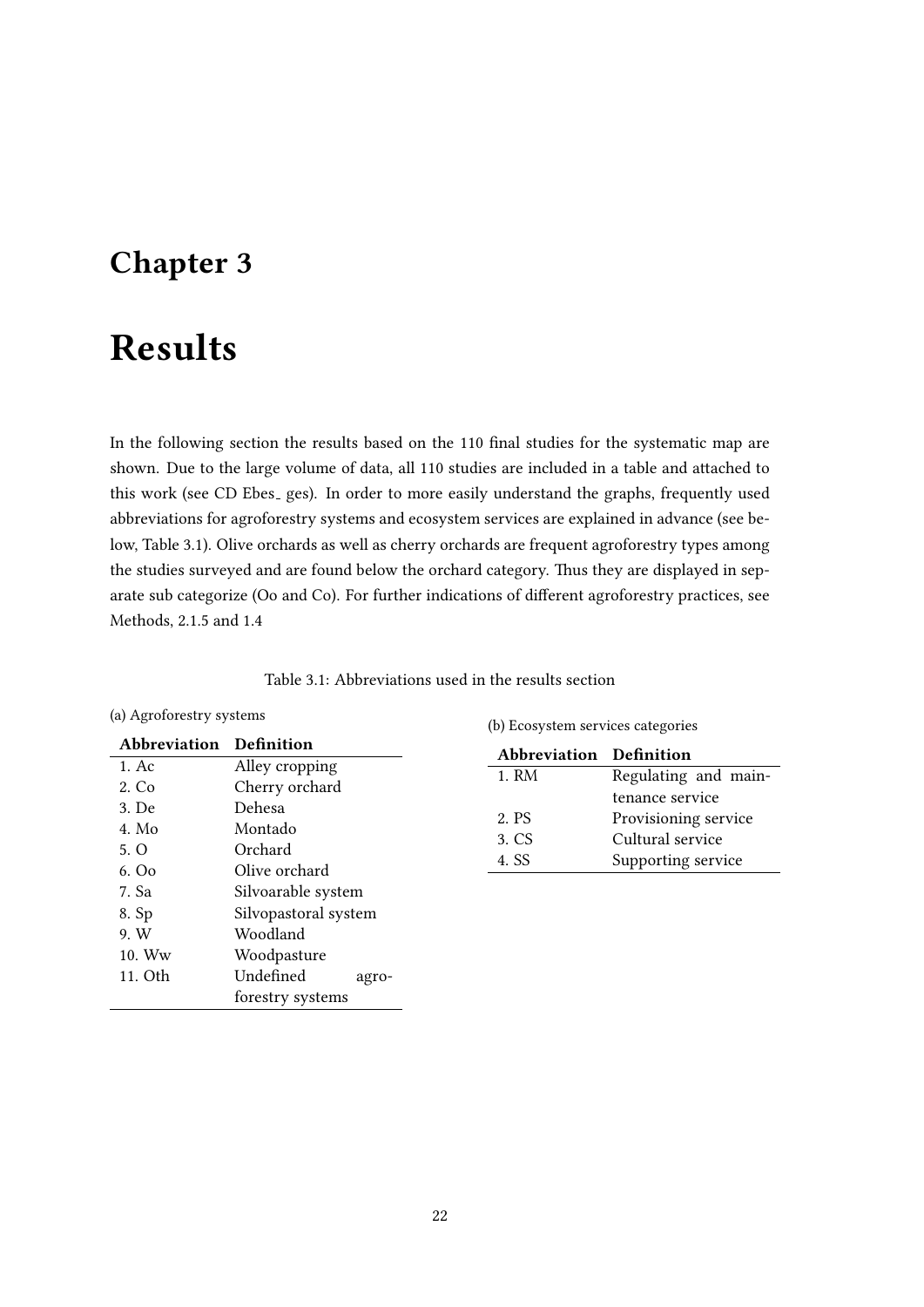# Chapter 3

# Results

In the following section the results based on the 110 final studies for the systematic map are shown. Due to the large volume of data, all 110 studies are included in a table and attached to this work (see CD Ebes_ ges). In order to more easily understand the graphs, frequently used abbreviations for agroforestry systems and ecosystem services are explained in advance (see below, Table 3.1). Olive orchards as well as cherry orchards are frequent agroforestry types among the studies surveyed and are found below the orchard category. Thus they are displayed in separate sub categorize (Oo and Co). For further indications of different agroforestry practices, see Methods, 2.1.5 and 1.4

Table 3.1: Abbreviations used in the results section

(a) Agroforestry systems

| Abbreviation | Definition |
|---|---|
| 1. Ac | Alley cropping |
| 2. Co | Cherry orchard |
| 3. De | Dehesa |
| 4. Mo | Montado |
| 5. O | Orchard |
| 6. Oo | Olive orchard |
| 7. Sa | Silvoarable system |
| 8. Sp | Silvopastoral system |
| 9. W | Woodland |
| 10. Ww | Woodpasture |
| 11. Oth | Undefined agroforestry systems |

(b) Ecosystem services categories

| Abbreviation | Definition |
|---|---|
| 1. RM | Regulating and maintenance service |
| 2. PS | Provisioning service |
| 3. CS | Cultural service |
| 4. SS | Supporting service |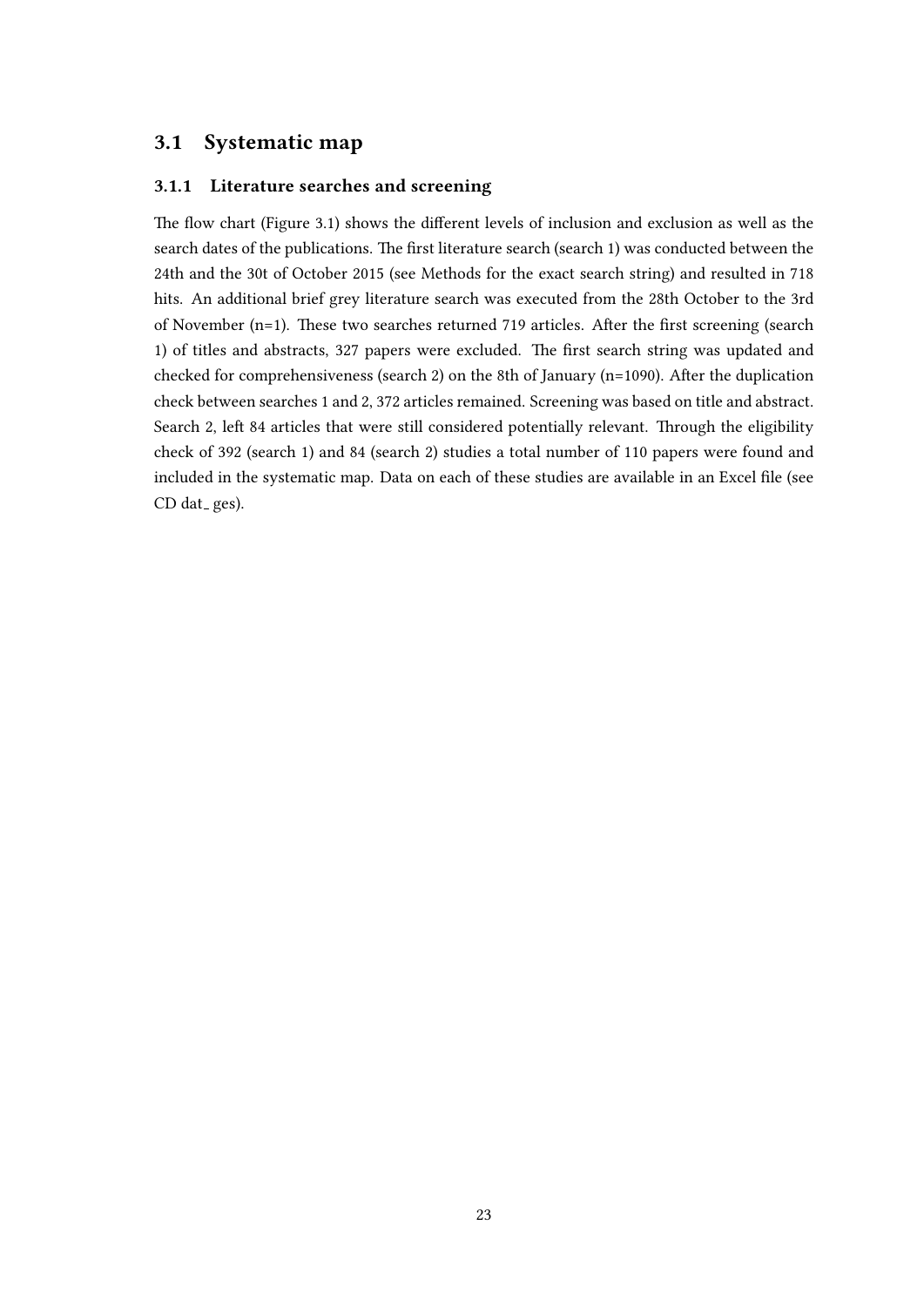## 3.1 Systematic map

### 3.1.1 Literature searches and screening

The flow chart (Figure 3.1) shows the different levels of inclusion and exclusion as well as the search dates of the publications. The first literature search (search 1) was conducted between the 24th and the 30t of October 2015 (see Methods for the exact search string) and resulted in 718 hits. An additional brief grey literature search was executed from the 28th October to the 3rd of November (n=1). These two searches returned 719 articles. After the first screening (search 1) of titles and abstracts, 327 papers were excluded. The first search string was updated and checked for comprehensiveness (search 2) on the 8th of January (n=1090). After the duplication check between searches 1 and 2, 372 articles remained. Screening was based on title and abstract. Search 2, left 84 articles that were still considered potentially relevant. Through the eligibility check of 392 (search 1) and 84 (search 2) studies a total number of 110 papers were found and included in the systematic map. Data on each of these studies are available in an Excel file (see CD dat_ges).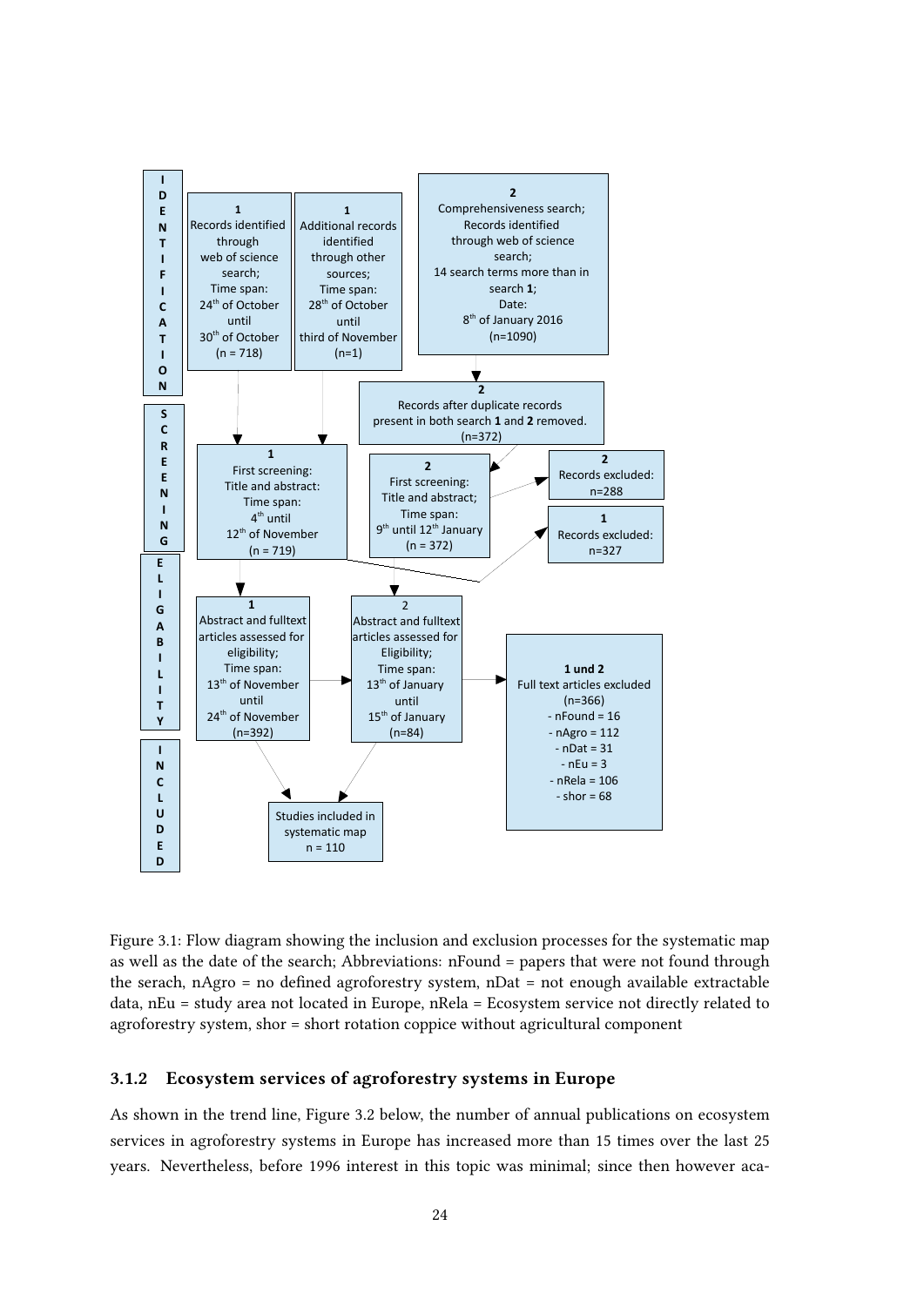I
D
E
N
T
I
F
I
C
A
T
I
O
N

**1**
Records identified through web of science search;
Time span:
24th of October until 30th of October
(n = 718)

**1**
Additional records identified through other sources;
Time span:
28th of October until third of November
(n=1)

**2**
Comprehensiveness search;
Records identified through web of science search;
14 search terms more than in search **1**;
Date:
8th of January 2016
(n=1090)

S
C
R
E
E
N
I
N
G

**2**
Records after duplicate records present in both search **1** and **2** removed.
(n=372)

**1**
First screening:
Title and abstract:
Time span:
4th until 12th of November
(n = 719)

**2**
First screening:
Title and abstract;
Time span:
9th until 12th January
(n = 372)

**2**
Records excluded:
n=288

**1**
Records excluded:
n=327

E
L
I
G
A
B
I
L
I
T
Y

**1**
Abstract and fulltext articles assessed for eligibility;
Time span:
13th of November until 24th of November
(n=392)

2
Abstract and fulltext articles assessed for Eligibility;
Time span:
13th of January until 15th of January
(n=84)

**1 und 2**
Full text articles excluded
(n=366)
- nFound = 16
- nAgro = 112
- nDat = 31
- nEu = 3
- nRela = 106
- shor = 68

I
N
C
L
U
D
E
D

Studies included in systematic map
n = 110

Figure 3.1: Flow diagram showing the inclusion and exclusion processes for the systematic map as well as the date of the search; Abbreviations: nFound = papers that were not found through the serach, nAgro = no defined agroforestry system, nDat = not enough available extractable data, nEu = study area not located in Europe, nRela = Ecosystem service not directly related to agroforestry system, shor = short rotation coppice without agricultural component

### 3.1.2 Ecosystem services of agroforestry systems in Europe

As shown in the trend line, Figure 3.2 below, the number of annual publications on ecosystem services in agroforestry systems in Europe has increased more than 15 times over the last 25 years. Nevertheless, before 1996 interest in this topic was minimal; since then however aca-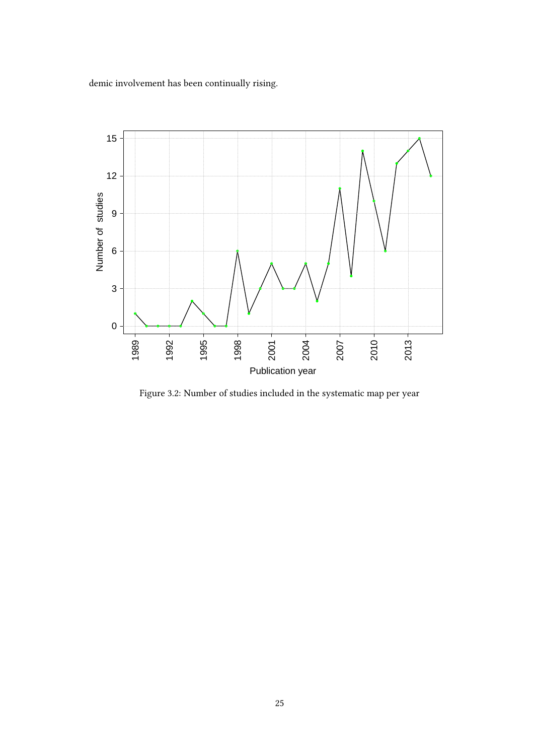demic involvement has been continually rising.

Figure 3.2: Number of studies included in the systematic map per year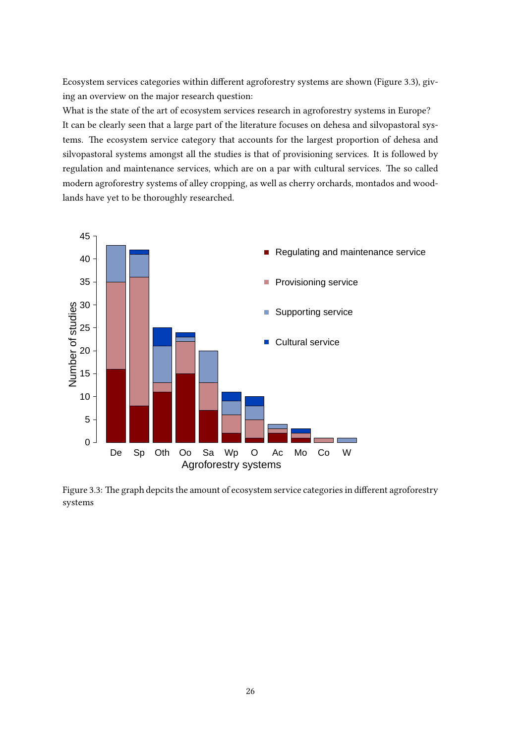Ecosystem services categories within different agroforestry systems are shown (Figure 3.3), giving an overview on the major research question:

What is the state of the art of ecosystem services research in agroforestry systems in Europe?

It can be clearly seen that a large part of the literature focuses on dehesa and silvopastoral systems. The ecosystem service category that accounts for the largest proportion of dehesa and silvopastoral systems amongst all the studies is that of provisioning services. It is followed by regulation and maintenance services, which are on a par with cultural services. The so called modern agroforestry systems of alley cropping, as well as cherry orchards, montados and woodlands have yet to be thoroughly researched.

Figure 3.3: The graph depcits the amount of ecosystem service categories in different agroforestry systems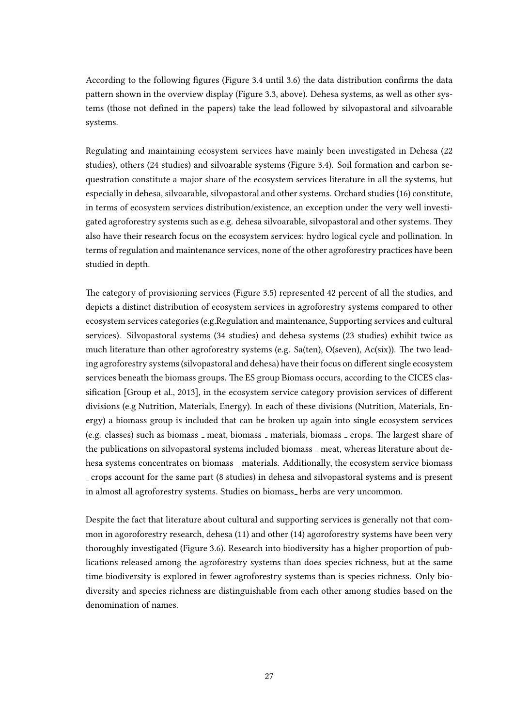According to the following figures (Figure 3.4 until 3.6) the data distribution confirms the data pattern shown in the overview display (Figure 3.3, above). Dehesa systems, as well as other systems (those not defined in the papers) take the lead followed by silvopastoral and silvoarable systems.

Regulating and maintaining ecosystem services have mainly been investigated in Dehesa (22 studies), others (24 studies) and silvoarable systems (Figure 3.4). Soil formation and carbon sequestration constitute a major share of the ecosystem services literature in all the systems, but especially in dehesa, silvoarable, silvopastoral and other systems. Orchard studies (16) constitute, in terms of ecosystem services distribution/existence, an exception under the very well investigated agroforestry systems such as e.g. dehesa silvoarable, silvopastoral and other systems. They also have their research focus on the ecosystem services: hydro logical cycle and pollination. In terms of regulation and maintenance services, none of the other agroforestry practices have been studied in depth.

The category of provisioning services (Figure 3.5) represented 42 percent of all the studies, and depicts a distinct distribution of ecosystem services in agroforestry systems compared to other ecosystem services categories (e.g.Regulation and maintenance, Supporting services and cultural services). Silvopastoral systems (34 studies) and dehesa systems (23 studies) exhibit twice as much literature than other agroforestry systems (e.g. Sa(ten), O(seven), Ac(six)). The two leading agroforestry systems (silvopastoral and dehesa) have their focus on different single ecosystem services beneath the biomass groups. The ES group Biomass occurs, according to the CICES classification [Group et al., 2013], in the ecosystem service category provision services of different divisions (e.g Nutrition, Materials, Energy). In each of these divisions (Nutrition, Materials, Energy) a biomass group is included that can be broken up again into single ecosystem services (e.g. classes) such as biomass _ meat, biomass _ materials, biomass _ crops. The largest share of the publications on silvopastoral systems included biomass _ meat, whereas literature about dehesa systems concentrates on biomass _ materials. Additionally, the ecosystem service biomass _ crops account for the same part (8 studies) in dehesa and silvopastoral systems and is present in almost all agroforestry systems. Studies on biomass_ herbs are very uncommon.

Despite the fact that literature about cultural and supporting services is generally not that common in agoroforestry research, dehesa (11) and other (14) agoroforestry systems have been very thoroughly investigated (Figure 3.6). Research into biodiversity has a higher proportion of publications released among the agroforestry systems than does species richness, but at the same time biodiversity is explored in fewer agroforestry systems than is species richness. Only biodiversity and species richness are distinguishable from each other among studies based on the denomination of names.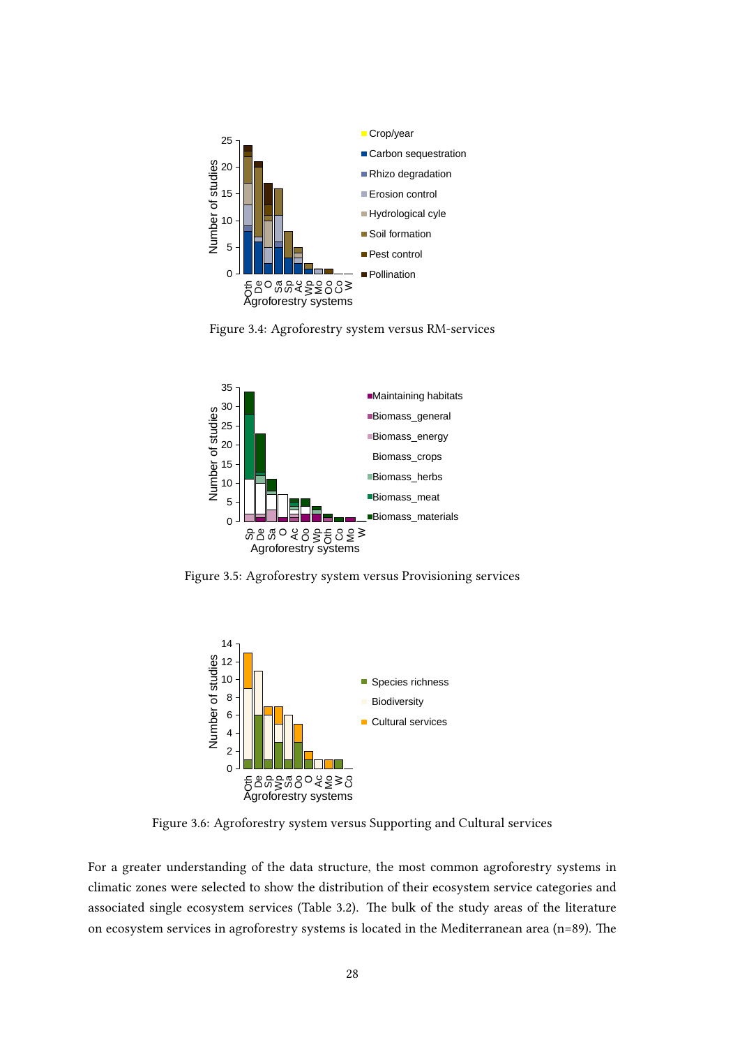Figure 3.4: Agroforestry system versus RM-services

Figure 3.5: Agroforestry system versus Provisioning services

Figure 3.6: Agroforestry system versus Supporting and Cultural services

For a greater understanding of the data structure, the most common agroforestry systems in climatic zones were selected to show the distribution of their ecosystem service categories and associated single ecosystem services (Table 3.2). The bulk of the study areas of the literature on ecosystem services in agroforestry systems is located in the Mediterranean area (n=89). The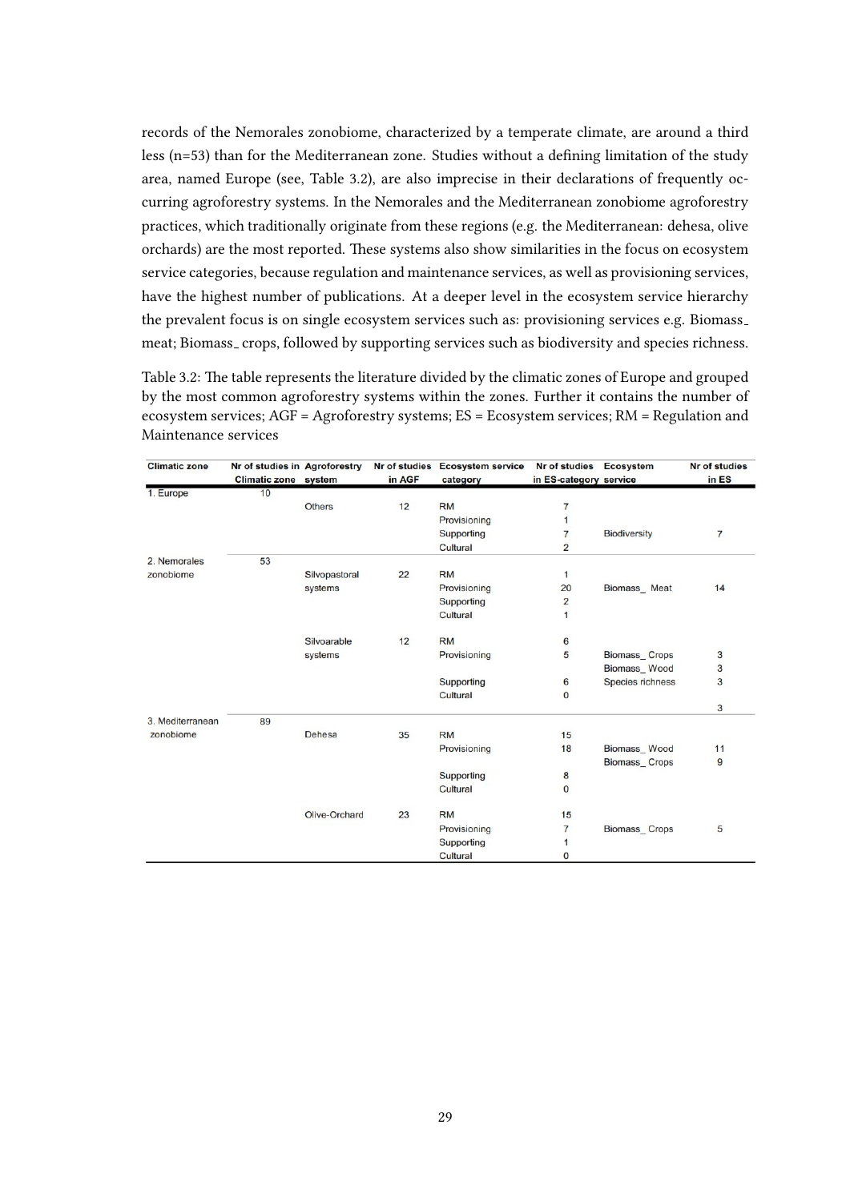records of the Nemorales zonobiome, characterized by a temperate climate, are around a third less (n=53) than for the Mediterranean zone. Studies without a defining limitation of the study area, named Europe (see, Table 3.2), are also imprecise in their declarations of frequently occurring agroforestry systems. In the Nemorales and the Mediterranean zonobiome agroforestry practices, which traditionally originate from these regions (e.g. the Mediterranean: dehesa, olive orchards) are the most reported. These systems also show similarities in the focus on ecosystem service categories, because regulation and maintenance services, as well as provisioning services, have the highest number of publications. At a deeper level in the ecosystem service hierarchy the prevalent focus is on single ecosystem services such as: provisioning services e.g. Biomass_ meat; Biomass_ crops, followed by supporting services such as biodiversity and species richness.

Table 3.2: The table represents the literature divided by the climatic zones of Europe and grouped by the most common agroforestry systems within the zones. Further it contains the number of ecosystem services; AGF = Agroforestry systems; ES = Ecosystem services; RM = Regulation and Maintenance services

| Climatic zone | Nr of studies in Climatic zone | Agroforestry system | Nr of studies in AGF | Ecosystem service category | Nr of studies in ES-category | Ecosystem service | Nr of studies in ES |
|---|---|---|---|---|---|---|---|
| 1. Europe | 10 | | | | | | |
| | | Others | 12 | RM | 7 | | |
| | | | | Provisioning | 1 | | |
| | | | | Supporting | 7 | Biodiversity | 7 |
| | | | | Cultural | 2 | | |
| 2. Nemorales zonobiome | 53 | | | | | | |
| | | Silvopastoral systems | 22 | RM | 1 | | |
| | | | | Provisioning | 20 | Biomass_ Meat | 14 |
| | | | | Supporting | 2 | | |
| | | | | Cultural | 1 | | |
| | | Silvoarable systems | 12 | RM | 6 | | |
| | | | | Provisioning | 5 | Biomass_ Crops | 3 |
| | | | | | | Biomass_ Wood | 3 |
| | | | | Supporting | 6 | Species richness | 3 |
| | | | | Cultural | 0 | | |
| | | | | | | | 3 |
| 3. Mediterranean zonobiome | 89 | | | | | | |
| | | Dehesa | 35 | RM | 15 | | |
| | | | | Provisioning | 18 | Biomass_ Wood | 11 |
| | | | | | | Biomass_ Crops | 9 |
| | | | | Supporting | 8 | | |
| | | | | Cultural | 0 | | |
| | | Olive-Orchard | 23 | RM | 15 | | |
| | | | | Provisioning | 7 | Biomass_ Crops | 5 |
| | | | | Supporting | 1 | | |
| | | | | Cultural | 0 | | |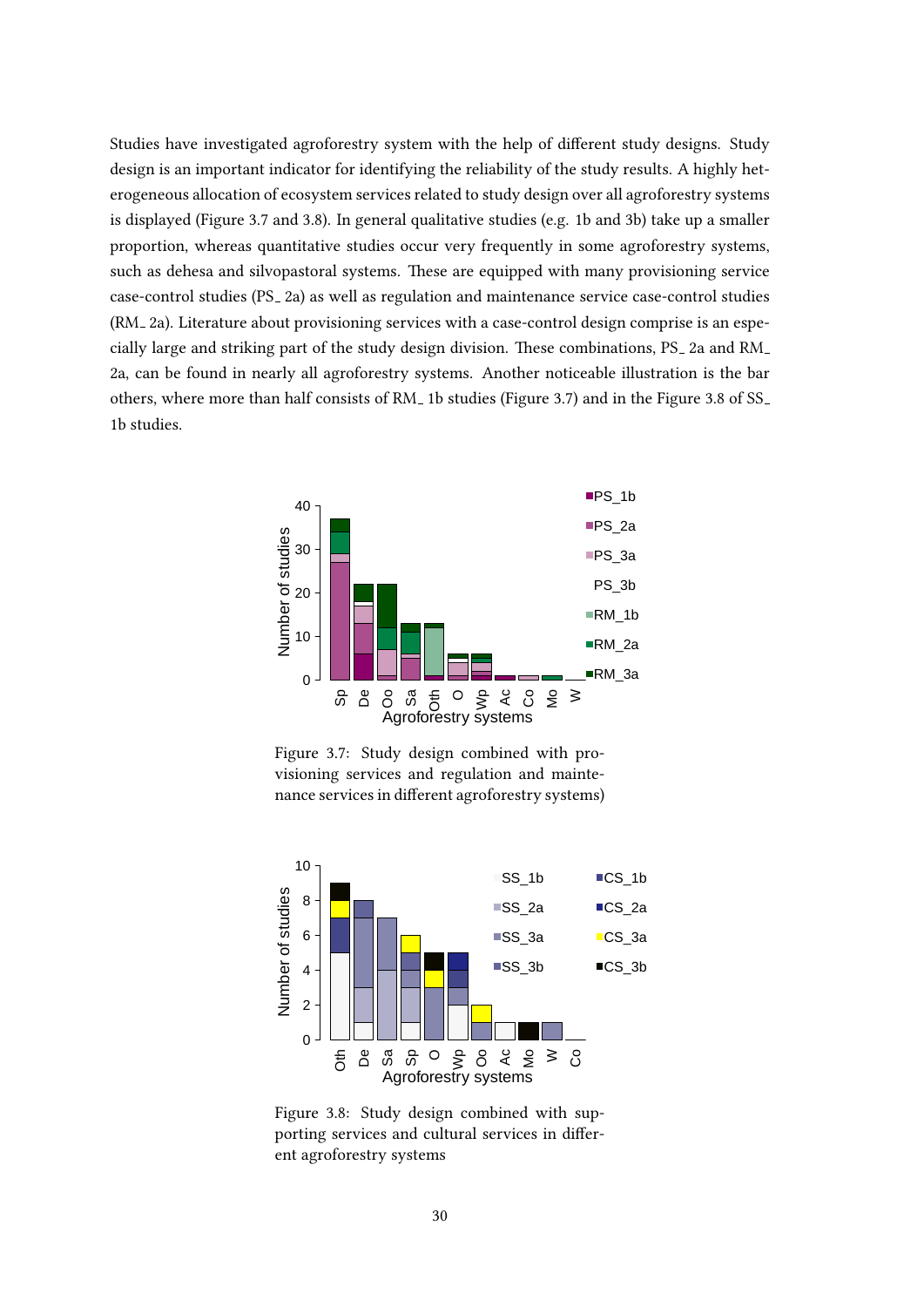Studies have investigated agroforestry system with the help of different study designs. Study design is an important indicator for identifying the reliability of the study results. A highly heterogeneous allocation of ecosystem services related to study design over all agroforestry systems is displayed (Figure 3.7 and 3.8). In general qualitative studies (e.g. 1b and 3b) take up a smaller proportion, whereas quantitative studies occur very frequently in some agroforestry systems, such as dehesa and silvopastoral systems. These are equipped with many provisioning service case-control studies (PS_ 2a) as well as regulation and maintenance service case-control studies (RM_ 2a). Literature about provisioning services with a case-control design comprise is an especially large and striking part of the study design division. These combinations, PS_ 2a and RM_ 2a, can be found in nearly all agroforestry systems. Another noticeable illustration is the bar others, where more than half consists of RM_ 1b studies (Figure 3.7) and in the Figure 3.8 of SS_ 1b studies.

Figure 3.7: Study design combined with provisioning services and regulation and maintenance services in different agroforestry systems)

Figure 3.8: Study design combined with supporting services and cultural services in different agroforestry systems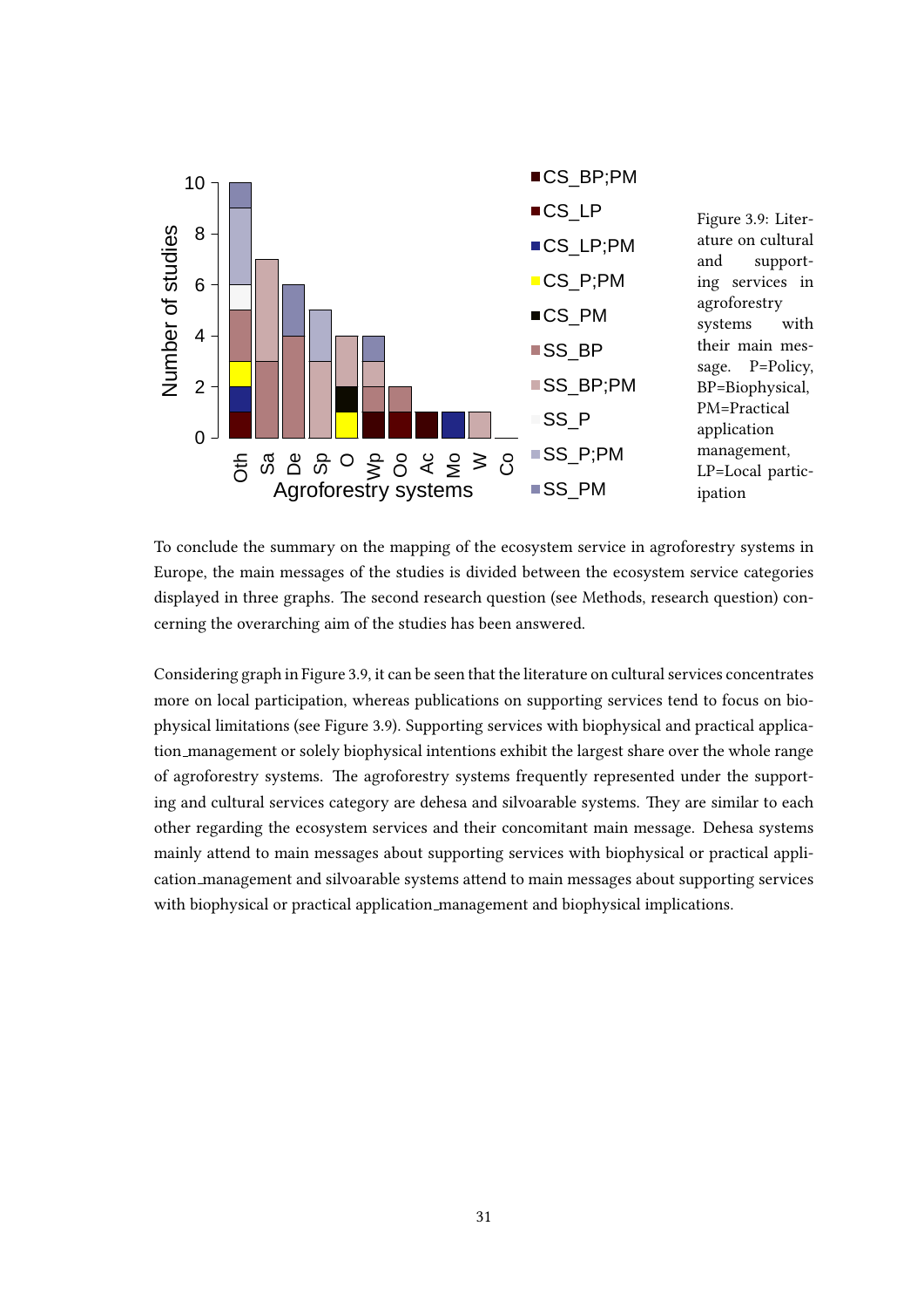Figure 3.9: Literature on cultural and supporting services in agroforestry systems with their main message. P=Policy, BP=Biophysical, PM=Practical application management, LP=Local participation

To conclude the summary on the mapping of the ecosystem service in agroforestry systems in Europe, the main messages of the studies is divided between the ecosystem service categories displayed in three graphs. The second research question (see Methods, research question) concerning the overarching aim of the studies has been answered.

Considering graph in Figure 3.9, it can be seen that the literature on cultural services concentrates more on local participation, whereas publications on supporting services tend to focus on biophysical limitations (see Figure 3.9). Supporting services with biophysical and practical application_management or solely biophysical intentions exhibit the largest share over the whole range of agroforestry systems. The agroforestry systems frequently represented under the supporting and cultural services category are dehesa and silvoarable systems. They are similar to each other regarding the ecosystem services and their concomitant main message. Dehesa systems mainly attend to main messages about supporting services with biophysical or practical application_management and silvoarable systems attend to main messages about supporting services with biophysical or practical application_management and biophysical implications.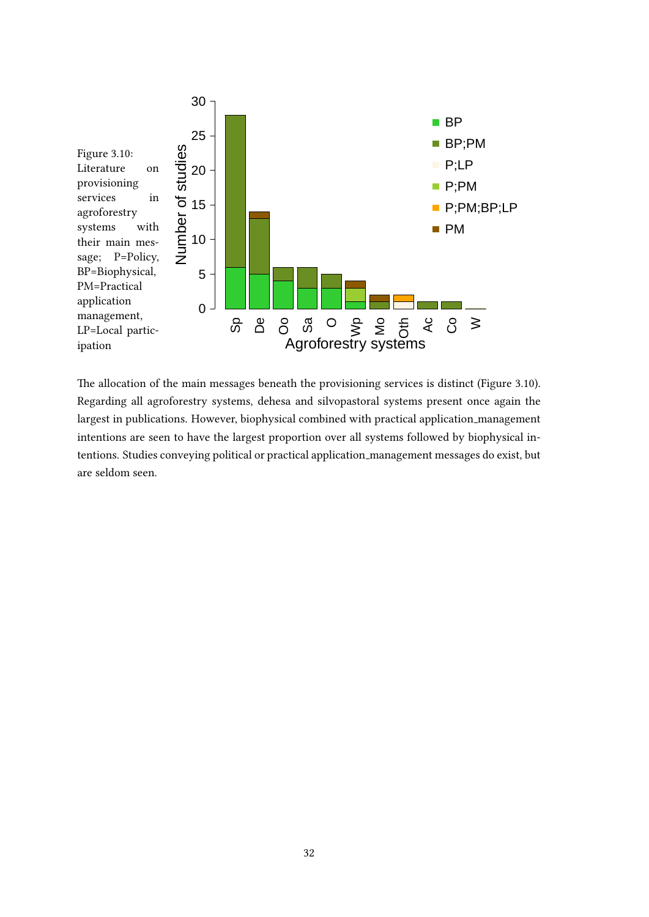Figure 3.10: Literature on provisioning services in agroforestry systems with their main message; P=Policy, BP=Biophysical, PM=Practical application management, LP=Local participation

The allocation of the main messages beneath the provisioning services is distinct (Figure 3.10). Regarding all agroforestry systems, dehesa and silvopastoral systems present once again the largest in publications. However, biophysical combined with practical application_management intentions are seen to have the largest proportion over all systems followed by biophysical intentions. Studies conveying political or practical application_management messages do exist, but are seldom seen.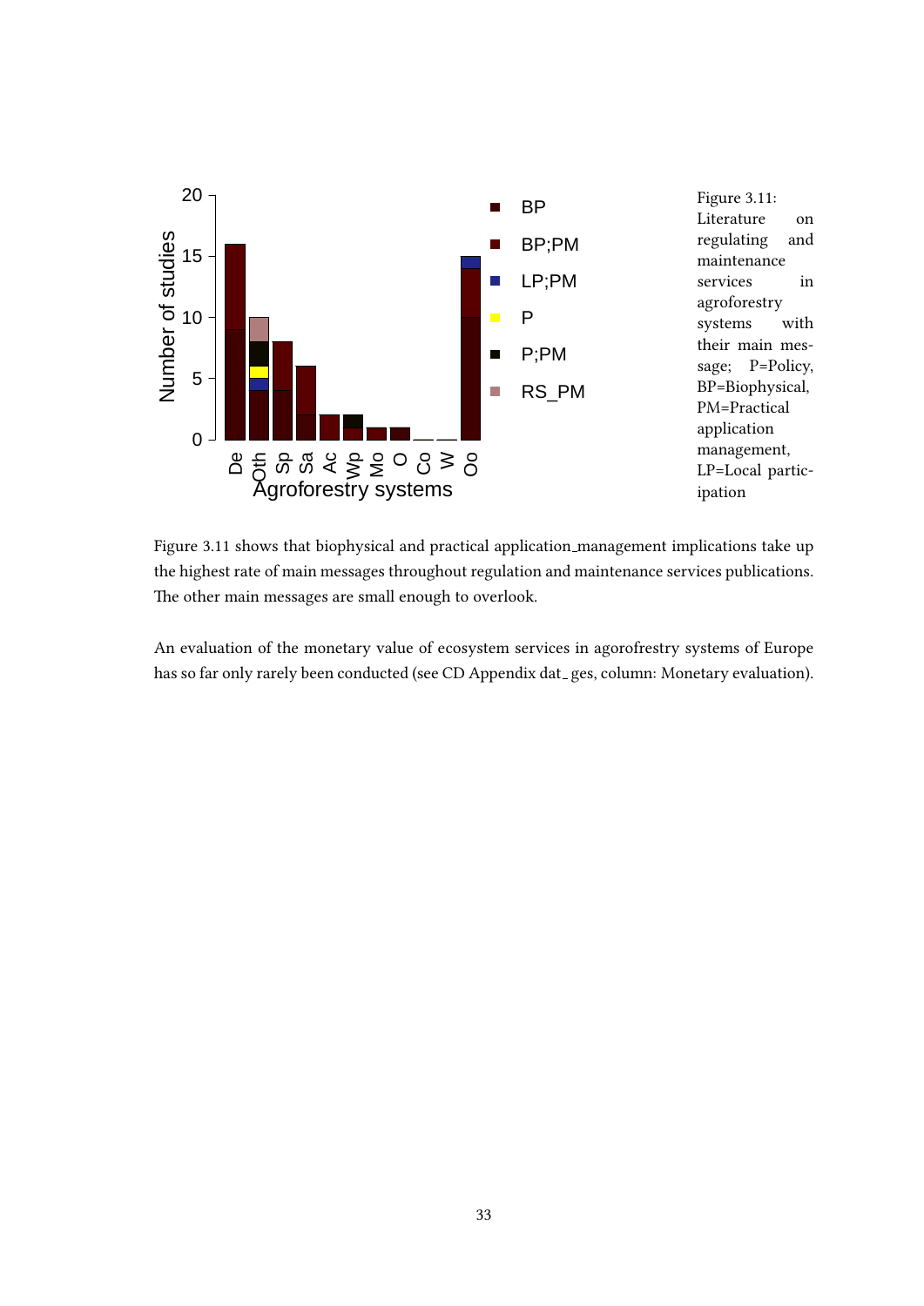Figure 3.11: Literature on regulating and maintenance services in agroforestry systems with their main message; P=Policy, BP=Biophysical, PM=Practical application management, LP=Local participation

Figure 3.11 shows that biophysical and practical application_management implications take up the highest rate of main messages throughout regulation and maintenance services publications. The other main messages are small enough to overlook.

An evaluation of the monetary value of ecosystem services in agorofrestry systems of Europe has so far only rarely been conducted (see CD Appendix dat_ ges, column: Monetary evaluation).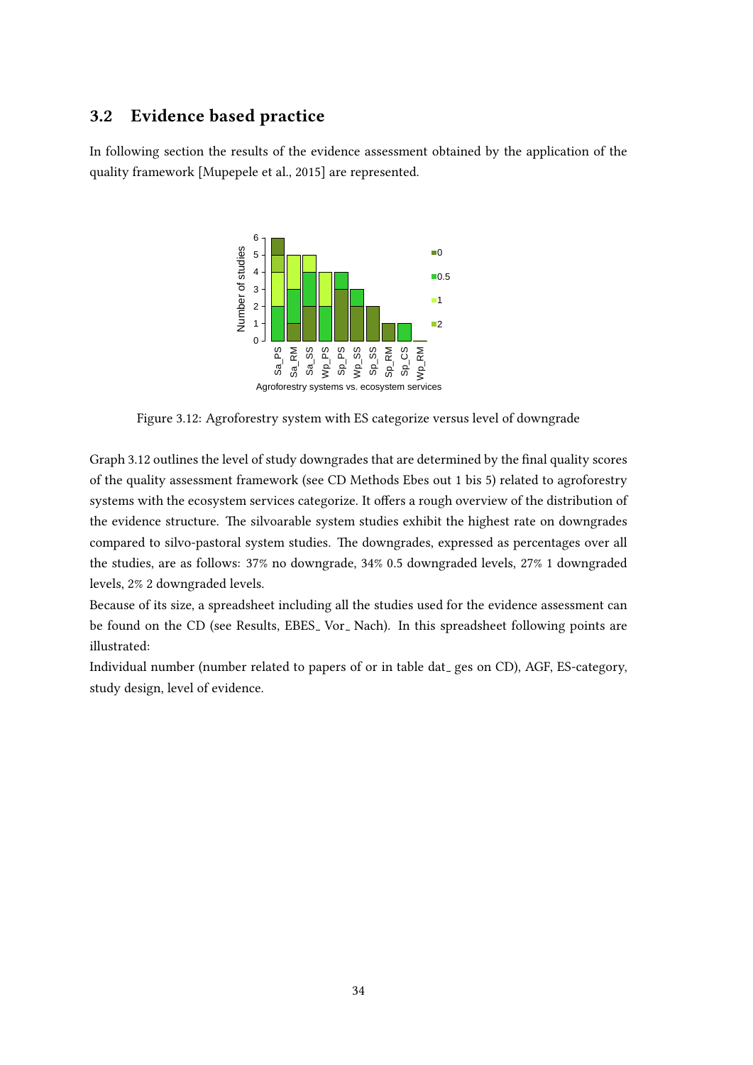## 3.2 Evidence based practice

In following section the results of the evidence assessment obtained by the application of the quality framework [Mupepele et al., 2015] are represented.

Figure 3.12: Agroforestry system with ES categorize versus level of downgrade

Graph 3.12 outlines the level of study downgrades that are determined by the final quality scores of the quality assessment framework (see CD Methods Ebes out 1 bis 5) related to agroforestry systems with the ecosystem services categorize. It offers a rough overview of the distribution of the evidence structure. The silvoarable system studies exhibit the highest rate on downgrades compared to silvo-pastoral system studies. The downgrades, expressed as percentages over all the studies, are as follows: 37% no downgrade, 34% 0.5 downgraded levels, 27% 1 downgraded levels, 2% 2 downgraded levels.

Because of its size, a spreadsheet including all the studies used for the evidence assessment can be found on the CD (see Results, EBES_ Vor_ Nach). In this spreadsheet following points are illustrated:

Individual number (number related to papers of or in table dat_ ges on CD), AGF, ES-category, study design, level of evidence.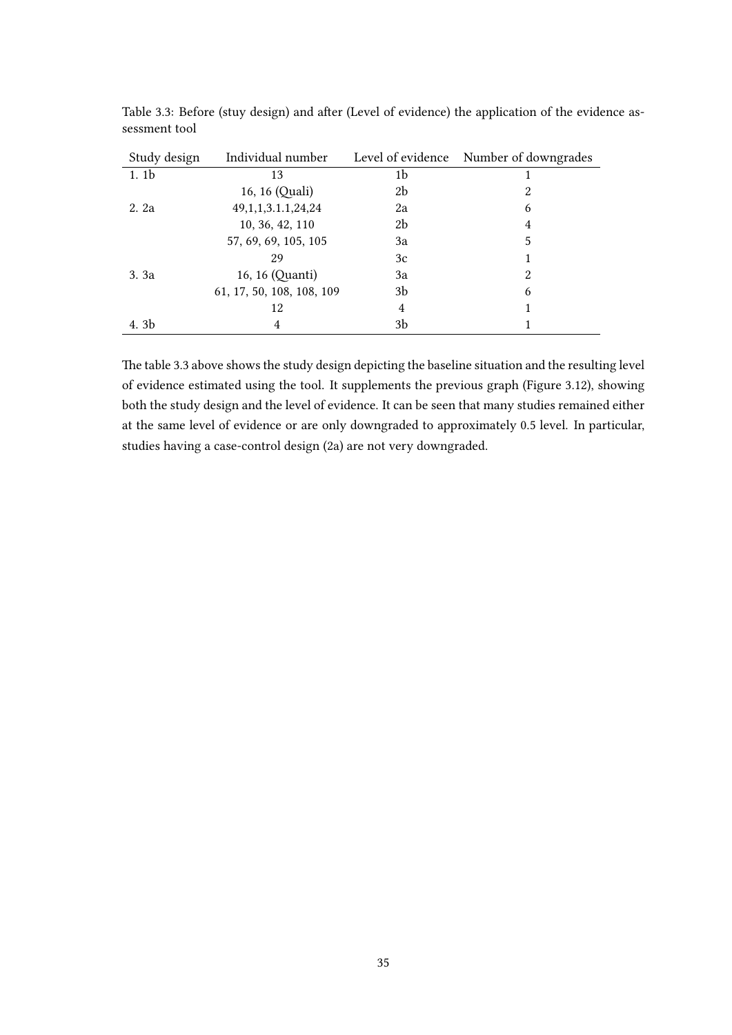Table 3.3: Before (stuy design) and after (Level of evidence) the application of the evidence assessment tool

| Study design | Individual number | Level of evidence | Number of downgrades |
|---|---|---|---|
| 1. 1b | 13 | 1b | 1 |
| | 16, 16 (Quali) | 2b | 2 |
| 2. 2a | 49,1,1,3.1.1,24,24 | 2a | 6 |
| | 10, 36, 42, 110 | 2b | 4 |
| | 57, 69, 69, 105, 105 | 3a | 5 |
| | 29 | 3c | 1 |
| 3. 3a | 16, 16 (Quanti) | 3a | 2 |
| | 61, 17, 50, 108, 108, 109 | 3b | 6 |
| | 12 | 4 | 1 |
| 4. 3b | 4 | 3b | 1 |

The table 3.3 above shows the study design depicting the baseline situation and the resulting level of evidence estimated using the tool. It supplements the previous graph (Figure 3.12), showing both the study design and the level of evidence. It can be seen that many studies remained either at the same level of evidence or are only downgraded to approximately 0.5 level. In particular, studies having a case-control design (2a) are not very downgraded.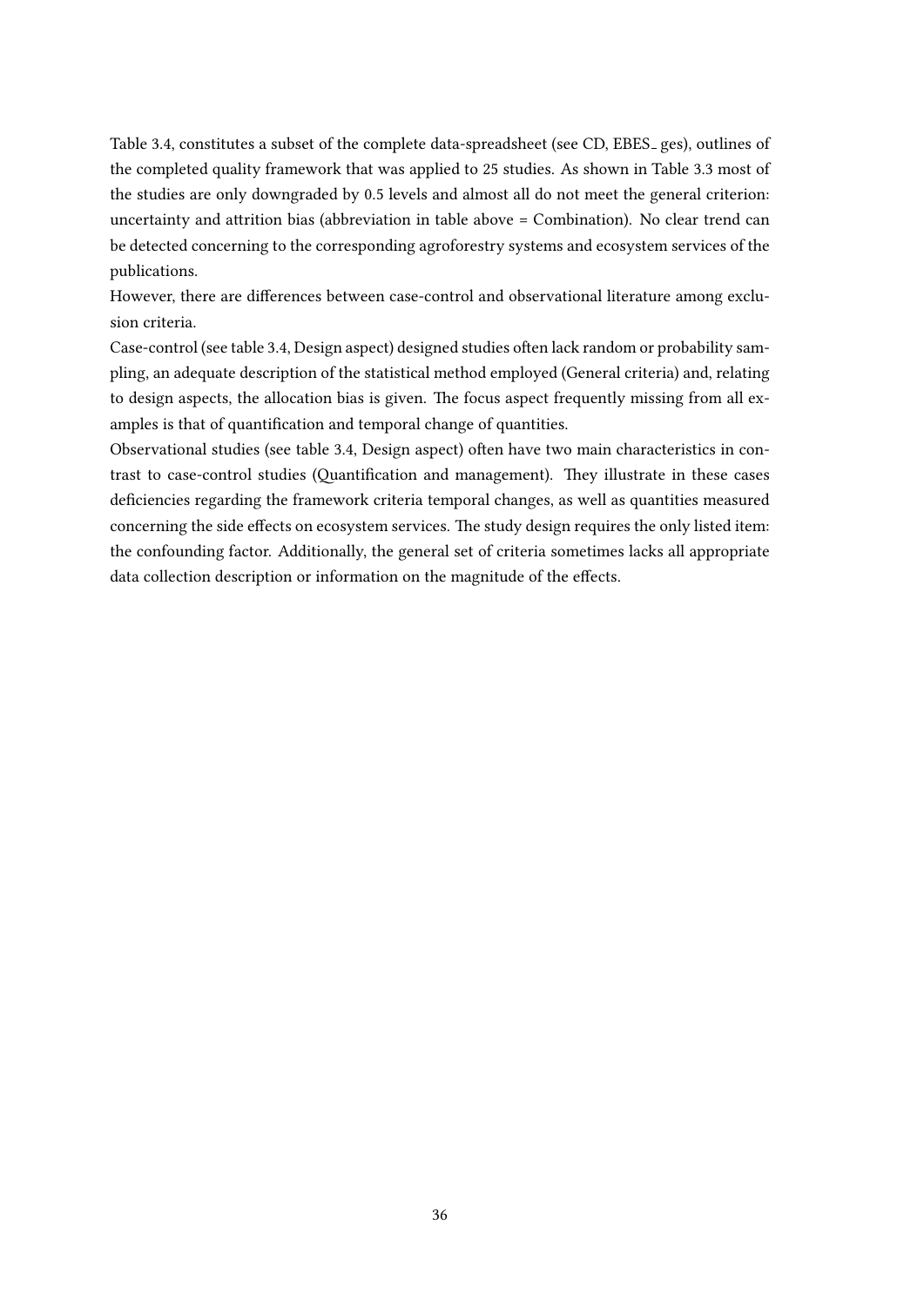Table 3.4, constitutes a subset of the complete data-spreadsheet (see CD, EBES_ges), outlines of the completed quality framework that was applied to 25 studies. As shown in Table 3.3 most of the studies are only downgraded by 0.5 levels and almost all do not meet the general criterion: uncertainty and attrition bias (abbreviation in table above = Combination). No clear trend can be detected concerning to the corresponding agroforestry systems and ecosystem services of the publications.

However, there are differences between case-control and observational literature among exclusion criteria.

Case-control (see table 3.4, Design aspect) designed studies often lack random or probability sampling, an adequate description of the statistical method employed (General criteria) and, relating to design aspects, the allocation bias is given. The focus aspect frequently missing from all examples is that of quantification and temporal change of quantities.

Observational studies (see table 3.4, Design aspect) often have two main characteristics in contrast to case-control studies (Quantification and management). They illustrate in these cases deficiencies regarding the framework criteria temporal changes, as well as quantities measured concerning the side effects on ecosystem services. The study design requires the only listed item: the confounding factor. Additionally, the general set of criteria sometimes lacks all appropriate data collection description or information on the magnitude of the effects.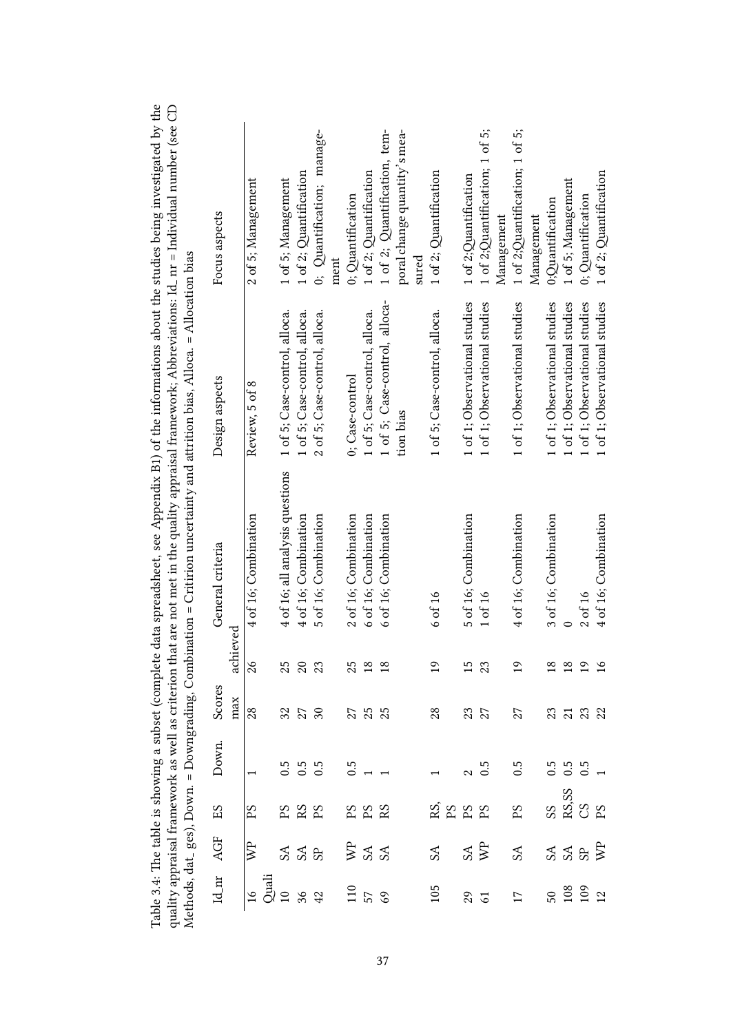Table 3.4: The table is showing a subset (complete data spreadsheet, see Appendix B1) of the informations about the studies being investigated by the quality appraisal framework as well as criterion that are not met in the quality appraisal framework; Abbreviations: Id_ nr = Individual number (see CD Methods, dat_ ges), Down. = Downgrading, Combination = Critirion uncertainty and attrition bias, Alloca. = Allocation bias

| Id_nr | AGF | ES | Down. | Scores max | Scores achieved | General criteria | Design aspects | Focus aspects |
|---|---|---|---|---|---|---|---|---|
| 16 Quali | WP | PS | 1 | 28 | 26 | 4 of 16; Combination | Review, 5 of 8 | 2 of 5; Management |
| 10 | SA | PS | 0.5 | 32 | 25 | 4 of 16; all analysis questions | 1 of 5; Case-control, alloca. | 1 of 5; Management |
| 36 | SA | RS | 0.5 | 27 | 20 | 4 of 16; Combination | 1 of 5; Case-control, alloca. | 1 of 2; Quantification |
| 42 | SP | PS | 0.5 | 30 | 23 | 5 of 16; Combination | 2 of 5; Case-control, alloca. | 0; Quantification; management |
| 110 | WP | PS | 0.5 | 27 | 25 | 2 of 16; Combination | 0; Case-control | 0; Quantification |
| 57 | SA | PS | 1 | 25 | 18 | 6 of 16; Combination | 1 of 5; Case-control, alloca. | 1 of 2; Quantification |
| 69 | SA | RS | 1 | 25 | 18 | 6 of 16; Combination | 1 of 5; Case-control, allocation bias | 1 of 2; Quantification, temporal change quantity's measured |
| 105 | SA | RS, PS | 1 | 28 | 19 | 6 of 16 | 1 of 5; Case-control, alloca. | 1 of 2; Quantification |
| 29 | SA | PS | 2 | 23 | 15 | 5 of 16; Combination | 1 of 1; Observational studies | 1 of 2;Quantification |
| 61 | WP | PS | 0.5 | 27 | 23 | 1 of 16 | 1 of 1; Observational studies | 1 of 2;Quantification; 1 of 5; Management |
| 17 | SA | PS | 0.5 | 27 | 19 | 4 of 16; Combination | 1 of 1; Observational studies | 1 of 2;Quantification; 1 of 5; Management |
| 50 | SA | SS | 0.5 | 23 | 18 | 3 of 16; Combination | 1 of 1; Observational studies | 0;Quantification |
| 108 | SA | RS,SS | 0.5 | 21 | 18 | 0 | 1 of 1; Observational studies | 1 of 5; Management |
| 109 | SP | CS | 0.5 | 23 | 19 | 2 of 16 | 1 of 1; Observational studies | 0; Quantification |
| 12 | WP | PS | 1 | 22 | 16 | 4 of 16; Combination | 1 of 1; Observational studies | 1 of 2; Quantification |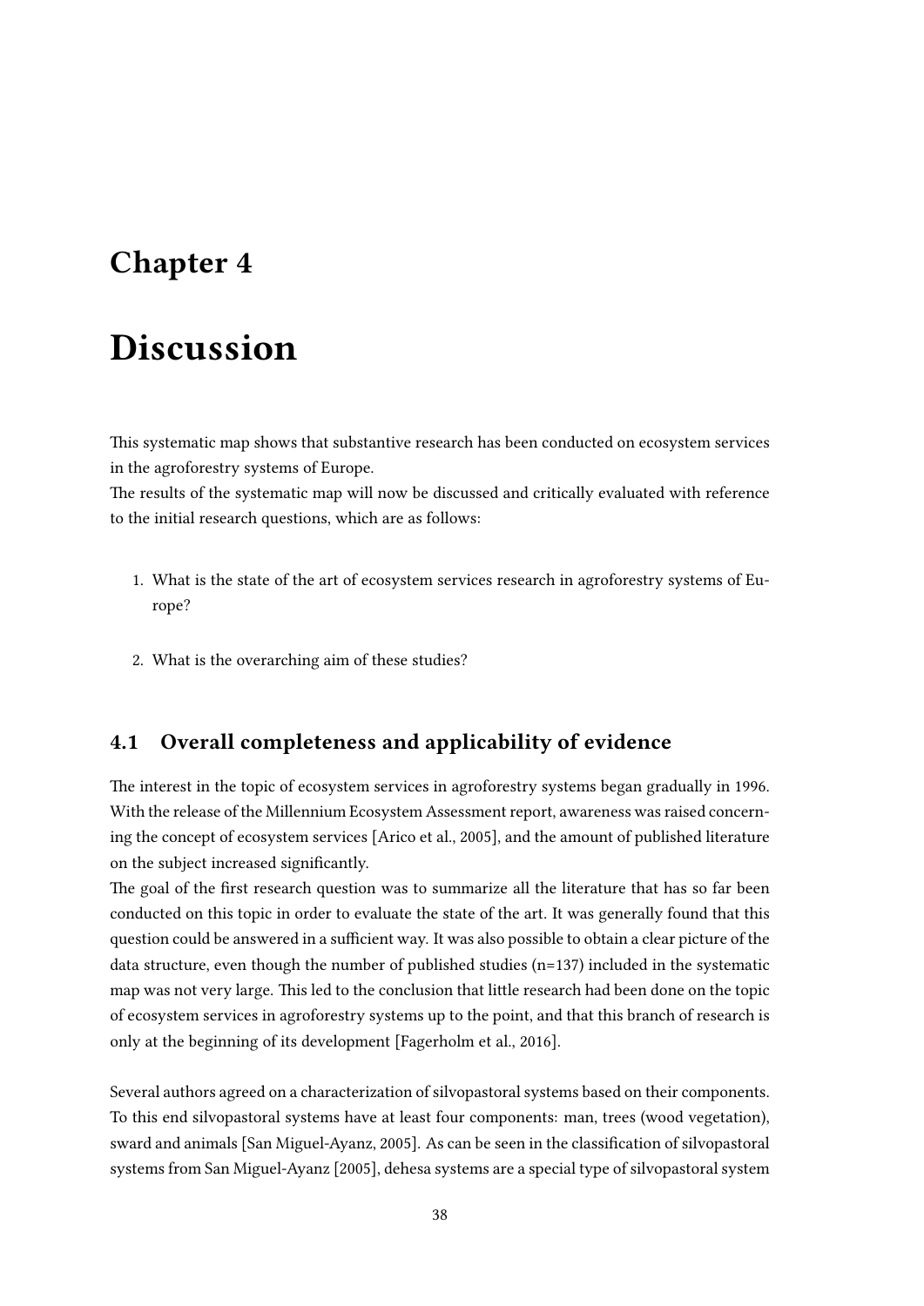# Chapter 4

# Discussion

This systematic map shows that substantive research has been conducted on ecosystem services in the agroforestry systems of Europe.
The results of the systematic map will now be discussed and critically evaluated with reference to the initial research questions, which are as follows:

1. What is the state of the art of ecosystem services research in agroforestry systems of Europe?
2. What is the overarching aim of these studies?

## 4.1 Overall completeness and applicability of evidence

The interest in the topic of ecosystem services in agroforestry systems began gradually in 1996. With the release of the Millennium Ecosystem Assessment report, awareness was raised concerning the concept of ecosystem services [Arico et al., 2005], and the amount of published literature on the subject increased significantly.
The goal of the first research question was to summarize all the literature that has so far been conducted on this topic in order to evaluate the state of the art. It was generally found that this question could be answered in a sufficient way. It was also possible to obtain a clear picture of the data structure, even though the number of published studies (n=137) included in the systematic map was not very large. This led to the conclusion that little research had been done on the topic of ecosystem services in agroforestry systems up to the point, and that this branch of research is only at the beginning of its development [Fagerholm et al., 2016].

Several authors agreed on a characterization of silvopastoral systems based on their components. To this end silvopastoral systems have at least four components: man, trees (wood vegetation), sward and animals [San Miguel-Ayanz, 2005]. As can be seen in the classification of silvopastoral systems from San Miguel-Ayanz [2005], dehesa systems are a special type of silvopastoral system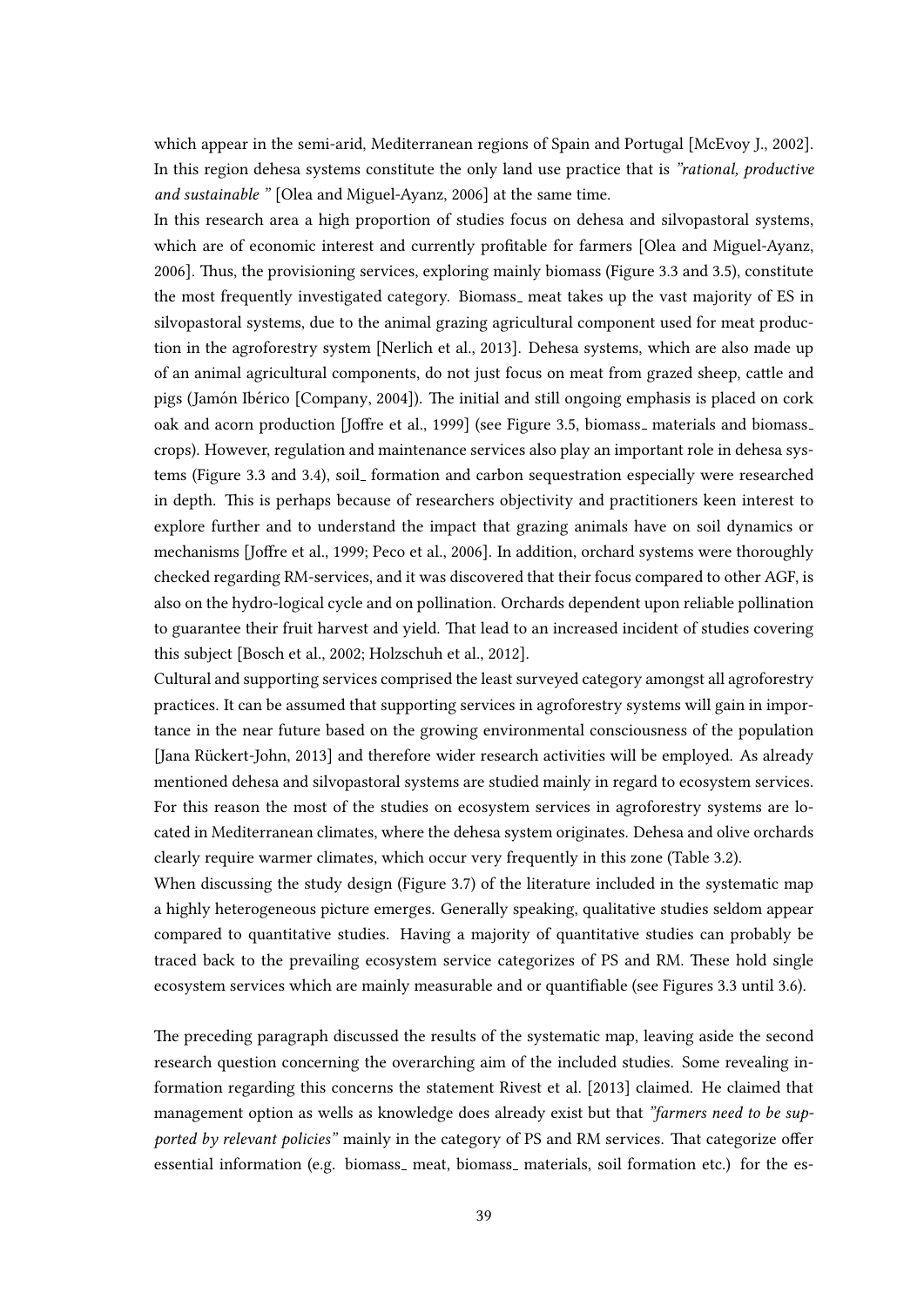which appear in the semi-arid, Mediterranean regions of Spain and Portugal [McEvoy J., 2002]. In this region dehesa systems constitute the only land use practice that is *"rational, productive and sustainable "* [Olea and Miguel-Ayanz, 2006] at the same time.

In this research area a high proportion of studies focus on dehesa and silvopastoral systems, which are of economic interest and currently profitable for farmers [Olea and Miguel-Ayanz, 2006]. Thus, the provisioning services, exploring mainly biomass (Figure 3.3 and 3.5), constitute the most frequently investigated category. Biomass_ meat takes up the vast majority of ES in silvopastoral systems, due to the animal grazing agricultural component used for meat production in the agroforestry system [Nerlich et al., 2013]. Dehesa systems, which are also made up of an animal agricultural components, do not just focus on meat from grazed sheep, cattle and pigs (Jamón Ibérico [Company, 2004]). The initial and still ongoing emphasis is placed on cork oak and acorn production [Joffre et al., 1999] (see Figure 3.5, biomass_ materials and biomass_ crops). However, regulation and maintenance services also play an important role in dehesa systems (Figure 3.3 and 3.4), soil_ formation and carbon sequestration especially were researched in depth. This is perhaps because of researchers objectivity and practitioners keen interest to explore further and to understand the impact that grazing animals have on soil dynamics or mechanisms [Joffre et al., 1999; Peco et al., 2006]. In addition, orchard systems were thoroughly checked regarding RM-services, and it was discovered that their focus compared to other AGF, is also on the hydro-logical cycle and on pollination. Orchards dependent upon reliable pollination to guarantee their fruit harvest and yield. That lead to an increased incident of studies covering this subject [Bosch et al., 2002; Holzschuh et al., 2012].

Cultural and supporting services comprised the least surveyed category amongst all agroforestry practices. It can be assumed that supporting services in agroforestry systems will gain in importance in the near future based on the growing environmental consciousness of the population [Jana Rückert-John, 2013] and therefore wider research activities will be employed. As already mentioned dehesa and silvopastoral systems are studied mainly in regard to ecosystem services. For this reason the most of the studies on ecosystem services in agroforestry systems are located in Mediterranean climates, where the dehesa system originates. Dehesa and olive orchards clearly require warmer climates, which occur very frequently in this zone (Table 3.2).

When discussing the study design (Figure 3.7) of the literature included in the systematic map a highly heterogeneous picture emerges. Generally speaking, qualitative studies seldom appear compared to quantitative studies. Having a majority of quantitative studies can probably be traced back to the prevailing ecosystem service categorizes of PS and RM. These hold single ecosystem services which are mainly measurable and or quantifiable (see Figures 3.3 until 3.6).

The preceding paragraph discussed the results of the systematic map, leaving aside the second research question concerning the overarching aim of the included studies. Some revealing information regarding this concerns the statement Rivest et al. [2013] claimed. He claimed that management option as wells as knowledge does already exist but that *"farmers need to be supported by relevant policies"* mainly in the category of PS and RM services. That categorize offer essential information (e.g. biomass_ meat, biomass_ materials, soil formation etc.) for the es-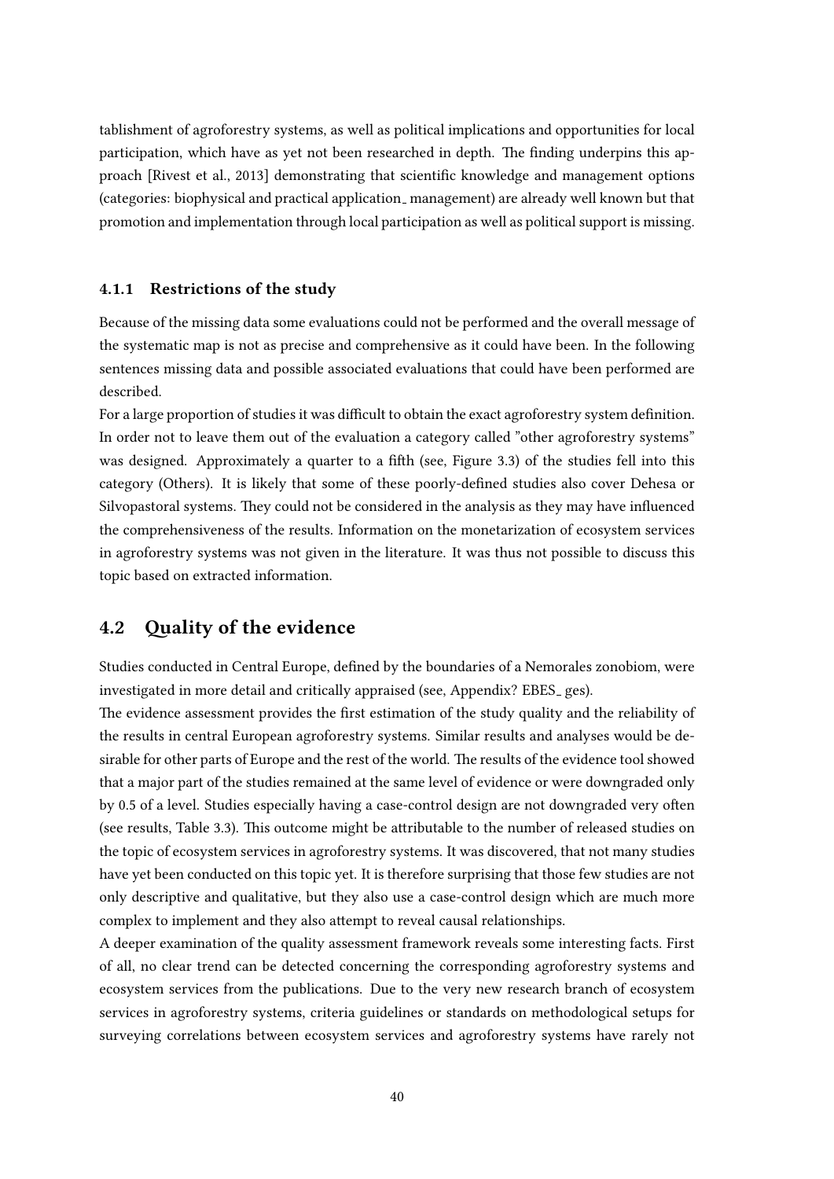tablishment of agroforestry systems, as well as political implications and opportunities for local participation, which have as yet not been researched in depth. The finding underpins this approach [Rivest et al., 2013] demonstrating that scientific knowledge and management options (categories: biophysical and practical application_ management) are already well known but that promotion and implementation through local participation as well as political support is missing.

### 4.1.1 Restrictions of the study

Because of the missing data some evaluations could not be performed and the overall message of the systematic map is not as precise and comprehensive as it could have been. In the following sentences missing data and possible associated evaluations that could have been performed are described.

For a large proportion of studies it was difficult to obtain the exact agroforestry system definition. In order not to leave them out of the evaluation a category called "other agroforestry systems" was designed. Approximately a quarter to a fifth (see, Figure 3.3) of the studies fell into this category (Others). It is likely that some of these poorly-defined studies also cover Dehesa or Silvopastoral systems. They could not be considered in the analysis as they may have influenced the comprehensiveness of the results. Information on the monetarization of ecosystem services in agroforestry systems was not given in the literature. It was thus not possible to discuss this topic based on extracted information.

## 4.2 Quality of the evidence

Studies conducted in Central Europe, defined by the boundaries of a Nemorales zonobiom, were investigated in more detail and critically appraised (see, Appendix? EBES_ ges).

The evidence assessment provides the first estimation of the study quality and the reliability of the results in central European agroforestry systems. Similar results and analyses would be desirable for other parts of Europe and the rest of the world. The results of the evidence tool showed that a major part of the studies remained at the same level of evidence or were downgraded only by 0.5 of a level. Studies especially having a case-control design are not downgraded very often (see results, Table 3.3). This outcome might be attributable to the number of released studies on the topic of ecosystem services in agroforestry systems. It was discovered, that not many studies have yet been conducted on this topic yet. It is therefore surprising that those few studies are not only descriptive and qualitative, but they also use a case-control design which are much more complex to implement and they also attempt to reveal causal relationships.

A deeper examination of the quality assessment framework reveals some interesting facts. First of all, no clear trend can be detected concerning the corresponding agroforestry systems and ecosystem services from the publications. Due to the very new research branch of ecosystem services in agroforestry systems, criteria guidelines or standards on methodological setups for surveying correlations between ecosystem services and agroforestry systems have rarely not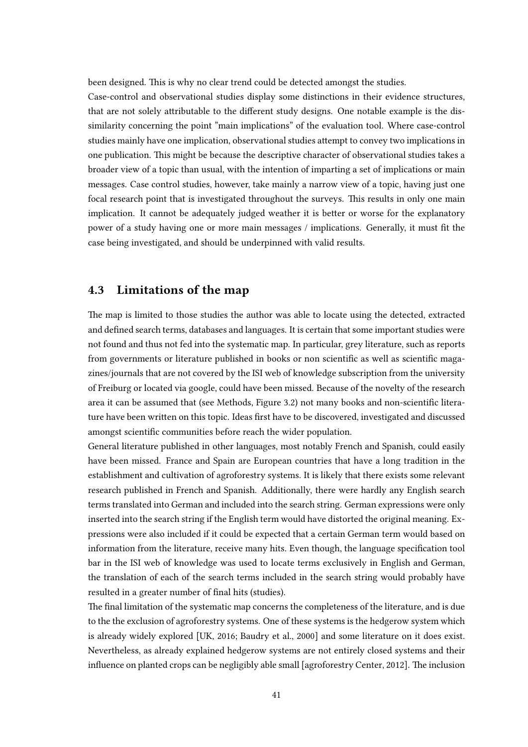been designed. This is why no clear trend could be detected amongst the studies.

Case-control and observational studies display some distinctions in their evidence structures, that are not solely attributable to the different study designs. One notable example is the dissimilarity concerning the point "main implications" of the evaluation tool. Where case-control studies mainly have one implication, observational studies attempt to convey two implications in one publication. This might be because the descriptive character of observational studies takes a broader view of a topic than usual, with the intention of imparting a set of implications or main messages. Case control studies, however, take mainly a narrow view of a topic, having just one focal research point that is investigated throughout the surveys. This results in only one main implication. It cannot be adequately judged weather it is better or worse for the explanatory power of a study having one or more main messages / implications. Generally, it must fit the case being investigated, and should be underpinned with valid results.

## 4.3 Limitations of the map

The map is limited to those studies the author was able to locate using the detected, extracted and defined search terms, databases and languages. It is certain that some important studies were not found and thus not fed into the systematic map. In particular, grey literature, such as reports from governments or literature published in books or non scientific as well as scientific magazines/journals that are not covered by the ISI web of knowledge subscription from the university of Freiburg or located via google, could have been missed. Because of the novelty of the research area it can be assumed that (see Methods, Figure 3.2) not many books and non-scientific literature have been written on this topic. Ideas first have to be discovered, investigated and discussed amongst scientific communities before reach the wider population.

General literature published in other languages, most notably French and Spanish, could easily have been missed. France and Spain are European countries that have a long tradition in the establishment and cultivation of agroforestry systems. It is likely that there exists some relevant research published in French and Spanish. Additionally, there were hardly any English search terms translated into German and included into the search string. German expressions were only inserted into the search string if the English term would have distorted the original meaning. Expressions were also included if it could be expected that a certain German term would based on information from the literature, receive many hits. Even though, the language specification tool bar in the ISI web of knowledge was used to locate terms exclusively in English and German, the translation of each of the search terms included in the search string would probably have resulted in a greater number of final hits (studies).

The final limitation of the systematic map concerns the completeness of the literature, and is due to the the exclusion of agroforestry systems. One of these systems is the hedgerow system which is already widely explored [UK, 2016; Baudry et al., 2000] and some literature on it does exist. Nevertheless, as already explained hedgerow systems are not entirely closed systems and their influence on planted crops can be negligibly able small [agroforestry Center, 2012]. The inclusion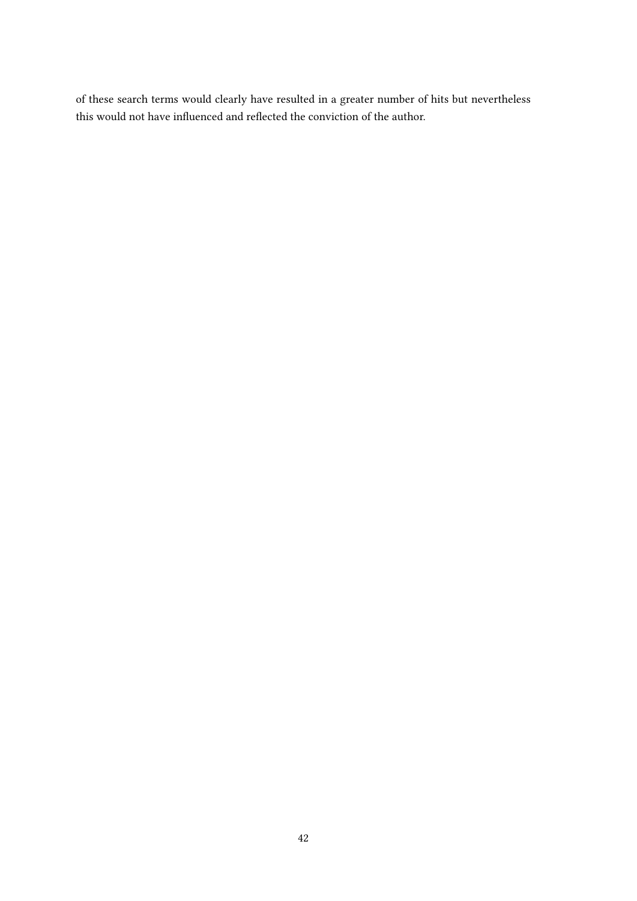of these search terms would clearly have resulted in a greater number of hits but nevertheless this would not have influenced and reflected the conviction of the author.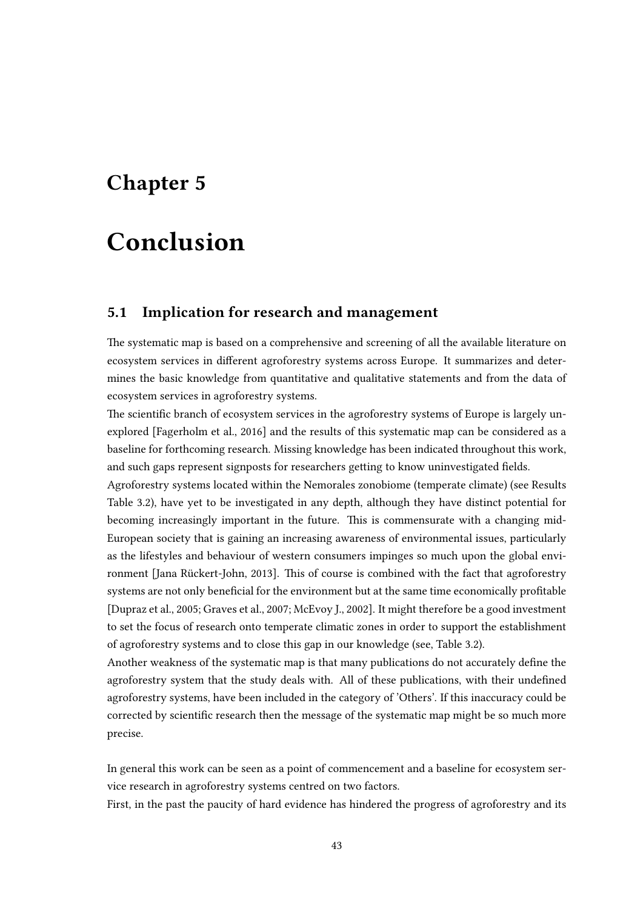# Chapter 5

# Conclusion

## 5.1 Implication for research and management

The systematic map is based on a comprehensive and screening of all the available literature on ecosystem services in different agroforestry systems across Europe. It summarizes and determines the basic knowledge from quantitative and qualitative statements and from the data of ecosystem services in agroforestry systems.

The scientific branch of ecosystem services in the agroforestry systems of Europe is largely unexplored [Fagerholm et al., 2016] and the results of this systematic map can be considered as a baseline for forthcoming research. Missing knowledge has been indicated throughout this work, and such gaps represent signposts for researchers getting to know uninvestigated fields.

Agroforestry systems located within the Nemorales zonobiome (temperate climate) (see Results Table 3.2), have yet to be investigated in any depth, although they have distinct potential for becoming increasingly important in the future. This is commensurate with a changing mid-European society that is gaining an increasing awareness of environmental issues, particularly as the lifestyles and behaviour of western consumers impinges so much upon the global environment [Jana Rückert-John, 2013]. This of course is combined with the fact that agroforestry systems are not only beneficial for the environment but at the same time economically profitable [Dupraz et al., 2005; Graves et al., 2007; McEvoy J., 2002]. It might therefore be a good investment to set the focus of research onto temperate climatic zones in order to support the establishment of agroforestry systems and to close this gap in our knowledge (see, Table 3.2).

Another weakness of the systematic map is that many publications do not accurately define the agroforestry system that the study deals with. All of these publications, with their undefined agroforestry systems, have been included in the category of 'Others'. If this inaccuracy could be corrected by scientific research then the message of the systematic map might be so much more precise.

In general this work can be seen as a point of commencement and a baseline for ecosystem service research in agroforestry systems centred on two factors.

First, in the past the paucity of hard evidence has hindered the progress of agroforestry and its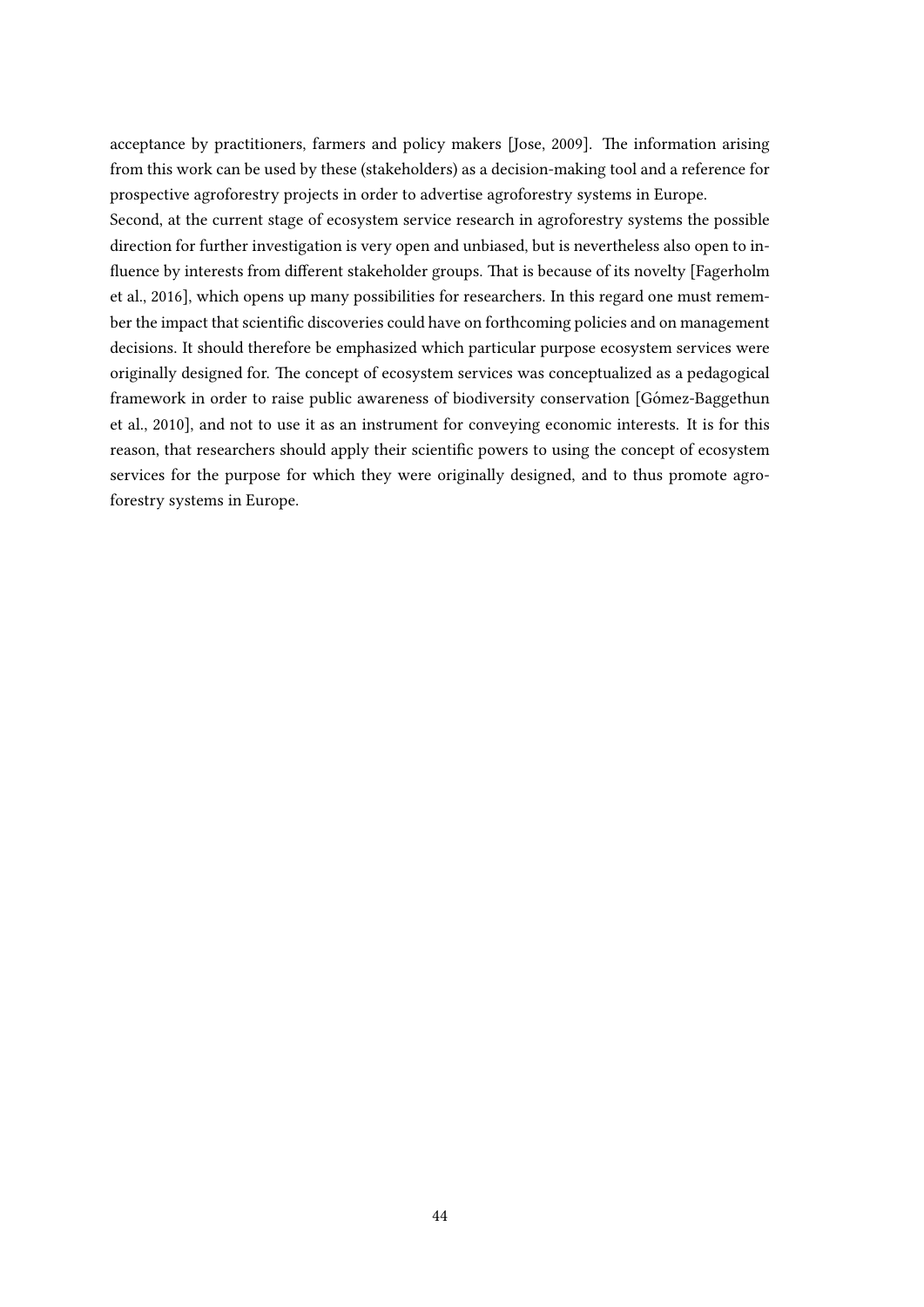acceptance by practitioners, farmers and policy makers [Jose, 2009]. The information arising from this work can be used by these (stakeholders) as a decision-making tool and a reference for prospective agroforestry projects in order to advertise agroforestry systems in Europe.

Second, at the current stage of ecosystem service research in agroforestry systems the possible direction for further investigation is very open and unbiased, but is nevertheless also open to influence by interests from different stakeholder groups. That is because of its novelty [Fagerholm et al., 2016], which opens up many possibilities for researchers. In this regard one must remember the impact that scientific discoveries could have on forthcoming policies and on management decisions. It should therefore be emphasized which particular purpose ecosystem services were originally designed for. The concept of ecosystem services was conceptualized as a pedagogical framework in order to raise public awareness of biodiversity conservation [Gómez-Baggethun et al., 2010], and not to use it as an instrument for conveying economic interests. It is for this reason, that researchers should apply their scientific powers to using the concept of ecosystem services for the purpose for which they were originally designed, and to thus promote agroforestry systems in Europe.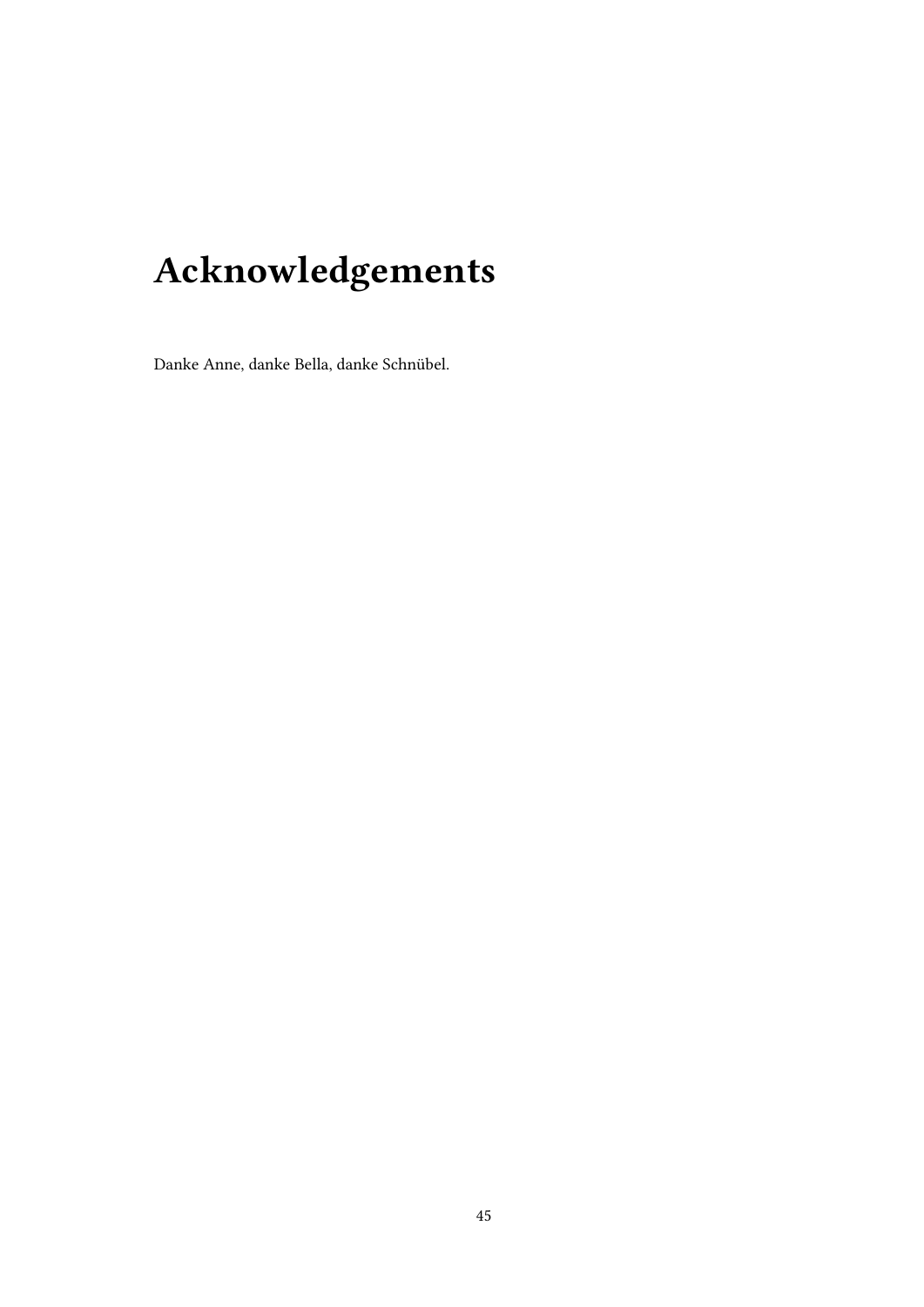# Acknowledgements

Danke Anne, danke Bella, danke Schnübel.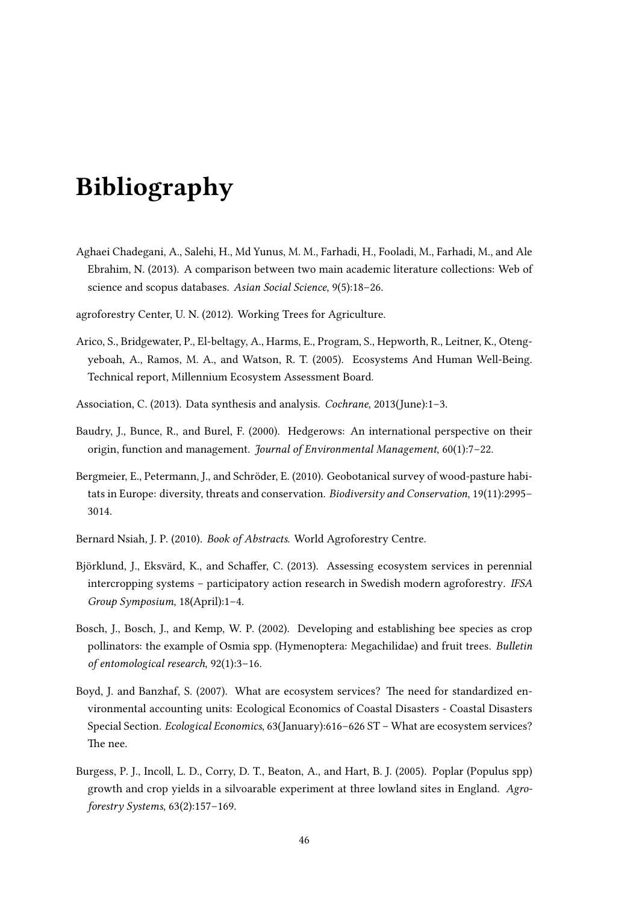# Bibliography

Aghaei Chadegani, A., Salehi, H., Md Yunus, M. M., Farhadi, H., Fooladi, M., Farhadi, M., and Ale Ebrahim, N. (2013). A comparison between two main academic literature collections: Web of science and scopus databases. *Asian Social Science*, 9(5):18–26.

agroforestry Center, U. N. (2012). Working Trees for Agriculture.

Arico, S., Bridgewater, P., El-beltagy, A., Harms, E., Program, S., Hepworth, R., Leitner, K., Oteng-yeboah, A., Ramos, M. A., and Watson, R. T. (2005). Ecosystems And Human Well-Being. Technical report, Millennium Ecosystem Assessment Board.

Association, C. (2013). Data synthesis and analysis. *Cochrane*, 2013(June):1–3.

Baudry, J., Bunce, R., and Burel, F. (2000). Hedgerows: An international perspective on their origin, function and management. *Journal of Environmental Management*, 60(1):7–22.

Bergmeier, E., Petermann, J., and Schröder, E. (2010). Geobotanical survey of wood-pasture habitats in Europe: diversity, threats and conservation. *Biodiversity and Conservation*, 19(11):2995–3014.

Bernard Nsiah, J. P. (2010). *Book of Abstracts*. World Agroforestry Centre.

Björklund, J., Eksvärd, K., and Schaffer, C. (2013). Assessing ecosystem services in perennial intercropping systems – participatory action research in Swedish modern agroforestry. *IFSA Group Symposium*, 18(April):1–4.

Bosch, J., Bosch, J., and Kemp, W. P. (2002). Developing and establishing bee species as crop pollinators: the example of Osmia spp. (Hymenoptera: Megachilidae) and fruit trees. *Bulletin of entomological research*, 92(1):3–16.

Boyd, J. and Banzhaf, S. (2007). What are ecosystem services? The need for standardized environmental accounting units: Ecological Economics of Coastal Disasters - Coastal Disasters Special Section. *Ecological Economics*, 63(January):616–626 ST – What are ecosystem services? The nee.

Burgess, P. J., Incoll, L. D., Corry, D. T., Beaton, A., and Hart, B. J. (2005). Poplar (Populus spp) growth and crop yields in a silvoarable experiment at three lowland sites in England. *Agroforestry Systems*, 63(2):157–169.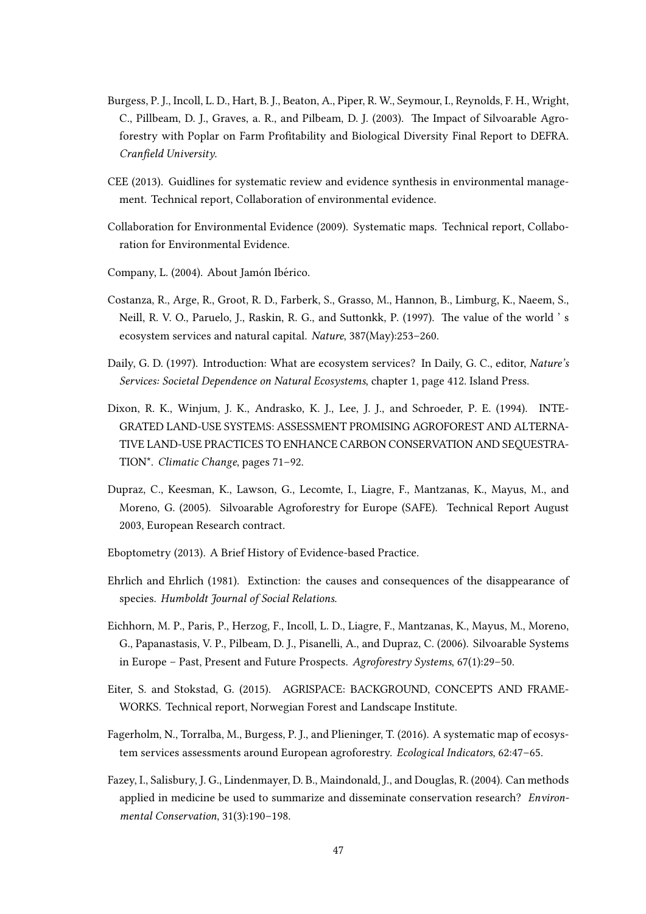Burgess, P. J., Incoll, L. D., Hart, B. J., Beaton, A., Piper, R. W., Seymour, I., Reynolds, F. H., Wright, C., Pillbeam, D. J., Graves, a. R., and Pilbeam, D. J. (2003). The Impact of Silvoarable Agroforestry with Poplar on Farm Profitability and Biological Diversity Final Report to DEFRA. *Cranfield University*.

CEE (2013). Guidlines for systematic review and evidence synthesis in environmental management. Technical report, Collaboration of environmental evidence.

Collaboration for Environmental Evidence (2009). Systematic maps. Technical report, Collaboration for Environmental Evidence.

Company, L. (2004). About Jamón Ibérico.

Costanza, R., Arge, R., Groot, R. D., Farberk, S., Grasso, M., Hannon, B., Limburg, K., Naeem, S., Neill, R. V. O., Paruelo, J., Raskin, R. G., and Suttonkk, P. (1997). The value of the world ' s ecosystem services and natural capital. *Nature*, 387(May):253–260.

Daily, G. D. (1997). Introduction: What are ecosystem services? In Daily, G. C., editor, *Nature's Services: Societal Dependence on Natural Ecosystems*, chapter 1, page 412. Island Press.

Dixon, R. K., Winjum, J. K., Andrasko, K. J., Lee, J. J., and Schroeder, P. E. (1994). INTEGRATED LAND-USE SYSTEMS: ASSESSMENT PROMISING AGROFOREST AND ALTERNATIVE LAND-USE PRACTICES TO ENHANCE CARBON CONSERVATION AND SEQUESTRATION*. *Climatic Change*, pages 71–92.

Dupraz, C., Keesman, K., Lawson, G., Lecomte, I., Liagre, F., Mantzanas, K., Mayus, M., and Moreno, G. (2005). Silvoarable Agroforestry for Europe (SAFE). Technical Report August 2003, European Research contract.

Eboptometry (2013). A Brief History of Evidence-based Practice.

Ehrlich and Ehrlich (1981). Extinction: the causes and consequences of the disappearance of species. *Humboldt Journal of Social Relations*.

Eichhorn, M. P., Paris, P., Herzog, F., Incoll, L. D., Liagre, F., Mantzanas, K., Mayus, M., Moreno, G., Papanastasis, V. P., Pilbeam, D. J., Pisanelli, A., and Dupraz, C. (2006). Silvoarable Systems in Europe – Past, Present and Future Prospects. *Agroforestry Systems*, 67(1):29–50.

Eiter, S. and Stokstad, G. (2015). AGRISPACE: BACKGROUND, CONCEPTS AND FRAMEWORKS. Technical report, Norwegian Forest and Landscape Institute.

Fagerholm, N., Torralba, M., Burgess, P. J., and Plieninger, T. (2016). A systematic map of ecosystem services assessments around European agroforestry. *Ecological Indicators*, 62:47–65.

Fazey, I., Salisbury, J. G., Lindenmayer, D. B., Maindonald, J., and Douglas, R. (2004). Can methods applied in medicine be used to summarize and disseminate conservation research? *Environmental Conservation*, 31(3):190–198.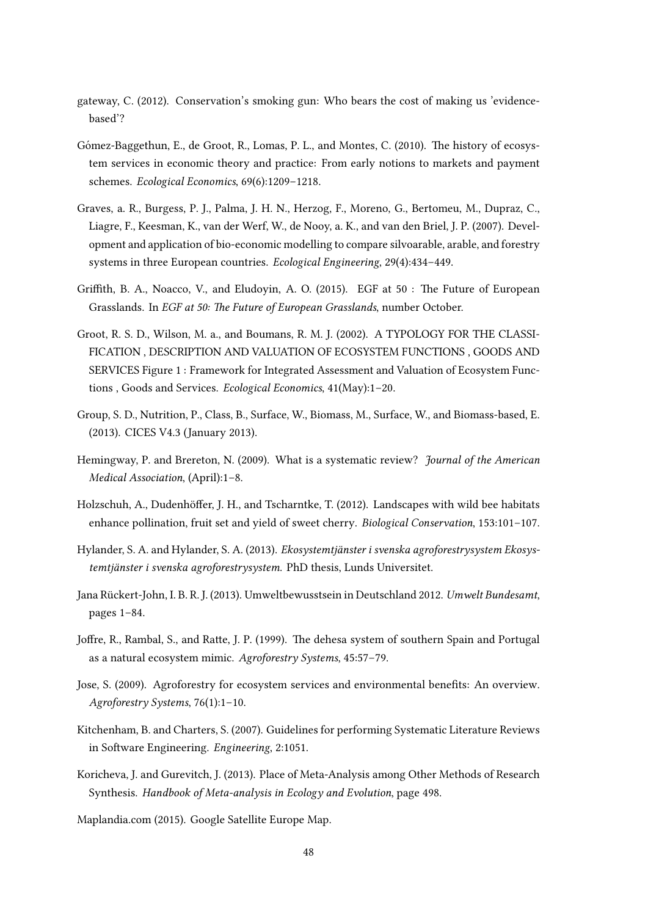gateway, C. (2012). Conservation's smoking gun: Who bears the cost of making us 'evidence-based'?

Gómez-Baggethun, E., de Groot, R., Lomas, P. L., and Montes, C. (2010). The history of ecosystem services in economic theory and practice: From early notions to markets and payment schemes. *Ecological Economics*, 69(6):1209–1218.

Graves, a. R., Burgess, P. J., Palma, J. H. N., Herzog, F., Moreno, G., Bertomeu, M., Dupraz, C., Liagre, F., Keesman, K., van der Werf, W., de Nooy, a. K., and van den Briel, J. P. (2007). Development and application of bio-economic modelling to compare silvoarable, arable, and forestry systems in three European countries. *Ecological Engineering*, 29(4):434–449.

Griffith, B. A., Noacco, V., and Eludoyin, A. O. (2015). EGF at 50 : The Future of European Grasslands. In *EGF at 50: The Future of European Grasslands*, number October.

Groot, R. S. D., Wilson, M. a., and Boumans, R. M. J. (2002). A TYPOLOGY FOR THE CLASSIFICATION , DESCRIPTION AND VALUATION OF ECOSYSTEM FUNCTIONS , GOODS AND SERVICES Figure 1 : Framework for Integrated Assessment and Valuation of Ecosystem Functions , Goods and Services. *Ecological Economics*, 41(May):1–20.

Group, S. D., Nutrition, P., Class, B., Surface, W., Biomass, M., Surface, W., and Biomass-based, E. (2013). CICES V4.3 (January 2013).

Hemingway, P. and Brereton, N. (2009). What is a systematic review? *Journal of the American Medical Association*, (April):1–8.

Holzschuh, A., Dudenhöffer, J. H., and Tscharntke, T. (2012). Landscapes with wild bee habitats enhance pollination, fruit set and yield of sweet cherry. *Biological Conservation*, 153:101–107.

Hylander, S. A. and Hylander, S. A. (2013). *Ekosystemtjänster i svenska agroforestrysystem Ekosystemtjänster i svenska agroforestrysystem*. PhD thesis, Lunds Universitet.

Jana Rückert-John, I. B. R. J. (2013). Umweltbewusstsein in Deutschland 2012. *Umwelt Bundesamt*, pages 1–84.

Joffre, R., Rambal, S., and Ratte, J. P. (1999). The dehesa system of southern Spain and Portugal as a natural ecosystem mimic. *Agroforestry Systems*, 45:57–79.

Jose, S. (2009). Agroforestry for ecosystem services and environmental benefits: An overview. *Agroforestry Systems*, 76(1):1–10.

Kitchenham, B. and Charters, S. (2007). Guidelines for performing Systematic Literature Reviews in Software Engineering. *Engineering*, 2:1051.

Koricheva, J. and Gurevitch, J. (2013). Place of Meta-Analysis among Other Methods of Research Synthesis. *Handbook of Meta-analysis in Ecology and Evolution*, page 498.

Maplandia.com (2015). Google Satellite Europe Map.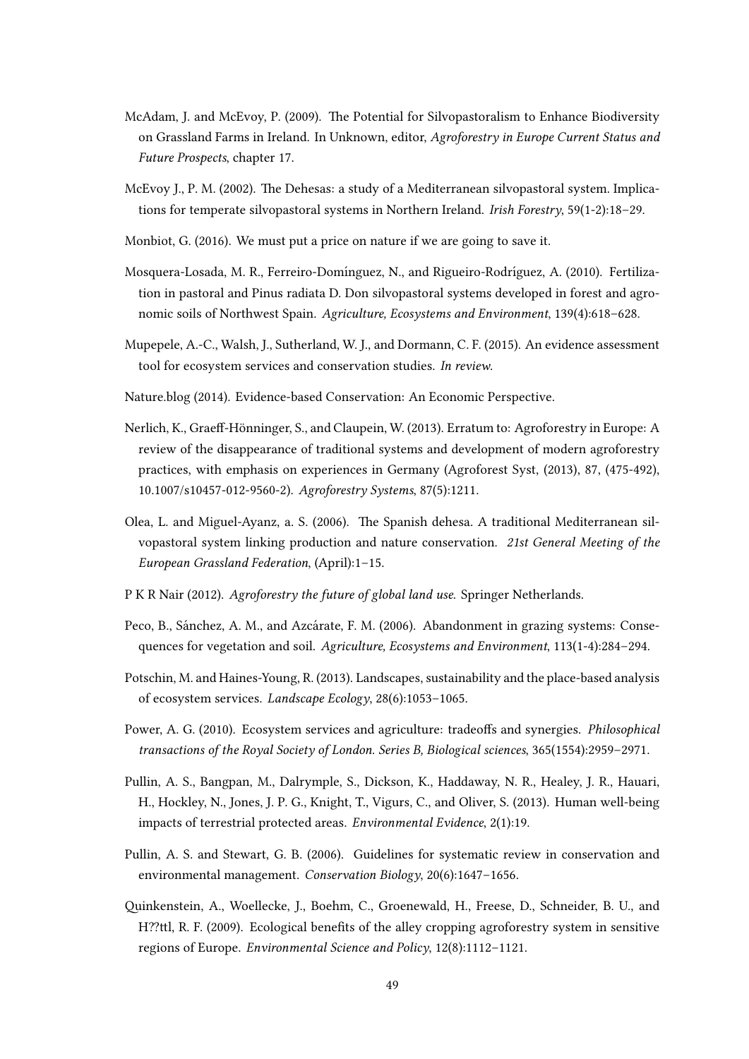McAdam, J. and McEvoy, P. (2009). The Potential for Silvopastoralism to Enhance Biodiversity on Grassland Farms in Ireland. In Unknown, editor, *Agroforestry in Europe Current Status and Future Prospects*, chapter 17.

McEvoy J., P. M. (2002). The Dehesas: a study of a Mediterranean silvopastoral system. Implications for temperate silvopastoral systems in Northern Ireland. *Irish Forestry*, 59(1-2):18–29.

Monbiot, G. (2016). We must put a price on nature if we are going to save it.

Mosquera-Losada, M. R., Ferreiro-Domínguez, N., and Rigueiro-Rodríguez, A. (2010). Fertilization in pastoral and Pinus radiata D. Don silvopastoral systems developed in forest and agronomic soils of Northwest Spain. *Agriculture, Ecosystems and Environment*, 139(4):618–628.

Mupepele, A.-C., Walsh, J., Sutherland, W. J., and Dormann, C. F. (2015). An evidence assessment tool for ecosystem services and conservation studies. *In review*.

Nature.blog (2014). Evidence-based Conservation: An Economic Perspective.

Nerlich, K., Graeff-Hönninger, S., and Claupein, W. (2013). Erratum to: Agroforestry in Europe: A review of the disappearance of traditional systems and development of modern agroforestry practices, with emphasis on experiences in Germany (Agroforest Syst, (2013), 87, (475-492), 10.1007/s10457-012-9560-2). *Agroforestry Systems*, 87(5):1211.

Olea, L. and Miguel-Ayanz, a. S. (2006). The Spanish dehesa. A traditional Mediterranean silvopastoral system linking production and nature conservation. *21st General Meeting of the European Grassland Federation*, (April):1–15.

P K R Nair (2012). *Agroforestry the future of global land use*. Springer Netherlands.

Peco, B., Sánchez, A. M., and Azcárate, F. M. (2006). Abandonment in grazing systems: Consequences for vegetation and soil. *Agriculture, Ecosystems and Environment*, 113(1-4):284–294.

Potschin, M. and Haines-Young, R. (2013). Landscapes, sustainability and the place-based analysis of ecosystem services. *Landscape Ecology*, 28(6):1053–1065.

Power, A. G. (2010). Ecosystem services and agriculture: tradeoffs and synergies. *Philosophical transactions of the Royal Society of London. Series B, Biological sciences*, 365(1554):2959–2971.

Pullin, A. S., Bangpan, M., Dalrymple, S., Dickson, K., Haddaway, N. R., Healey, J. R., Hauari, H., Hockley, N., Jones, J. P. G., Knight, T., Vigurs, C., and Oliver, S. (2013). Human well-being impacts of terrestrial protected areas. *Environmental Evidence*, 2(1):19.

Pullin, A. S. and Stewart, G. B. (2006). Guidelines for systematic review in conservation and environmental management. *Conservation Biology*, 20(6):1647–1656.

Quinkenstein, A., Woellecke, J., Boehm, C., Groenewald, H., Freese, D., Schneider, B. U., and H??ttl, R. F. (2009). Ecological benefits of the alley cropping agroforestry system in sensitive regions of Europe. *Environmental Science and Policy*, 12(8):1112–1121.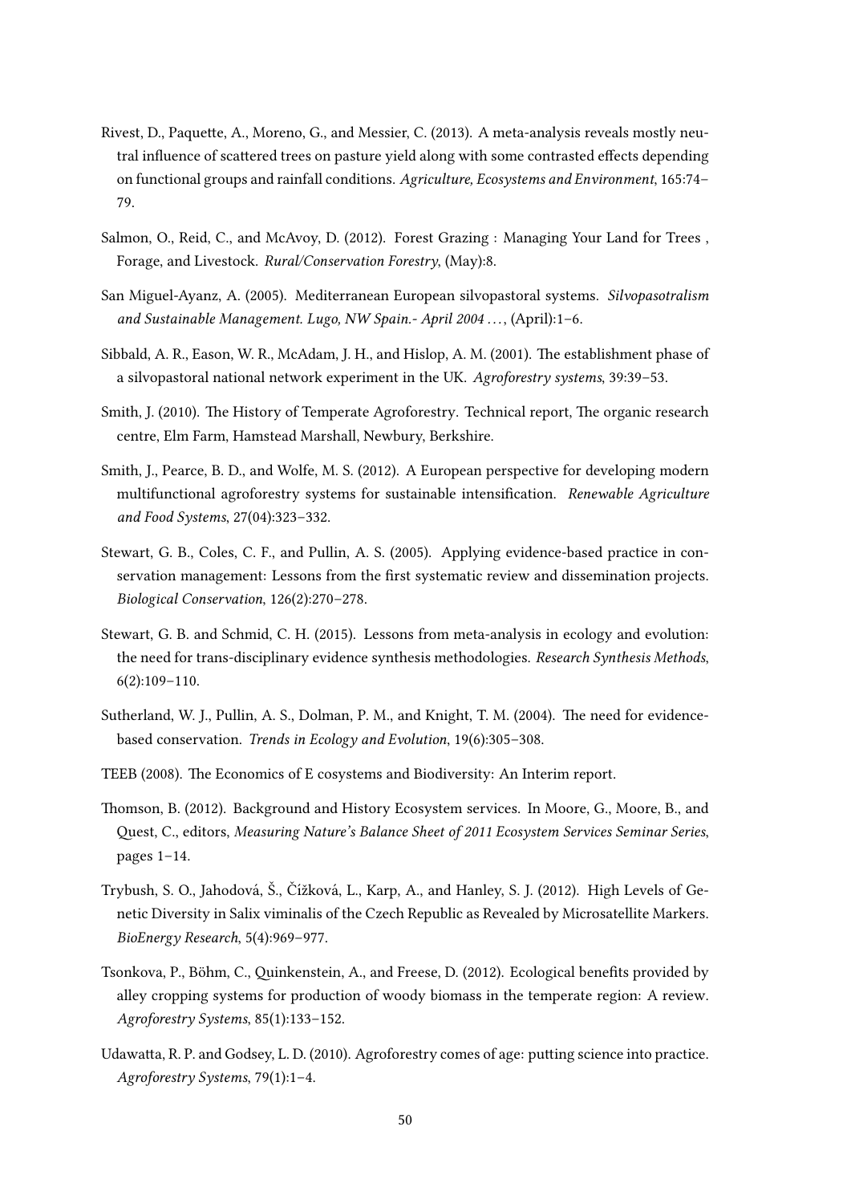Rivest, D., Paquette, A., Moreno, G., and Messier, C. (2013). A meta-analysis reveals mostly neutral influence of scattered trees on pasture yield along with some contrasted effects depending on functional groups and rainfall conditions. *Agriculture, Ecosystems and Environment*, 165:74–79.

Salmon, O., Reid, C., and McAvoy, D. (2012). Forest Grazing : Managing Your Land for Trees , Forage, and Livestock. *Rural/Conservation Forestry*, (May):8.

San Miguel-Ayanz, A. (2005). Mediterranean European silvopastoral systems. *Silvopasotralism and Sustainable Management. Lugo, NW Spain.- April 2004 ...*, (April):1–6.

Sibbald, A. R., Eason, W. R., McAdam, J. H., and Hislop, A. M. (2001). The establishment phase of a silvopastoral national network experiment in the UK. *Agroforestry systems*, 39:39–53.

Smith, J. (2010). The History of Temperate Agroforestry. Technical report, The organic research centre, Elm Farm, Hamstead Marshall, Newbury, Berkshire.

Smith, J., Pearce, B. D., and Wolfe, M. S. (2012). A European perspective for developing modern multifunctional agroforestry systems for sustainable intensification. *Renewable Agriculture and Food Systems*, 27(04):323–332.

Stewart, G. B., Coles, C. F., and Pullin, A. S. (2005). Applying evidence-based practice in conservation management: Lessons from the first systematic review and dissemination projects. *Biological Conservation*, 126(2):270–278.

Stewart, G. B. and Schmid, C. H. (2015). Lessons from meta-analysis in ecology and evolution: the need for trans-disciplinary evidence synthesis methodologies. *Research Synthesis Methods*, 6(2):109–110.

Sutherland, W. J., Pullin, A. S., Dolman, P. M., and Knight, T. M. (2004). The need for evidence-based conservation. *Trends in Ecology and Evolution*, 19(6):305–308.

TEEB (2008). The Economics of E cosystems and Biodiversity: An Interim report.

Thomson, B. (2012). Background and History Ecosystem services. In Moore, G., Moore, B., and Quest, C., editors, *Measuring Nature's Balance Sheet of 2011 Ecosystem Services Seminar Series*, pages 1–14.

Trybush, S. O., Jahodová, Š., Čížková, L., Karp, A., and Hanley, S. J. (2012). High Levels of Genetic Diversity in Salix viminalis of the Czech Republic as Revealed by Microsatellite Markers. *BioEnergy Research*, 5(4):969–977.

Tsonkova, P., Böhm, C., Quinkenstein, A., and Freese, D. (2012). Ecological benefits provided by alley cropping systems for production of woody biomass in the temperate region: A review. *Agroforestry Systems*, 85(1):133–152.

Udawatta, R. P. and Godsey, L. D. (2010). Agroforestry comes of age: putting science into practice. *Agroforestry Systems*, 79(1):1–4.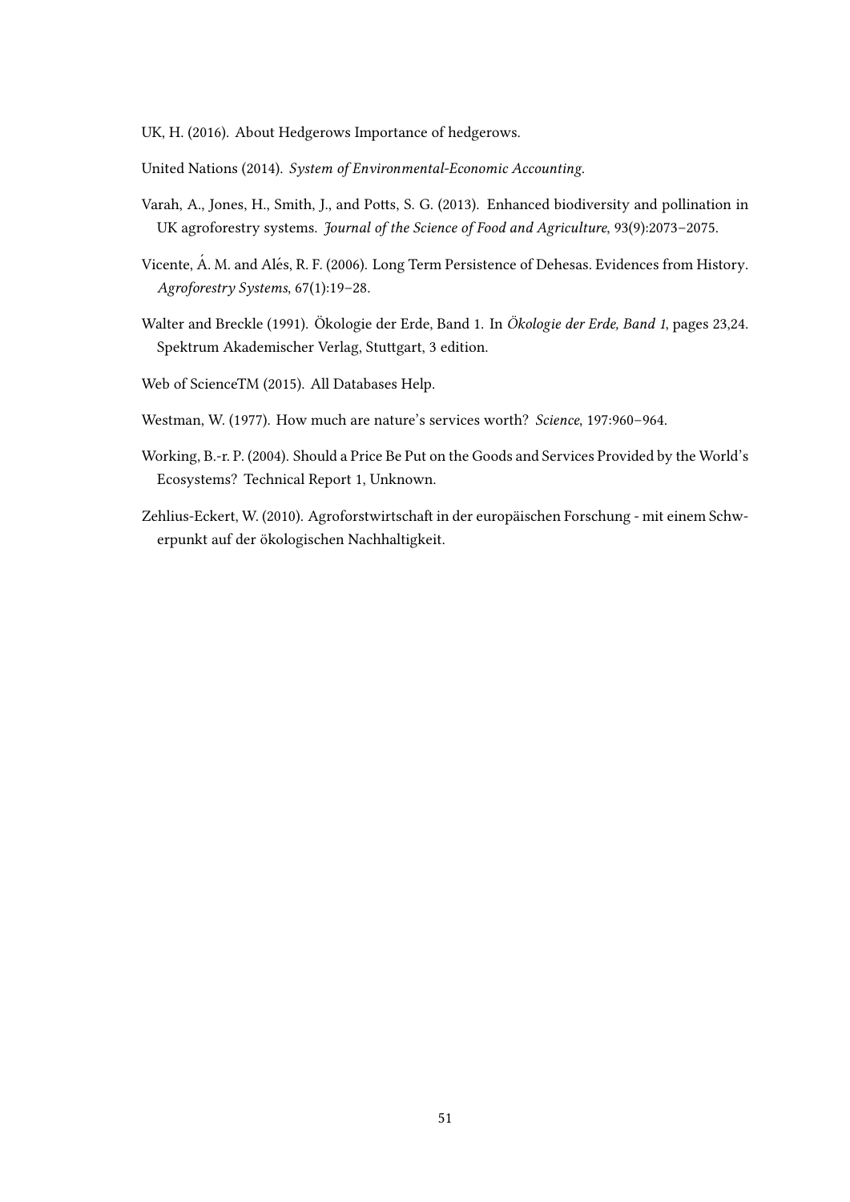UK, H. (2016). About Hedgerows Importance of hedgerows.

United Nations (2014). *System of Environmental-Economic Accounting*.

Varah, A., Jones, H., Smith, J., and Potts, S. G. (2013). Enhanced biodiversity and pollination in UK agroforestry systems. *Journal of the Science of Food and Agriculture*, 93(9):2073–2075.

Vicente, Á. M. and Alés, R. F. (2006). Long Term Persistence of Dehesas. Evidences from History. *Agroforestry Systems*, 67(1):19–28.

Walter and Breckle (1991). Ökologie der Erde, Band 1. In *Ökologie der Erde, Band 1*, pages 23,24. Spektrum Akademischer Verlag, Stuttgart, 3 edition.

Web of ScienceTM (2015). All Databases Help.

Westman, W. (1977). How much are nature's services worth? *Science*, 197:960–964.

Working, B.-r. P. (2004). Should a Price Be Put on the Goods and Services Provided by the World's Ecosystems? Technical Report 1, Unknown.

Zehlius-Eckert, W. (2010). Agroforstwirtschaft in der europäischen Forschung - mit einem Schwerpunkt auf der ökologischen Nachhaltigkeit.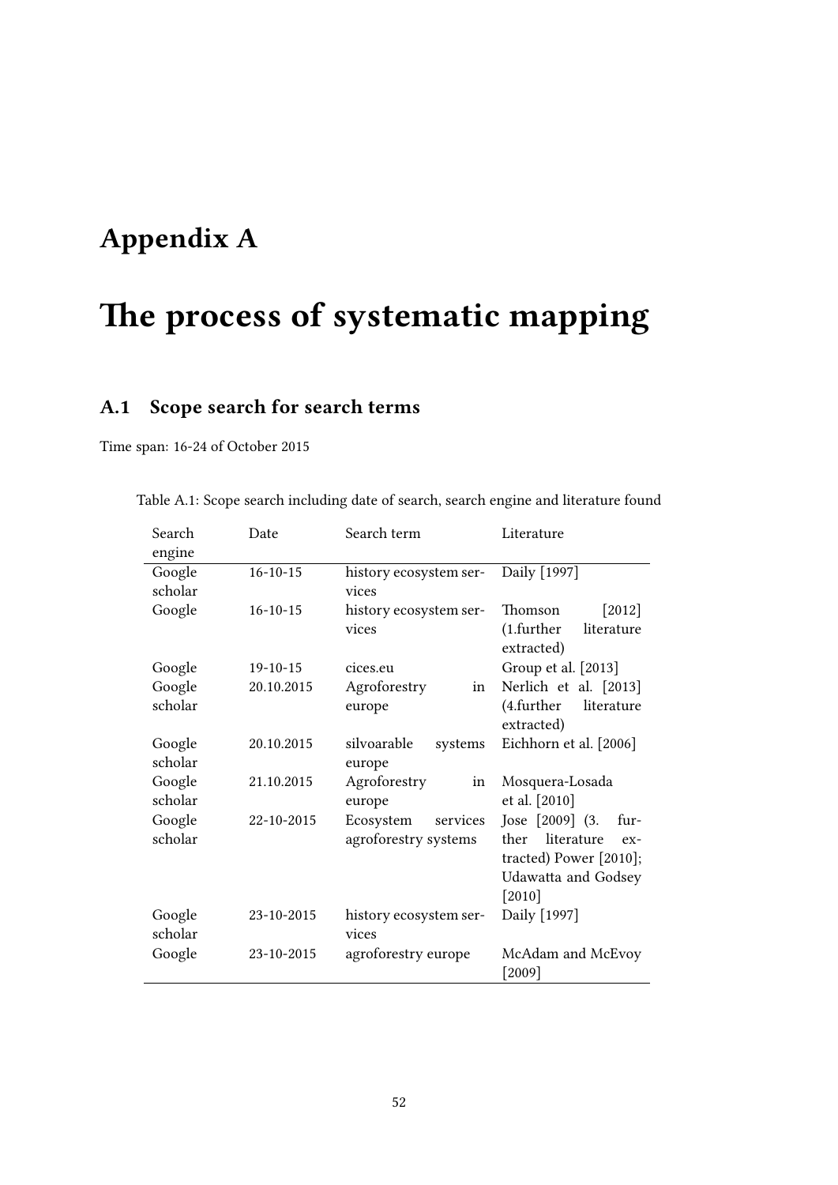# Appendix A

# The process of systematic mapping

## A.1 Scope search for search terms

Time span: 16-24 of October 2015

Table A.1: Scope search including date of search, search engine and literature found

| Search engine | Date | Search term | Literature |
|---|---|---|---|
| Google scholar | 16-10-15 | history ecosystem services | Daily [1997] |
| Google | 16-10-15 | history ecosystem services | Thomson [2012] (1.further literature extracted) |
| Google | 19-10-15 | cices.eu | Group et al. [2013] |
| Google scholar | 20.10.2015 | Agroforestry in europe | Nerlich et al. [2013] (4.further literature extracted) |
| Google scholar | 20.10.2015 | silvoarable systems europe | Eichhorn et al. [2006] |
| Google scholar | 21.10.2015 | Agroforestry in europe | Mosquera-Losada et al. [2010] |
| Google scholar | 22-10-2015 | Ecosystem services agroforestry systems | Jose [2009] (3. further literature extracted) Power [2010]; Udawatta and Godsey [2010] |
| Google scholar | 23-10-2015 | history ecosystem services | Daily [1997] |
| Google | 23-10-2015 | agroforestry europe | McAdam and McEvoy [2009] |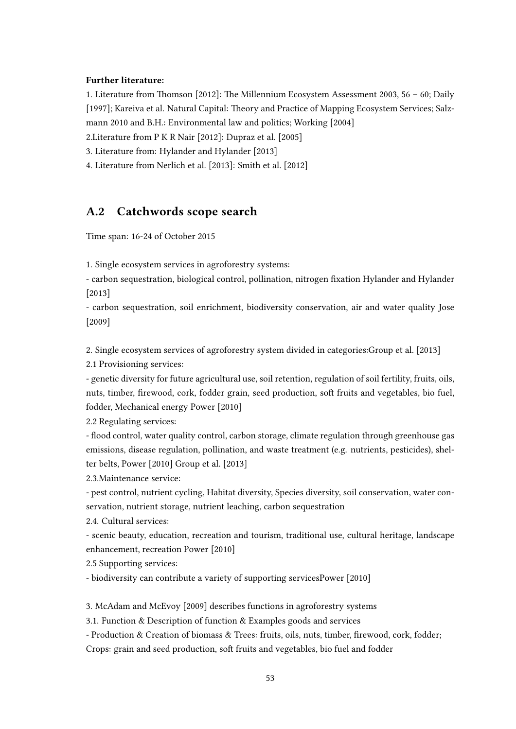**Further literature:**

1. Literature from Thomson [2012]: The Millennium Ecosystem Assessment 2003, 56 – 60; Daily [1997]; Kareiva et al. Natural Capital: Theory and Practice of Mapping Ecosystem Services; Salzmann 2010 and B.H.: Environmental law and politics; Working [2004]

2.Literature from P K R Nair [2012]: Dupraz et al. [2005]

3. Literature from: Hylander and Hylander [2013]

4. Literature from Nerlich et al. [2013]: Smith et al. [2012]

## A.2 Catchwords scope search

Time span: 16-24 of October 2015

1. Single ecosystem services in agroforestry systems:

- carbon sequestration, biological control, pollination, nitrogen fixation Hylander and Hylander [2013]
- carbon sequestration, soil enrichment, biodiversity conservation, air and water quality Jose [2009]

2. Single ecosystem services of agroforestry system divided in categories:Group et al. [2013]

2.1 Provisioning services:

- genetic diversity for future agricultural use, soil retention, regulation of soil fertility, fruits, oils, nuts, timber, firewood, cork, fodder grain, seed production, soft fruits and vegetables, bio fuel, fodder, Mechanical energy Power [2010]

2.2 Regulating services:

- flood control, water quality control, carbon storage, climate regulation through greenhouse gas emissions, disease regulation, pollination, and waste treatment (e.g. nutrients, pesticides), shelter belts, Power [2010] Group et al. [2013]

2.3.Maintenance service:

- pest control, nutrient cycling, Habitat diversity, Species diversity, soil conservation, water conservation, nutrient storage, nutrient leaching, carbon sequestration

2.4. Cultural services:

- scenic beauty, education, recreation and tourism, traditional use, cultural heritage, landscape enhancement, recreation Power [2010]

2.5 Supporting services:

- biodiversity can contribute a variety of supporting servicesPower [2010]

3. McAdam and McEvoy [2009] describes functions in agroforestry systems

3.1. Function & Description of function & Examples goods and services

- Production & Creation of biomass & Trees: fruits, oils, nuts, timber, firewood, cork, fodder; Crops: grain and seed production, soft fruits and vegetables, bio fuel and fodder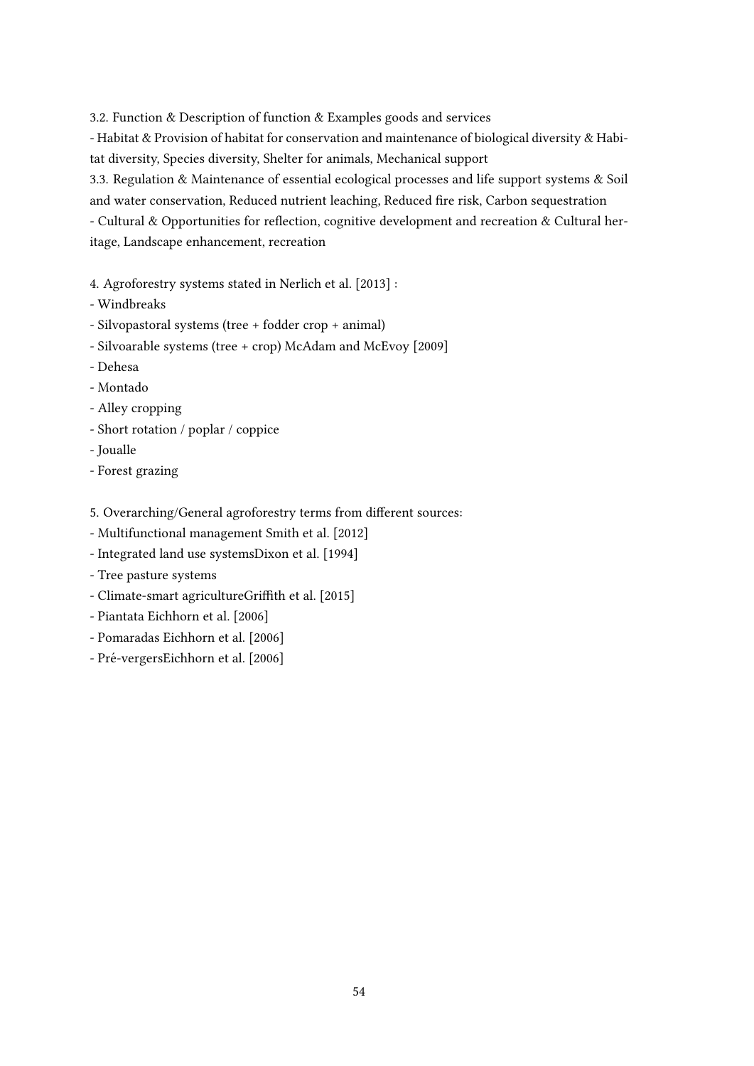3.2. Function & Description of function & Examples goods and services

- Habitat & Provision of habitat for conservation and maintenance of biological diversity & Habitat diversity, Species diversity, Shelter for animals, Mechanical support

3.3. Regulation & Maintenance of essential ecological processes and life support systems & Soil and water conservation, Reduced nutrient leaching, Reduced fire risk, Carbon sequestration

- Cultural & Opportunities for reflection, cognitive development and recreation & Cultural heritage, Landscape enhancement, recreation

4. Agroforestry systems stated in Nerlich et al. [2013] :

- Windbreaks
- Silvopastoral systems (tree + fodder crop + animal)
- Silvoarable systems (tree + crop) McAdam and McEvoy [2009]
- Dehesa
- Montado
- Alley cropping
- Short rotation / poplar / coppice
- Joualle
- Forest grazing

5. Overarching/General agroforestry terms from different sources:

- Multifunctional management Smith et al. [2012]
- Integrated land use systemsDixon et al. [1994]
- Tree pasture systems
- Climate-smart agricultureGriffith et al. [2015]
- Piantata Eichhorn et al. [2006]
- Pomaradas Eichhorn et al. [2006]
- Pré-vergersEichhorn et al. [2006]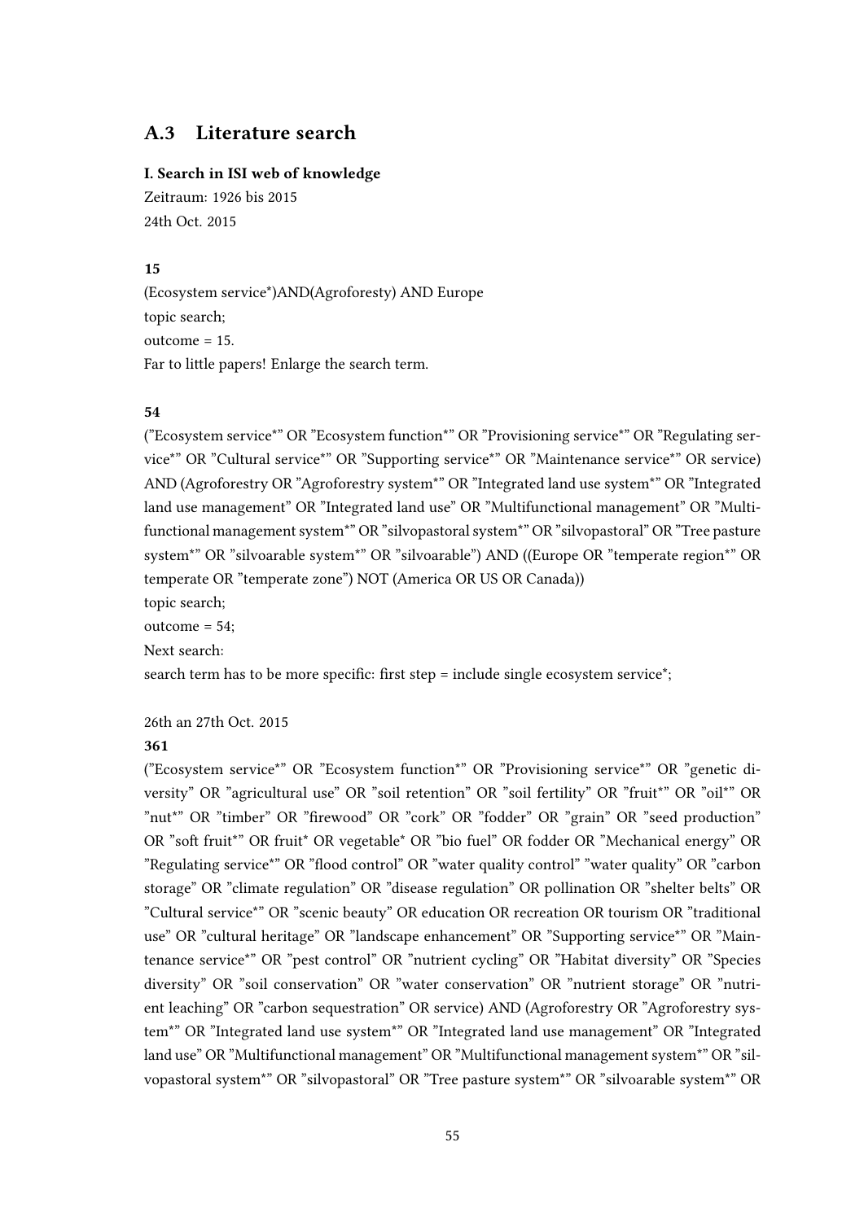## A.3 Literature search

**I. Search in ISI web of knowledge**

Zeitraum: 1926 bis 2015
24th Oct. 2015

**15**

(Ecosystem service*)AND(Agroforesty) AND Europe
topic search;
outcome = 15.
Far to little papers! Enlarge the search term.

**54**

("Ecosystem service*" OR "Ecosystem function*" OR "Provisioning service*" OR "Regulating service*" OR "Cultural service*" OR "Supporting service*" OR "Maintenance service*" OR service) AND (Agroforestry OR "Agroforestry system*" OR "Integrated land use system*" OR "Integrated land use management" OR "Integrated land use" OR "Multifunctional management" OR "Multifunctional management system*" OR "silvopastoral system*" OR "silvopastoral" OR "Tree pasture system*" OR "silvoarable system*" OR "silvoarable") AND ((Europe OR "temperate region*" OR temperate OR "temperate zone") NOT (America OR US OR Canada))
topic search;
outcome = 54;
Next search:
search term has to be more specific: first step = include single ecosystem service*;

26th an 27th Oct. 2015

**361**

("Ecosystem service*" OR "Ecosystem function*" OR "Provisioning service*" OR "genetic diversity" OR "agricultural use" OR "soil retention" OR "soil fertility" OR "fruit*" OR "oil*" OR "nut*" OR "timber" OR "firewood" OR "cork" OR "fodder" OR "grain" OR "seed production" OR "soft fruit*" OR fruit* OR vegetable* OR "bio fuel" OR fodder OR "Mechanical energy" OR "Regulating service*" OR "flood control" OR "water quality control" "water quality" OR "carbon storage" OR "climate regulation" OR "disease regulation" OR pollination OR "shelter belts" OR "Cultural service*" OR "scenic beauty" OR education OR recreation OR tourism OR "traditional use" OR "cultural heritage" OR "landscape enhancement" OR "Supporting service*" OR "Maintenance service*" OR "pest control" OR "nutrient cycling" OR "Habitat diversity" OR "Species diversity" OR "soil conservation" OR "water conservation" OR "nutrient storage" OR "nutrient leaching" OR "carbon sequestration" OR service) AND (Agroforestry OR "Agroforestry system*" OR "Integrated land use system*" OR "Integrated land use management" OR "Integrated land use" OR "Multifunctional management" OR "Multifunctional management system*" OR "silvopastoral system*" OR "silvopastoral" OR "Tree pasture system*" OR "silvoarable system*" OR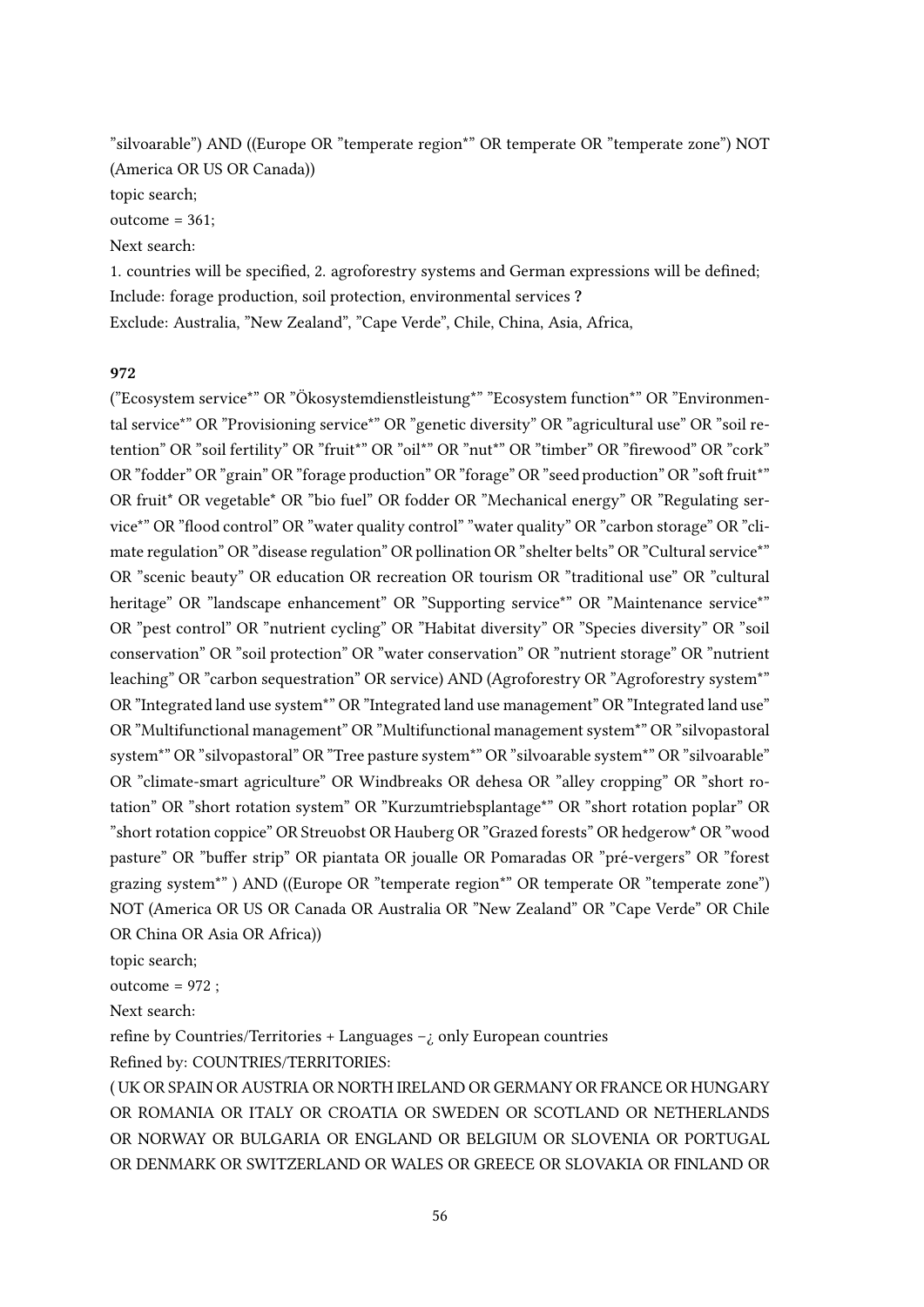"silvoarable") AND ((Europe OR "temperate region*" OR temperate OR "temperate zone") NOT (America OR US OR Canada))

topic search;

outcome = 361;

Next search:

1. countries will be specified, 2. agroforestry systems and German expressions will be defined;

Include: forage production, soil protection, environmental services **?**

Exclude: Australia, "New Zealand", "Cape Verde", Chile, China, Asia, Africa,

**972**

("Ecosystem service*" OR "Ökosystemdienstleistung*" "Ecosystem function*" OR "Environmental service*" OR "Provisioning service*" OR "genetic diversity" OR "agricultural use" OR "soil retention" OR "soil fertility" OR "fruit*" OR "oil*" OR "nut*" OR "timber" OR "firewood" OR "cork" OR "fodder" OR "grain" OR "forage production" OR "forage" OR "seed production" OR "soft fruit*" OR fruit* OR vegetable* OR "bio fuel" OR fodder OR "Mechanical energy" OR "Regulating service*" OR "flood control" OR "water quality control" "water quality" OR "carbon storage" OR "climate regulation" OR "disease regulation" OR pollination OR "shelter belts" OR "Cultural service*" OR "scenic beauty" OR education OR recreation OR tourism OR "traditional use" OR "cultural heritage" OR "landscape enhancement" OR "Supporting service*" OR "Maintenance service*" OR "pest control" OR "nutrient cycling" OR "Habitat diversity" OR "Species diversity" OR "soil conservation" OR "soil protection" OR "water conservation" OR "nutrient storage" OR "nutrient leaching" OR "carbon sequestration" OR service) AND (Agroforestry OR "Agroforestry system*" OR "Integrated land use system*" OR "Integrated land use management" OR "Integrated land use" OR "Multifunctional management" OR "Multifunctional management system*" OR "silvopastoral system*" OR "silvopastoral" OR "Tree pasture system*" OR "silvoarable system*" OR "silvoarable" OR "climate-smart agriculture" OR Windbreaks OR dehesa OR "alley cropping" OR "short rotation" OR "short rotation system" OR "Kurzumtriebsplantage*" OR "short rotation poplar" OR "short rotation coppice" OR Streuobst OR Hauberg OR "Grazed forests" OR hedgerow* OR "wood pasture" OR "buffer strip" OR piantata OR joualle OR Pomaradas OR "pré-vergers" OR "forest grazing system*" ) AND ((Europe OR "temperate region*" OR temperate OR "temperate zone") NOT (America OR US OR Canada OR Australia OR "New Zealand" OR "Cape Verde" OR Chile OR China OR Asia OR Africa))

topic search;

outcome = 972 ;

Next search:

refine by Countries/Territories + Languages –¿ only European countries

Refined by: COUNTRIES/TERRITORIES:

( UK OR SPAIN OR AUSTRIA OR NORTH IRELAND OR GERMANY OR FRANCE OR HUNGARY OR ROMANIA OR ITALY OR CROATIA OR SWEDEN OR SCOTLAND OR NETHERLANDS OR NORWAY OR BULGARIA OR ENGLAND OR BELGIUM OR SLOVENIA OR PORTUGAL OR DENMARK OR SWITZERLAND OR WALES OR GREECE OR SLOVAKIA OR FINLAND OR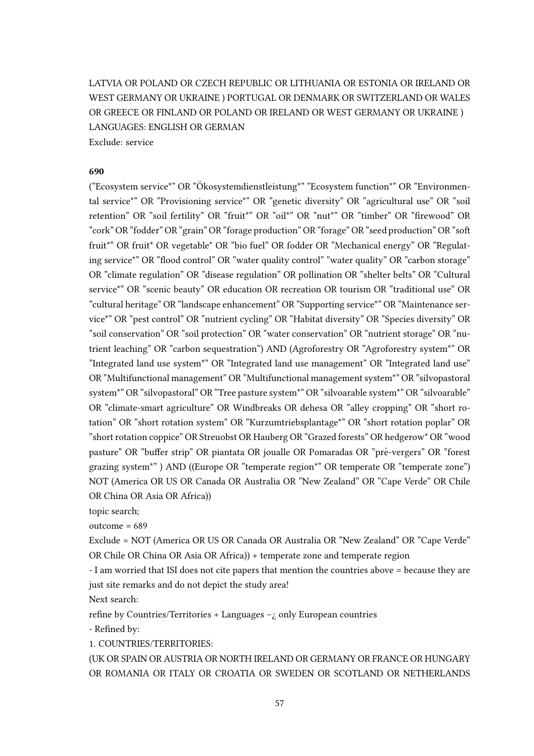LATVIA OR POLAND OR CZECH REPUBLIC OR LITHUANIA OR ESTONIA OR IRELAND OR WEST GERMANY OR UKRAINE ) PORTUGAL OR DENMARK OR SWITZERLAND OR WALES OR GREECE OR FINLAND OR POLAND OR IRELAND OR WEST GERMANY OR UKRAINE )
LANGUAGES: ENGLISH OR GERMAN
Exclude: service

**690**

(”Ecosystem service*” OR ”Ökosystemdienstleistung*” ”Ecosystem function*” OR ”Environmental service*” OR ”Provisioning service*” OR ”genetic diversity” OR ”agricultural use” OR ”soil retention” OR ”soil fertility” OR ”fruit*” OR ”oil*” OR ”nut*” OR ”timber” OR ”firewood” OR ”cork” OR ”fodder” OR ”grain” OR ”forage production” OR ”forage” OR ”seed production” OR ”soft fruit*” OR fruit* OR vegetable* OR ”bio fuel” OR fodder OR ”Mechanical energy” OR ”Regulating service*” OR ”flood control” OR ”water quality control” ”water quality” OR ”carbon storage” OR ”climate regulation” OR ”disease regulation” OR pollination OR ”shelter belts” OR ”Cultural service*” OR ”scenic beauty” OR education OR recreation OR tourism OR ”traditional use” OR ”cultural heritage” OR ”landscape enhancement” OR ”Supporting service*” OR ”Maintenance service*” OR ”pest control” OR ”nutrient cycling” OR ”Habitat diversity” OR ”Species diversity” OR ”soil conservation” OR ”soil protection” OR ”water conservation” OR ”nutrient storage” OR ”nutrient leaching” OR ”carbon sequestration”) AND (Agroforestry OR ”Agroforestry system*” OR ”Integrated land use system*” OR ”Integrated land use management” OR ”Integrated land use” OR ”Multifunctional management” OR ”Multifunctional management system*” OR ”silvopastoral system*” OR ”silvopastoral” OR ”Tree pasture system*” OR ”silvoarable system*” OR ”silvoarable” OR ”climate-smart agriculture” OR Windbreaks OR dehesa OR ”alley cropping” OR ”short rotation” OR ”short rotation system” OR ”Kurzumtriebsplantage*” OR ”short rotation poplar” OR ”short rotation coppice” OR Streuobst OR Hauberg OR ”Grazed forests” OR hedgerow* OR ”wood pasture” OR ”buffer strip” OR piantata OR joualle OR Pomaradas OR ”pré-vergers” OR ”forest grazing system*” ) AND ((Europe OR ”temperate region*” OR temperate OR ”temperate zone”) NOT (America OR US OR Canada OR Australia OR ”New Zealand” OR ”Cape Verde” OR Chile OR China OR Asia OR Africa))

topic search;

outcome = 689

Exclude = NOT (America OR US OR Canada OR Australia OR ”New Zealand” OR ”Cape Verde” OR Chile OR China OR Asia OR Africa)) + temperate zone and temperate region

- I am worried that ISI does not cite papers that mention the countries above = because they are just site remarks and do not depict the study area!

Next search:

refine by Countries/Territories + Languages –¿ only European countries

- Refined by:

1. COUNTRIES/TERRITORIES:

(UK OR SPAIN OR AUSTRIA OR NORTH IRELAND OR GERMANY OR FRANCE OR HUNGARY OR ROMANIA OR ITALY OR CROATIA OR SWEDEN OR SCOTLAND OR NETHERLANDS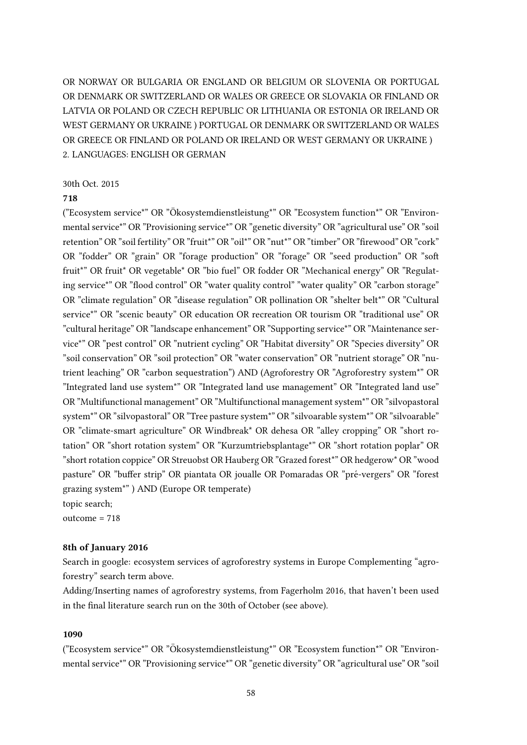OR NORWAY OR BULGARIA OR ENGLAND OR BELGIUM OR SLOVENIA OR PORTUGAL OR DENMARK OR SWITZERLAND OR WALES OR GREECE OR SLOVAKIA OR FINLAND OR LATVIA OR POLAND OR CZECH REPUBLIC OR LITHUANIA OR ESTONIA OR IRELAND OR WEST GERMANY OR UKRAINE ) PORTUGAL OR DENMARK OR SWITZERLAND OR WALES OR GREECE OR FINLAND OR POLAND OR IRELAND OR WEST GERMANY OR UKRAINE )
2. LANGUAGES: ENGLISH OR GERMAN

30th Oct. 2015

**718**

(”Ecosystem service*” OR ”Ökosystemdienstleistung*” OR ”Ecosystem function*” OR ”Environmental service*” OR ”Provisioning service*” OR ”genetic diversity” OR ”agricultural use” OR ”soil retention” OR ”soil fertility” OR ”fruit*” OR ”oil*” OR ”nut*” OR ”timber” OR ”firewood” OR ”cork” OR ”fodder” OR ”grain” OR ”forage production” OR ”forage” OR ”seed production” OR ”soft fruit*” OR fruit* OR vegetable* OR ”bio fuel” OR fodder OR ”Mechanical energy” OR ”Regulating service*” OR ”flood control” OR ”water quality control” ”water quality” OR ”carbon storage” OR ”climate regulation” OR ”disease regulation” OR pollination OR ”shelter belt*” OR ”Cultural service*” OR ”scenic beauty” OR education OR recreation OR tourism OR ”traditional use” OR ”cultural heritage” OR ”landscape enhancement” OR ”Supporting service*” OR ”Maintenance service*” OR ”pest control” OR ”nutrient cycling” OR ”Habitat diversity” OR ”Species diversity” OR ”soil conservation” OR ”soil protection” OR ”water conservation” OR ”nutrient storage” OR ”nutrient leaching” OR ”carbon sequestration”) AND (Agroforestry OR ”Agroforestry system*” OR ”Integrated land use system*” OR ”Integrated land use management” OR ”Integrated land use” OR ”Multifunctional management” OR ”Multifunctional management system*” OR ”silvopastoral system*” OR ”silvopastoral” OR ”Tree pasture system*” OR ”silvoarable system*” OR ”silvoarable” OR ”climate-smart agriculture” OR Windbreak* OR dehesa OR ”alley cropping” OR ”short rotation” OR ”short rotation system” OR ”Kurzumtriebsplantage*” OR ”short rotation poplar” OR ”short rotation coppice” OR Streuobst OR Hauberg OR ”Grazed forest*” OR hedgerow* OR ”wood pasture” OR ”buffer strip” OR piantata OR joualle OR Pomaradas OR ”pré-vergers” OR ”forest grazing system*” ) AND (Europe OR temperate)
topic search;
outcome = 718

**8th of January 2016**

Search in google: ecosystem services of agroforestry systems in Europe Complementing “agroforestry” search term above.
Adding/Inserting names of agroforestry systems, from Fagerholm 2016, that haven’t been used in the final literature search run on the 30th of October (see above).

**1090**

(”Ecosystem service*” OR ”Ökosystemdienstleistung*” OR ”Ecosystem function*” OR ”Environmental service*” OR ”Provisioning service*” OR ”genetic diversity” OR ”agricultural use” OR ”soil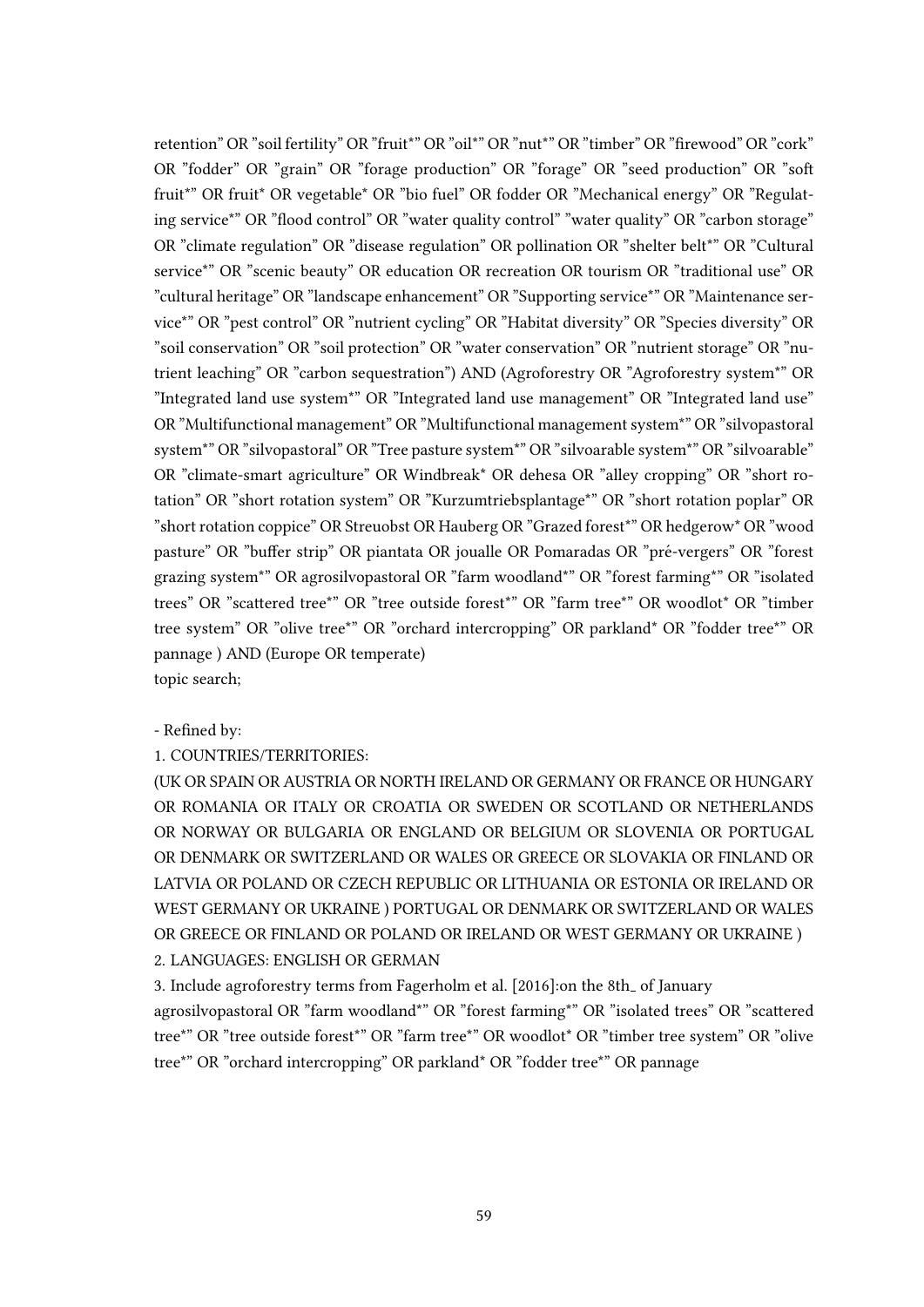retention" OR "soil fertility" OR "fruit*" OR "oil*" OR "nut*" OR "timber" OR "firewood" OR "cork" OR "fodder" OR "grain" OR "forage production" OR "forage" OR "seed production" OR "soft fruit*" OR fruit* OR vegetable* OR "bio fuel" OR fodder OR "Mechanical energy" OR "Regulating service*" OR "flood control" OR "water quality control" "water quality" OR "carbon storage" OR "climate regulation" OR "disease regulation" OR pollination OR "shelter belt*" OR "Cultural service*" OR "scenic beauty" OR education OR recreation OR tourism OR "traditional use" OR "cultural heritage" OR "landscape enhancement" OR "Supporting service*" OR "Maintenance service*" OR "pest control" OR "nutrient cycling" OR "Habitat diversity" OR "Species diversity" OR "soil conservation" OR "soil protection" OR "water conservation" OR "nutrient storage" OR "nutrient leaching" OR "carbon sequestration") AND (Agroforestry OR "Agroforestry system*" OR "Integrated land use system*" OR "Integrated land use management" OR "Integrated land use" OR "Multifunctional management" OR "Multifunctional management system*" OR "silvopastoral system*" OR "silvopastoral" OR "Tree pasture system*" OR "silvoarable system*" OR "silvoarable" OR "climate-smart agriculture" OR Windbreak* OR dehesa OR "alley cropping" OR "short rotation" OR "short rotation system" OR "Kurzumtriebsplantage*" OR "short rotation poplar" OR "short rotation coppice" OR Streuobst OR Hauberg OR "Grazed forest*" OR hedgerow* OR "wood pasture" OR "buffer strip" OR piantata OR joualle OR Pomaradas OR "pré-vergers" OR "forest grazing system*" OR agrosilvopastoral OR "farm woodland*" OR "forest farming*" OR "isolated trees" OR "scattered tree*" OR "tree outside forest*" OR "farm tree*" OR woodlot* OR "timber tree system" OR "olive tree*" OR "orchard intercropping" OR parkland* OR "fodder tree*" OR pannage ) AND (Europe OR temperate)
topic search;

- Refined by:

1. COUNTRIES/TERRITORIES:
(UK OR SPAIN OR AUSTRIA OR NORTH IRELAND OR GERMANY OR FRANCE OR HUNGARY OR ROMANIA OR ITALY OR CROATIA OR SWEDEN OR SCOTLAND OR NETHERLANDS OR NORWAY OR BULGARIA OR ENGLAND OR BELGIUM OR SLOVENIA OR PORTUGAL OR DENMARK OR SWITZERLAND OR WALES OR GREECE OR SLOVAKIA OR FINLAND OR LATVIA OR POLAND OR CZECH REPUBLIC OR LITHUANIA OR ESTONIA OR IRELAND OR WEST GERMANY OR UKRAINE ) PORTUGAL OR DENMARK OR SWITZERLAND OR WALES OR GREECE OR FINLAND OR POLAND OR IRELAND OR WEST GERMANY OR UKRAINE )
2. LANGUAGES: ENGLISH OR GERMAN
3. Include agroforestry terms from Fagerholm et al. [2016]:on the 8th_ of January
agrosilvopastoral OR "farm woodland*" OR "forest farming*" OR "isolated trees" OR "scattered tree*" OR "tree outside forest*" OR "farm tree*" OR woodlot* OR "timber tree system" OR "olive tree*" OR "orchard intercropping" OR parkland* OR "fodder tree*" OR pannage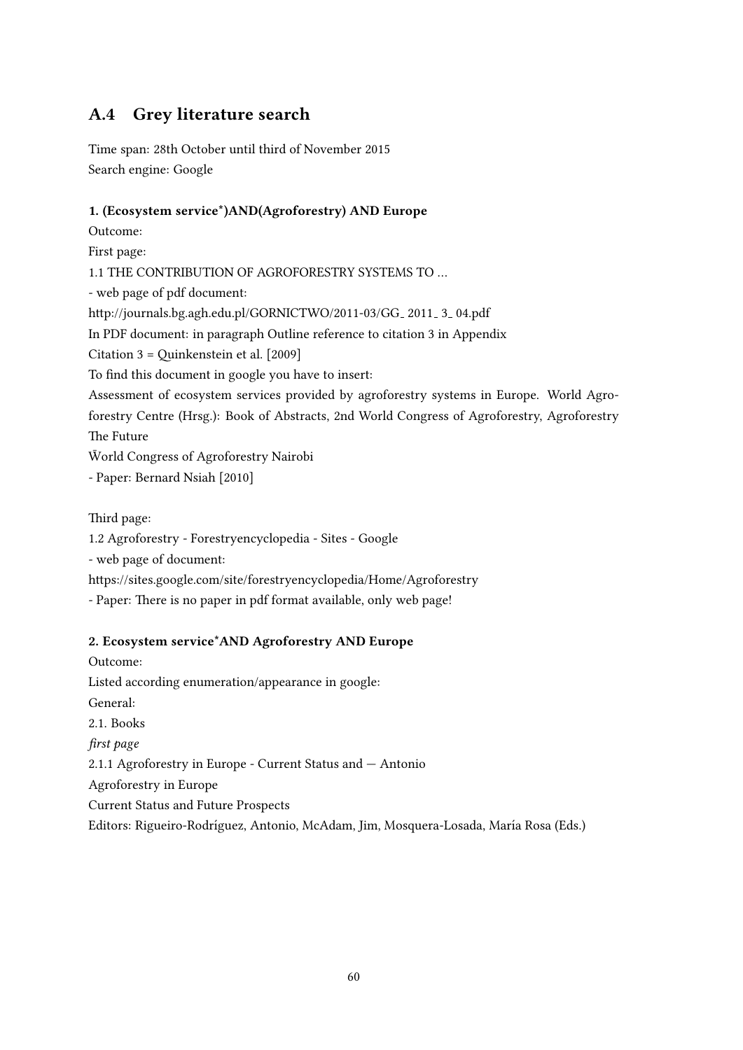## A.4 Grey literature search

Time span: 28th October until third of November 2015
Search engine: Google

**1. (Ecosystem service*)AND(Agroforestry) AND Europe**

Outcome:

First page:

1.1 THE CONTRIBUTION OF AGROFORESTRY SYSTEMS TO ...

- web page of pdf document:

http://journals.bg.agh.edu.pl/GORNICTWO/2011-03/GG_ 2011_ 3_ 04.pdf

In PDF document: in paragraph Outline reference to citation 3 in Appendix

Citation 3 = Quinkenstein et al. [2009]

To find this document in google you have to insert:

Assessment of ecosystem services provided by agroforestry systems in Europe. World Agroforestry Centre (Hrsg.): Book of Abstracts, 2nd World Congress of Agroforestry, Agroforestry The Future

W̄orld Congress of Agroforestry Nairobi

- Paper: Bernard Nsiah [2010]

Third page:

1.2 Agroforestry - Forestryencyclopedia - Sites - Google

- web page of document:

https://sites.google.com/site/forestryencyclopedia/Home/Agroforestry

- Paper: There is no paper in pdf format available, only web page!

**2. Ecosystem service*AND Agroforestry AND Europe**

Outcome:

Listed according enumeration/appearance in google:

General:

2.1. Books

*first page*

2.1.1 Agroforestry in Europe - Current Status and — Antonio

Agroforestry in Europe

Current Status and Future Prospects

Editors: Rigueiro-Rodríguez, Antonio, McAdam, Jim, Mosquera-Losada, María Rosa (Eds.)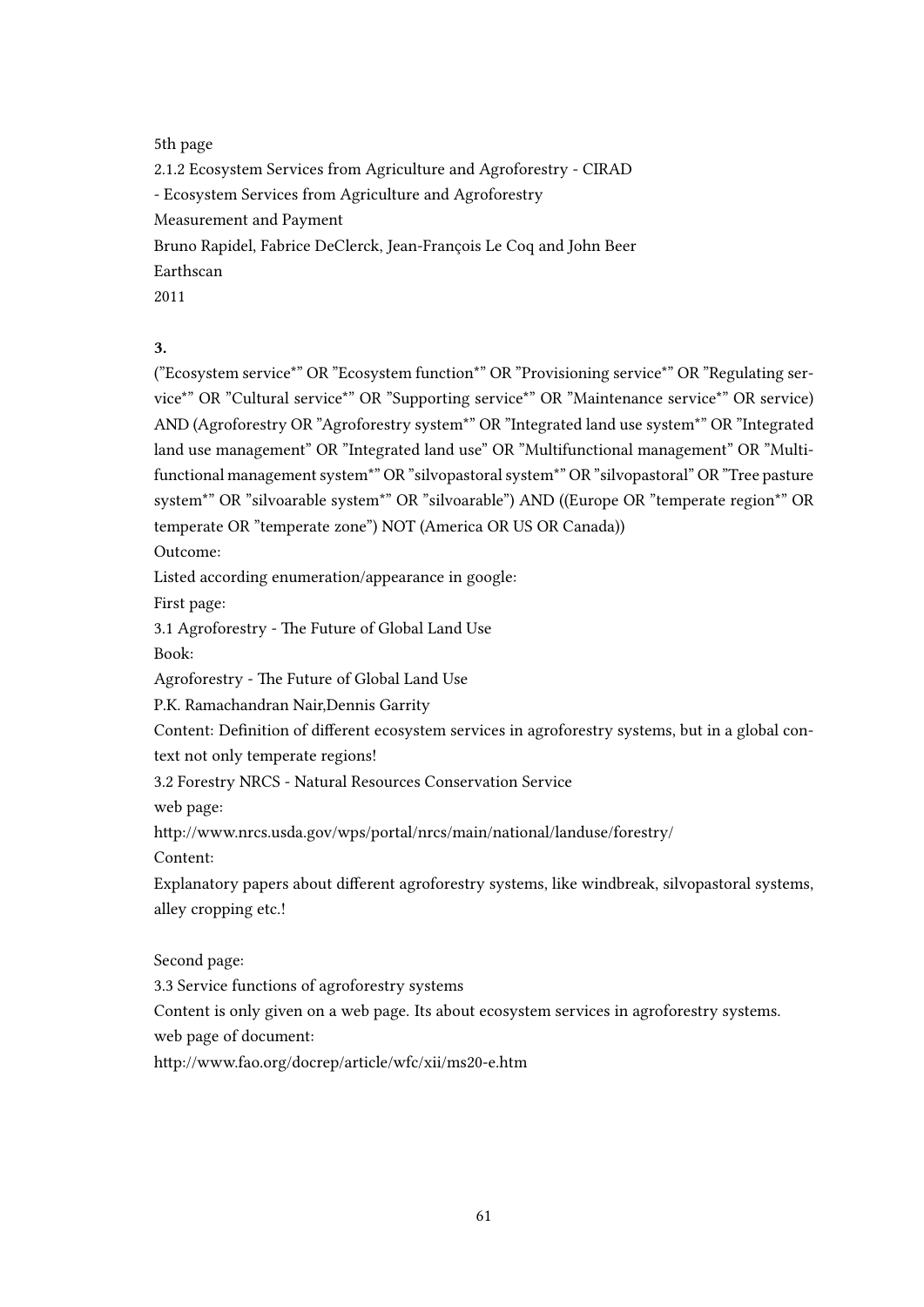5th page

2.1.2 Ecosystem Services from Agriculture and Agroforestry - CIRAD

- Ecosystem Services from Agriculture and Agroforestry

Measurement and Payment

Bruno Rapidel, Fabrice DeClerck, Jean-François Le Coq and John Beer

Earthscan

2011

**3.**

("Ecosystem service*" OR "Ecosystem function*" OR "Provisioning service*" OR "Regulating service*" OR "Cultural service*" OR "Supporting service*" OR "Maintenance service*" OR service) AND (Agroforestry OR "Agroforestry system*" OR "Integrated land use system*" OR "Integrated land use management" OR "Integrated land use" OR "Multifunctional management" OR "Multifunctional management system*" OR "silvopastoral system*" OR "silvopastoral" OR "Tree pasture system*" OR "silvoarable system*" OR "silvoarable") AND ((Europe OR "temperate region*" OR temperate OR "temperate zone") NOT (America OR US OR Canada))

Outcome:

Listed according enumeration/appearance in google:

First page:

3.1 Agroforestry - The Future of Global Land Use

Book:

Agroforestry - The Future of Global Land Use

P.K. Ramachandran Nair,Dennis Garrity

Content: Definition of different ecosystem services in agroforestry systems, but in a global context not only temperate regions!

3.2 Forestry NRCS - Natural Resources Conservation Service

web page:

http://www.nrcs.usda.gov/wps/portal/nrcs/main/national/landuse/forestry/

Content:

Explanatory papers about different agroforestry systems, like windbreak, silvopastoral systems, alley cropping etc.!

Second page:

3.3 Service functions of agroforestry systems

Content is only given on a web page. Its about ecosystem services in agroforestry systems.

web page of document:

http://www.fao.org/docrep/article/wfc/xii/ms20-e.htm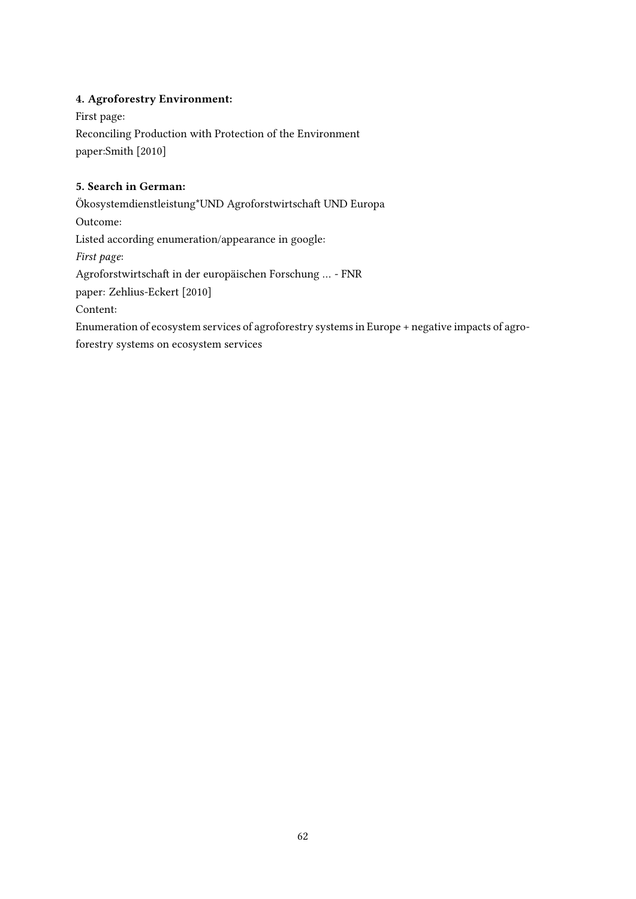**4. Agroforestry Environment:**

First page:

Reconciling Production with Protection of the Environment

paper:Smith [2010]

**5. Search in German:**

Ökosystemdienstleistung*UND Agroforstwirtschaft UND Europa

Outcome:

Listed according enumeration/appearance in google:

*First page*:

Agroforstwirtschaft in der europäischen Forschung ... - FNR

paper: Zehlius-Eckert [2010]

Content:

Enumeration of ecosystem services of agroforestry systems in Europe + negative impacts of agroforestry systems on ecosystem services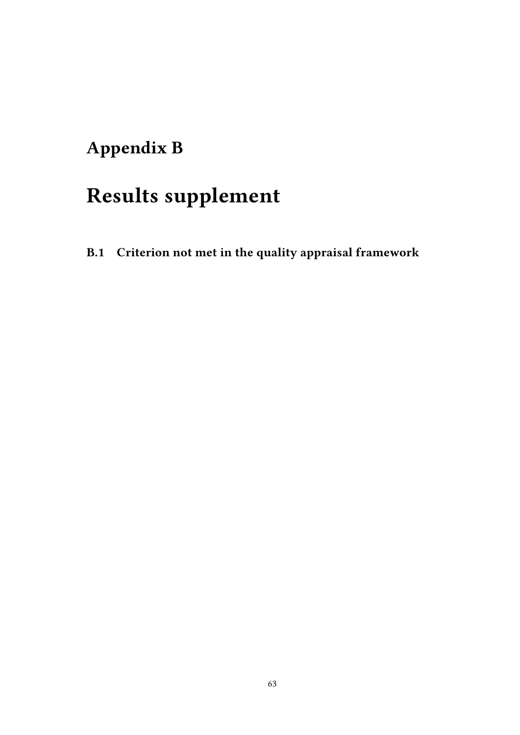# Appendix B

# Results supplement

## B.1 Criterion not met in the quality appraisal framework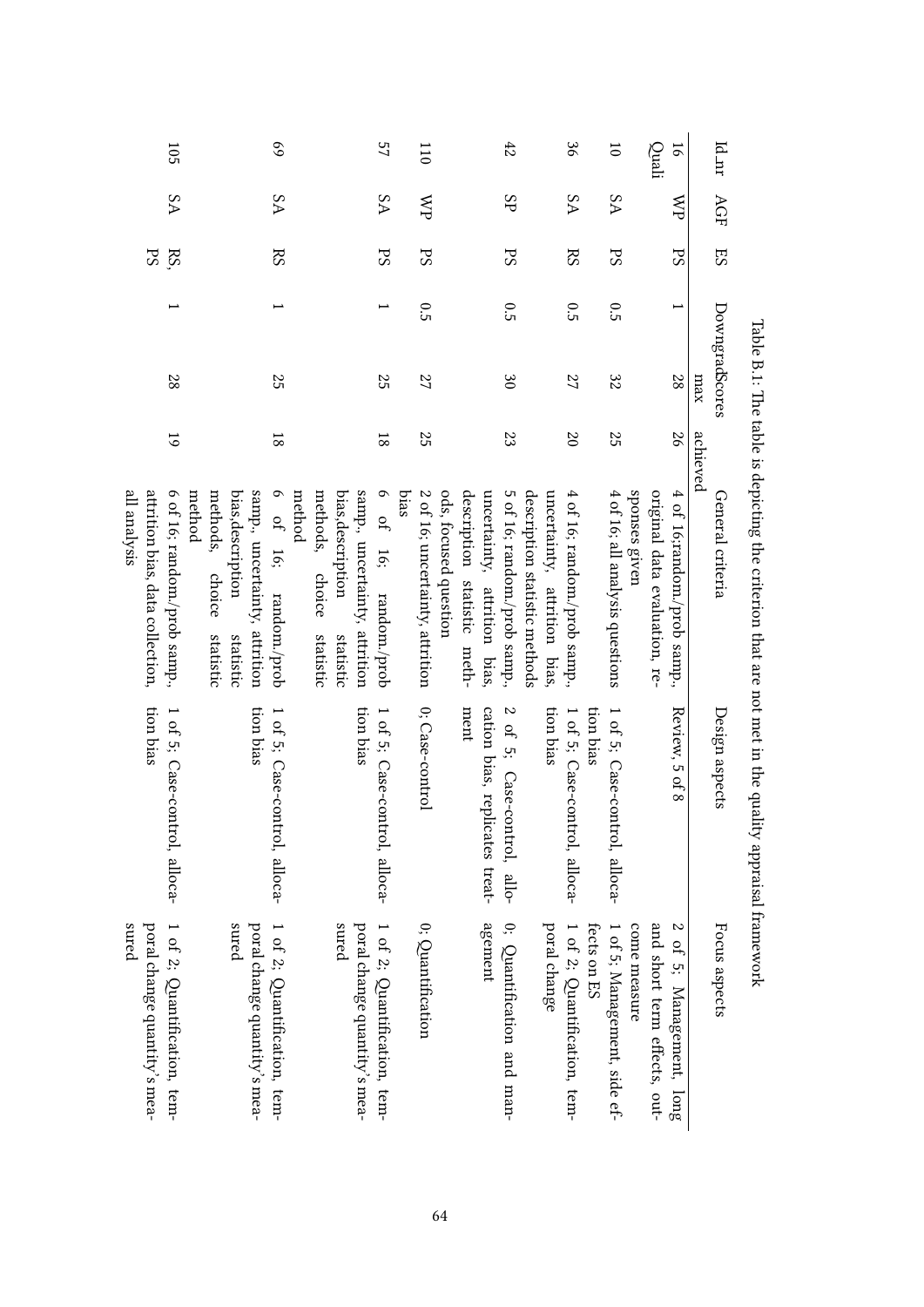Table B.1: The table is depicting the criterion that are not met in the quality appraisal framework

| Id_nr | AGF | ES | Downgrade | Scores max | Scores achieved | General criteria | Design aspects | Focus aspects |
|---|---|---|---|---|---|---|---|---|
| 16 Quali | WP | PS | 1 | 28 | 26 | 4 of 16;random/prob samp., original data evaluation, responses given | Review, 5 of 8 | 2 of 5; Management, long and short term effects, outcome measure |
| 10 | SA | PS | 0.5 | 32 | 25 | 4 of 16; all analysis questions | 1 of 5; Case-control, allocation bias | 1 of 5; Management, side effects on ES |
| 36 | SA | RS | 0.5 | 27 | 20 | 4 of 16; random/prob samp., uncertainty, attrition bias, description statistic methods | 1 of 5; Case-control, allocation bias | 1 of 2; Quantification, temporal change |
| 42 | SP | PS | 0.5 | 30 | 23 | 5 of 16; random/prob samp., uncertainty, attrition bias, description statistic methods, focused question | 2 of 5; Case-control, allocation bias, replicates treatment | 0; Quantification and management |
| 110 | WP | PS | 0.5 | 27 | 25 | 2 of 16; uncertainty, attrition bias | 0; Case-control | 0; Quantification |
| 57 | SA | PS | 1 | 25 | 18 | 6 of 16; random/prob samp., uncertainty, attrition bias,description statistic methods, choice statistic method | 1 of 5; Case-control, allocation bias | 1 of 2; Quantification, temporal change quantity's measured |
| 69 | SA | RS | 1 | 25 | 18 | 6 of 16; random/prob samp., uncertainty, attrition bias,description statistic methods, choice statistic method | 1 of 5; Case-control, allocation bias | 1 of 2; Quantification, temporal change quantity's measured |
| 105 | SA | RS, PS | 1 | 28 | 19 | 6 of 16; random/prob samp., attrition bias, data collection, all analysis | 1 of 5; Case-control, allocation bias | 1 of 2; Quantification, temporal change quantity's measured |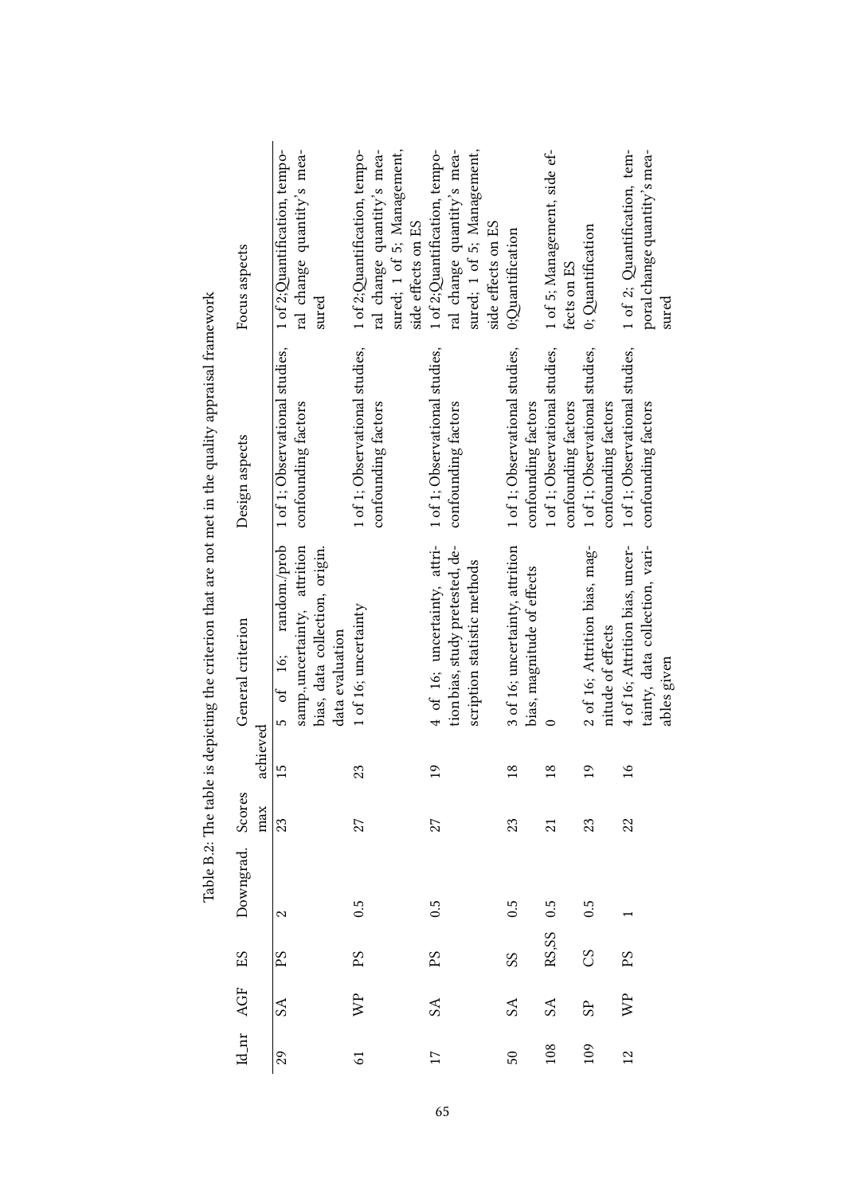Table B.2: The table is depicting the criterion that are not met in the quality appraisal framework

| Id_nr | AGF | ES | Downgrad. | Scores max | achieved | General criterion | Design aspects | Focus aspects |
|---|---|---|---|---|---|---|---|---|
| 29 | SA | PS | 2 | 23 | 15 | 5 of 16; random./prob samp.,uncertainty, attrition bias, data collection, origin. data evaluation | 1 of 1; Observational studies, confounding factors | 1 of 2;Quantification, temporal change quantity's measured |
| 61 | WP | PS | 0.5 | 27 | 23 | 1 of 16; uncertainty | 1 of 1; Observational studies, confounding factors | 1 of 2;Quantification, temporal change quantity's measured; 1 of 5; Management, side effects on ES |
| 17 | SA | PS | 0.5 | 27 | 19 | 4 of 16; uncertainty, attrition bias, study pretested, description statistic methods | 1 of 1; Observational studies, confounding factors | 1 of 2;Quantification, temporal change quantity's measured; 1 of 5; Management, side effects on ES |
| 50 | SA | SS | 0.5 | 23 | 18 | 3 of 16; uncertainty, attrition bias, magnitude of effects | 1 of 1; Observational studies, confounding factors | 0;Quantification |
| 108 | SA | RS,SS | 0.5 | 21 | 18 | 0 | 1 of 1; Observational studies, confounding factors | 1 of 5; Management, side effects on ES |
| 109 | SP | CS | 0.5 | 23 | 19 | 2 of 16; Attrition bias, magnitude of effects | 1 of 1; Observational studies, confounding factors | 0; Quantification |
| 12 | WP | PS | 1 | 22 | 16 | 4 of 16; Attrition bias, uncertainty, data collection, variables given | 1 of 1; Observational studies, confounding factors | 1 of 2; Quantification, temporal change quantity's measured |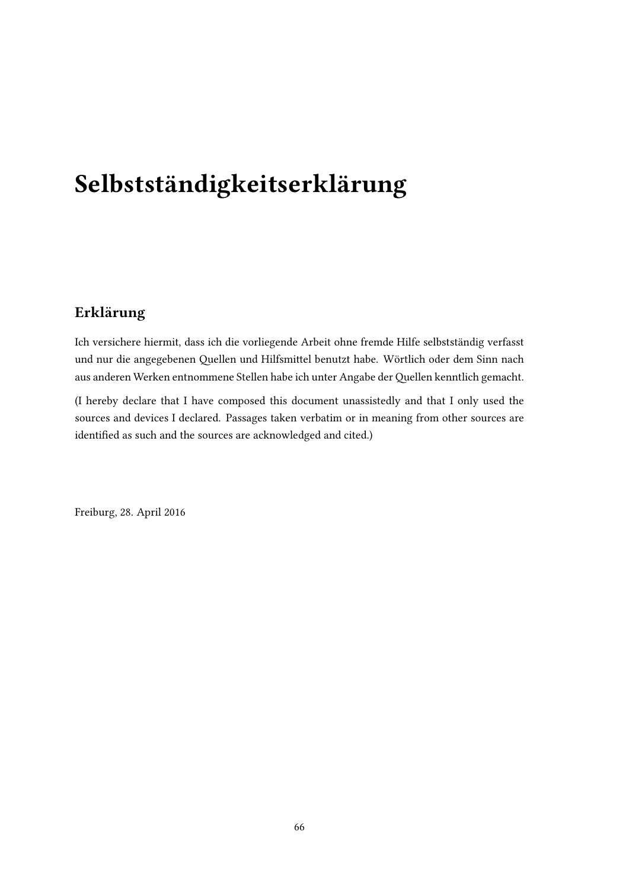# Selbstständigkeitserklärung

## Erklärung

Ich versichere hiermit, dass ich die vorliegende Arbeit ohne fremde Hilfe selbstständig verfasst und nur die angegebenen Quellen und Hilfsmittel benutzt habe. Wörtlich oder dem Sinn nach aus anderen Werken entnommene Stellen habe ich unter Angabe der Quellen kenntlich gemacht.

(I hereby declare that I have composed this document unassistedly and that I only used the sources and devices I declared. Passages taken verbatim or in meaning from other sources are identified as such and the sources are acknowledged and cited.)

Freiburg, 28. April 2016